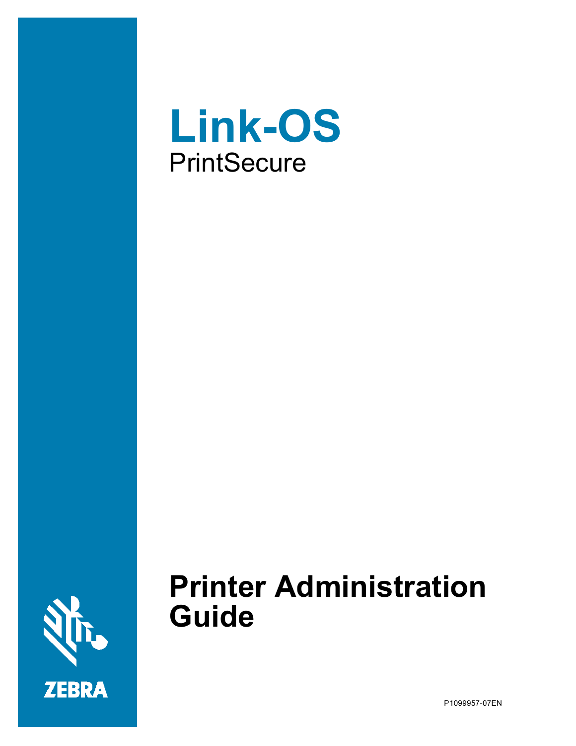# Link-OS

PrintSecure

# Printer Administration Guide

ZEBRA

P1099957-07EN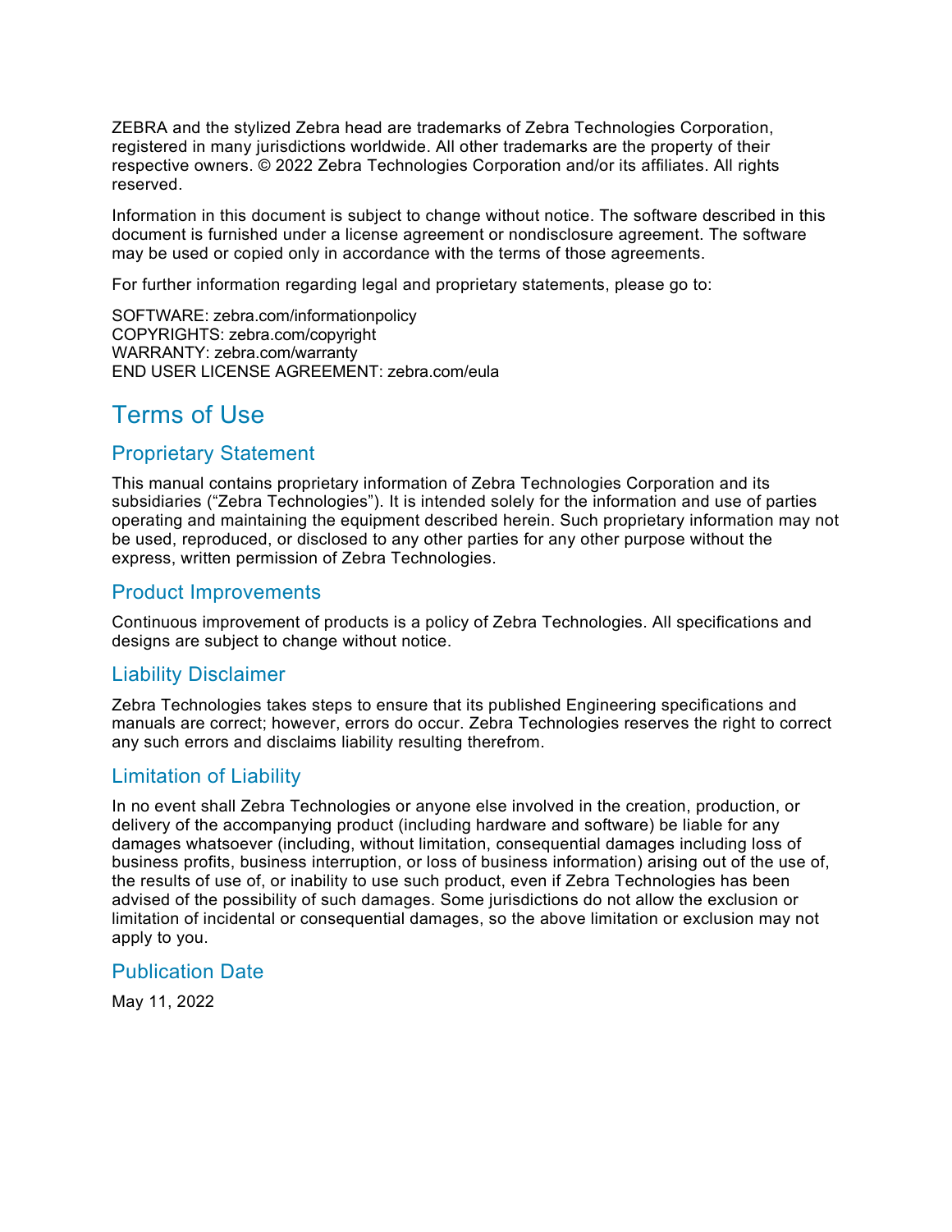ZEBRA and the stylized Zebra head are trademarks of Zebra Technologies Corporation, registered in many jurisdictions worldwide. All other trademarks are the property of their respective owners. © 2022 Zebra Technologies Corporation and/or its affiliates. All rights reserved.

Information in this document is subject to change without notice. The software described in this document is furnished under a license agreement or nondisclosure agreement. The software may be used or copied only in accordance with the terms of those agreements.

For further information regarding legal and proprietary statements, please go to:

SOFTWARE: zebra.com/informationpolicy
COPYRIGHTS: zebra.com/copyright
WARRANTY: zebra.com/warranty
END USER LICENSE AGREEMENT: zebra.com/eula

# Terms of Use

## Proprietary Statement

This manual contains proprietary information of Zebra Technologies Corporation and its subsidiaries (“Zebra Technologies”). It is intended solely for the information and use of parties operating and maintaining the equipment described herein. Such proprietary information may not be used, reproduced, or disclosed to any other parties for any other purpose without the express, written permission of Zebra Technologies.

## Product Improvements

Continuous improvement of products is a policy of Zebra Technologies. All specifications and designs are subject to change without notice.

## Liability Disclaimer

Zebra Technologies takes steps to ensure that its published Engineering specifications and manuals are correct; however, errors do occur. Zebra Technologies reserves the right to correct any such errors and disclaims liability resulting therefrom.

## Limitation of Liability

In no event shall Zebra Technologies or anyone else involved in the creation, production, or delivery of the accompanying product (including hardware and software) be liable for any damages whatsoever (including, without limitation, consequential damages including loss of business profits, business interruption, or loss of business information) arising out of the use of, the results of use of, or inability to use such product, even if Zebra Technologies has been advised of the possibility of such damages. Some jurisdictions do not allow the exclusion or limitation of incidental or consequential damages, so the above limitation or exclusion may not apply to you.

## Publication Date

May 11, 2022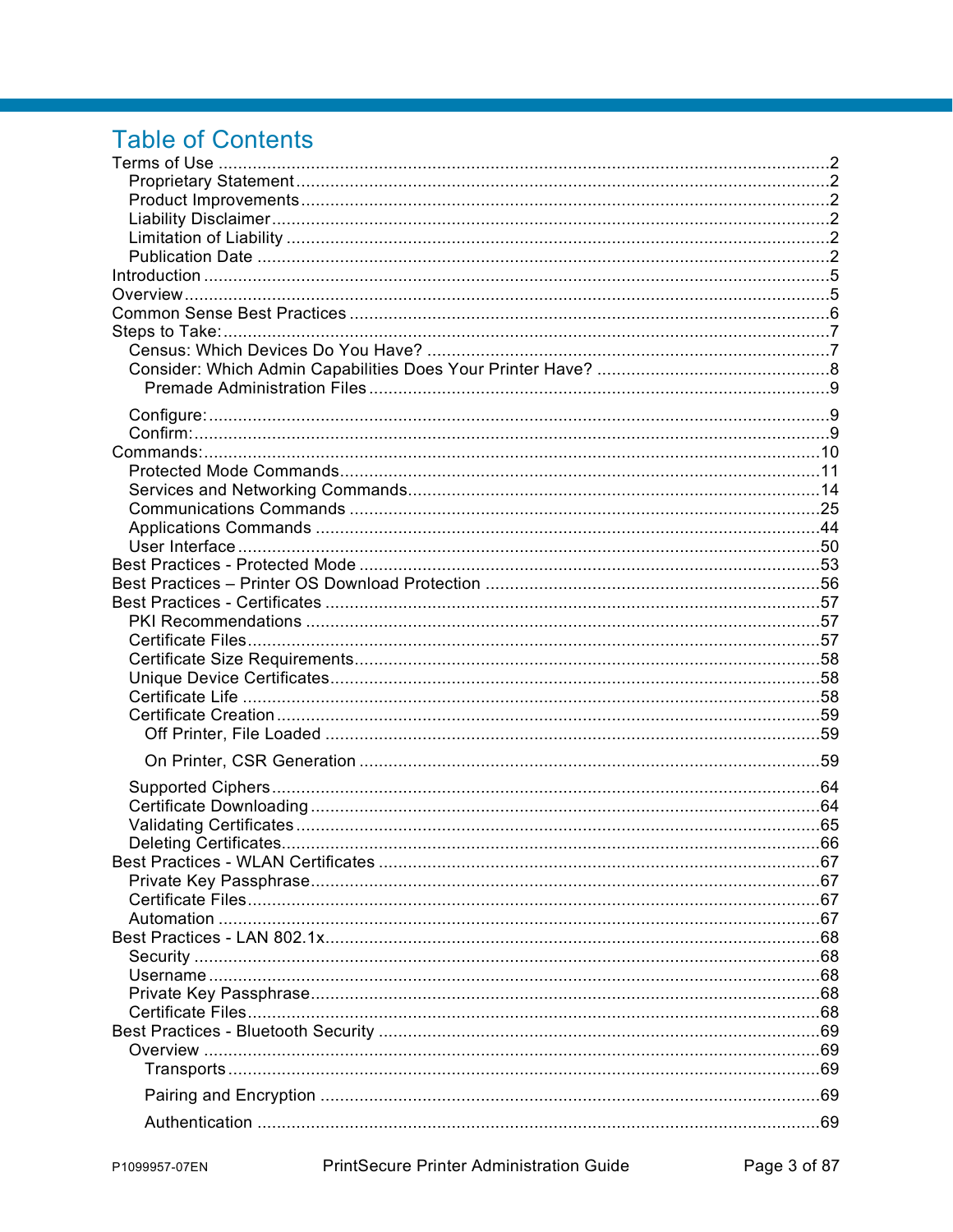# Table of Contents

Terms of Use ..... 2
- Proprietary Statement ..... 2
- Product Improvements ..... 2
- Liability Disclaimer ..... 2
- Limitation of Liability ..... 2
- Publication Date ..... 2

Introduction ..... 5
Overview ..... 5
Common Sense Best Practices ..... 6
Steps to Take: ..... 7
- Census: Which Devices Do You Have? ..... 7
- Consider: Which Admin Capabilities Does Your Printer Have? ..... 8
  - Premade Administration Files ..... 9
- Configure: ..... 9
- Confirm: ..... 9

Commands: ..... 10
- Protected Mode Commands ..... 11
- Services and Networking Commands ..... 14
- Communications Commands ..... 25
- Applications Commands ..... 44
- User Interface ..... 50

Best Practices - Protected Mode ..... 53
Best Practices – Printer OS Download Protection ..... 56
Best Practices - Certificates ..... 57
- PKI Recommendations ..... 57
- Certificate Files ..... 57
- Certificate Size Requirements ..... 58
- Unique Device Certificates ..... 58
- Certificate Life ..... 58
- Certificate Creation ..... 59
  - Off Printer, File Loaded ..... 59
  - On Printer, CSR Generation ..... 59
- Supported Ciphers ..... 64
- Certificate Downloading ..... 64
- Validating Certificates ..... 65
- Deleting Certificates ..... 66

Best Practices - WLAN Certificates ..... 67
- Private Key Passphrase ..... 67
- Certificate Files ..... 67
- Automation ..... 67

Best Practices - LAN 802.1x ..... 68
- Security ..... 68
- Username ..... 68
- Private Key Passphrase ..... 68
- Certificate Files ..... 68

Best Practices - Bluetooth Security ..... 69
- Overview ..... 69
  - Transports ..... 69
  - Pairing and Encryption ..... 69
  - Authentication ..... 69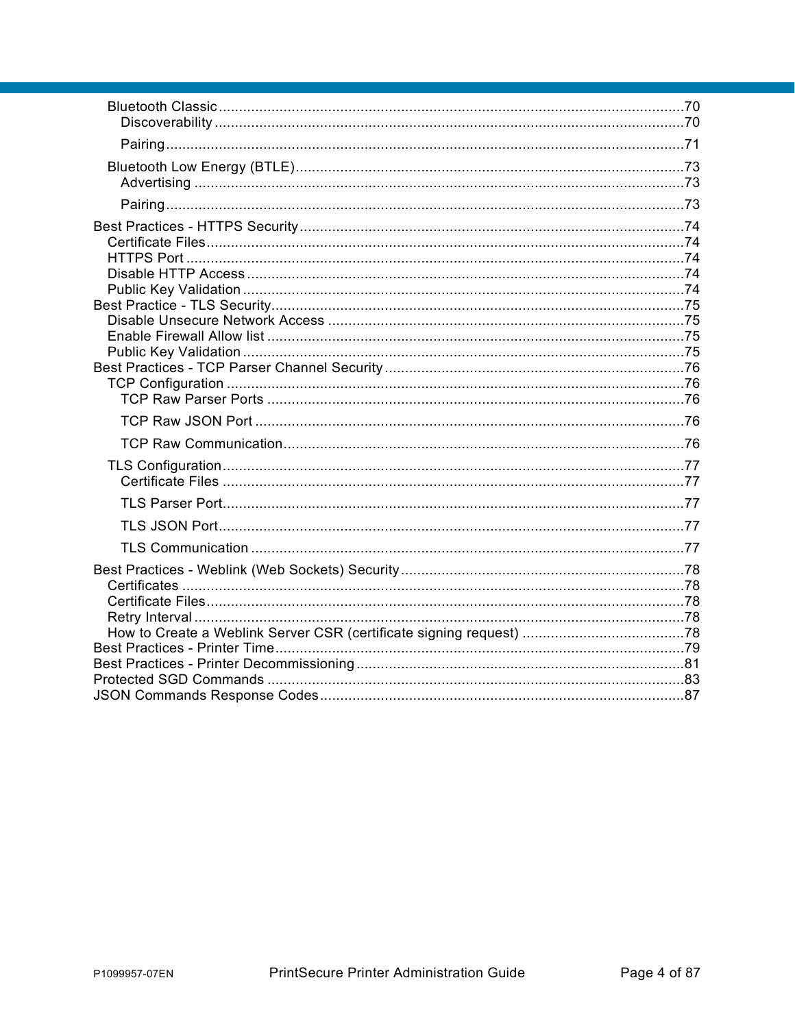- Bluetooth Classic ... 70
  - Discoverability ... 70
  - Pairing ... 71
- Bluetooth Low Energy (BTLE) ... 73
  - Advertising ... 73
  - Pairing ... 73

Best Practices - HTTPS Security ... 74
- Certificate Files ... 74
- HTTPS Port ... 74
- Disable HTTP Access ... 74
- Public Key Validation ... 74

Best Practice - TLS Security ... 75
- Disable Unsecure Network Access ... 75
- Enable Firewall Allow list ... 75
- Public Key Validation ... 75

Best Practices - TCP Parser Channel Security ... 76
- TCP Configuration ... 76
  - TCP Raw Parser Ports ... 76
  - TCP Raw JSON Port ... 76
  - TCP Raw Communication ... 76
- TLS Configuration ... 77
  - Certificate Files ... 77
  - TLS Parser Port ... 77
  - TLS JSON Port ... 77
  - TLS Communication ... 77

Best Practices - Weblink (Web Sockets) Security ... 78
- Certificates ... 78
- Certificate Files ... 78
- Retry Interval ... 78
- How to Create a Weblink Server CSR (certificate signing request) ... 78

Best Practices - Printer Time ... 79

Best Practices - Printer Decommissioning ... 81

Protected SGD Commands ... 83

JSON Commands Response Codes ... 87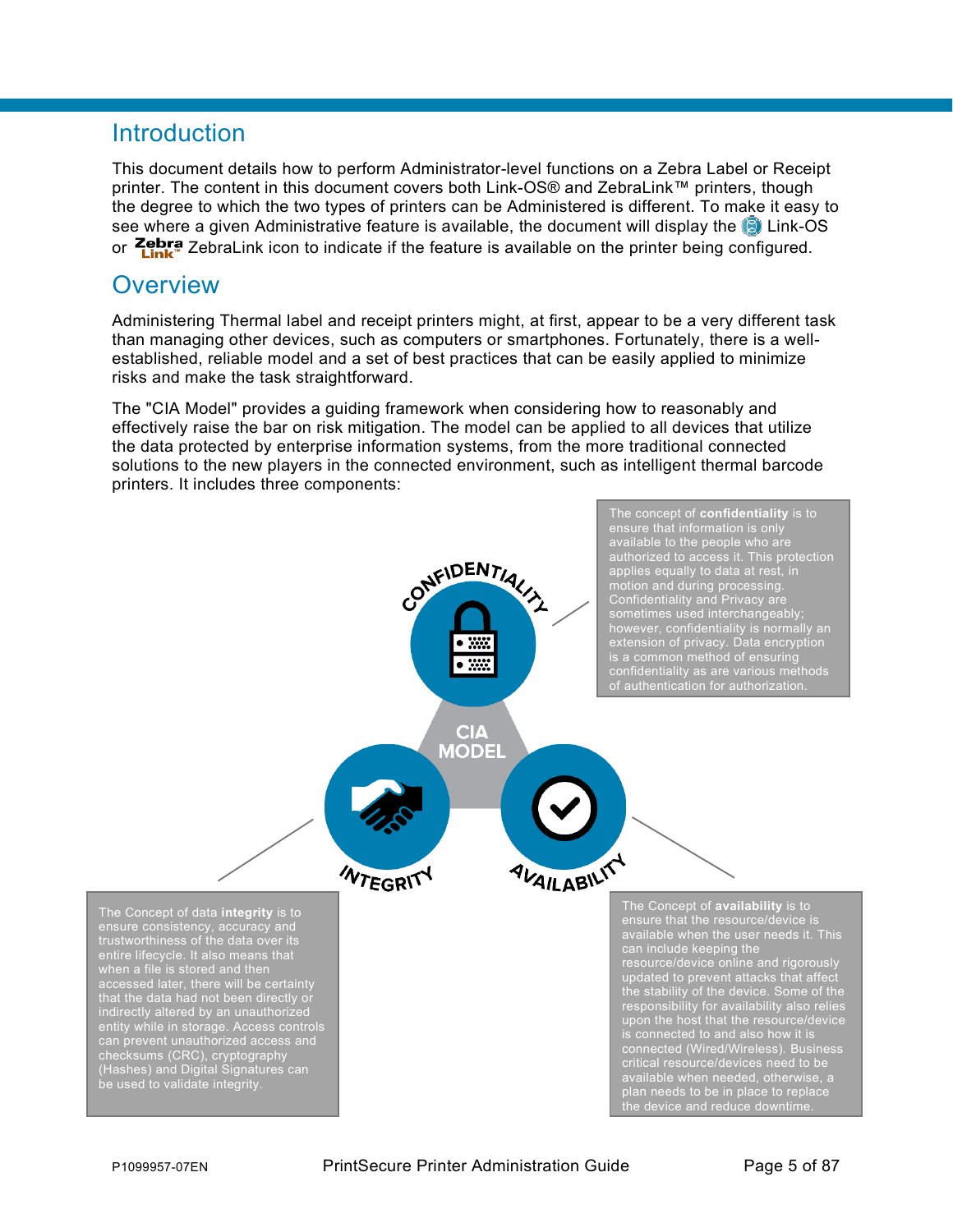# Introduction

This document details how to perform Administrator-level functions on a Zebra Label or Receipt printer. The content in this document covers both Link-OS® and ZebraLink™ printers, though the degree to which the two types of printers can be Administered is different. To make it easy to see where a given Administrative feature is available, the document will display the Link-OS or ZebraLink icon to indicate if the feature is available on the printer being configured.

# Overview

Administering Thermal label and receipt printers might, at first, appear to be a very different task than managing other devices, such as computers or smartphones. Fortunately, there is a well-established, reliable model and a set of best practices that can be easily applied to minimize risks and make the task straightforward.

The "CIA Model" provides a guiding framework when considering how to reasonably and effectively raise the bar on risk mitigation. The model can be applied to all devices that utilize the data protected by enterprise information systems, from the more traditional connected solutions to the new players in the connected environment, such as intelligent thermal barcode printers. It includes three components:

CONFIDENTIALITY

The concept of **confidentiality** is to ensure that information is only available to the people who are authorized to access it. This protection applies equally to data at rest, in motion and during processing. Confidentiality and Privacy are sometimes used interchangeably; however, confidentiality is normally an extension of privacy. Data encryption is a common method of ensuring confidentiality as are various methods of authentication for authorization.

CIA MODEL

INTEGRITY

The Concept of data **integrity** is to ensure consistency, accuracy and trustworthiness of the data over its entire lifecycle. It also means that when a file is stored and then accessed later, there will be certainty that the data had not been directly or indirectly altered by an unauthorized entity while in storage. Access controls can prevent unauthorized access and checksums (CRC), cryptography (Hashes) and Digital Signatures can be used to validate integrity.

AVAILABILITY

The Concept of **availability** is to ensure that the resource/device is available when the user needs it. This can include keeping the resource/device online and rigorously updated to prevent attacks that affect the stability of the device. Some of the responsibility for availability also relies upon the host that the resource/device is connected to and also how it is connected (Wired/Wireless). Business critical resource/devices need to be available when needed, otherwise, a plan needs to be in place to replace the device and reduce downtime.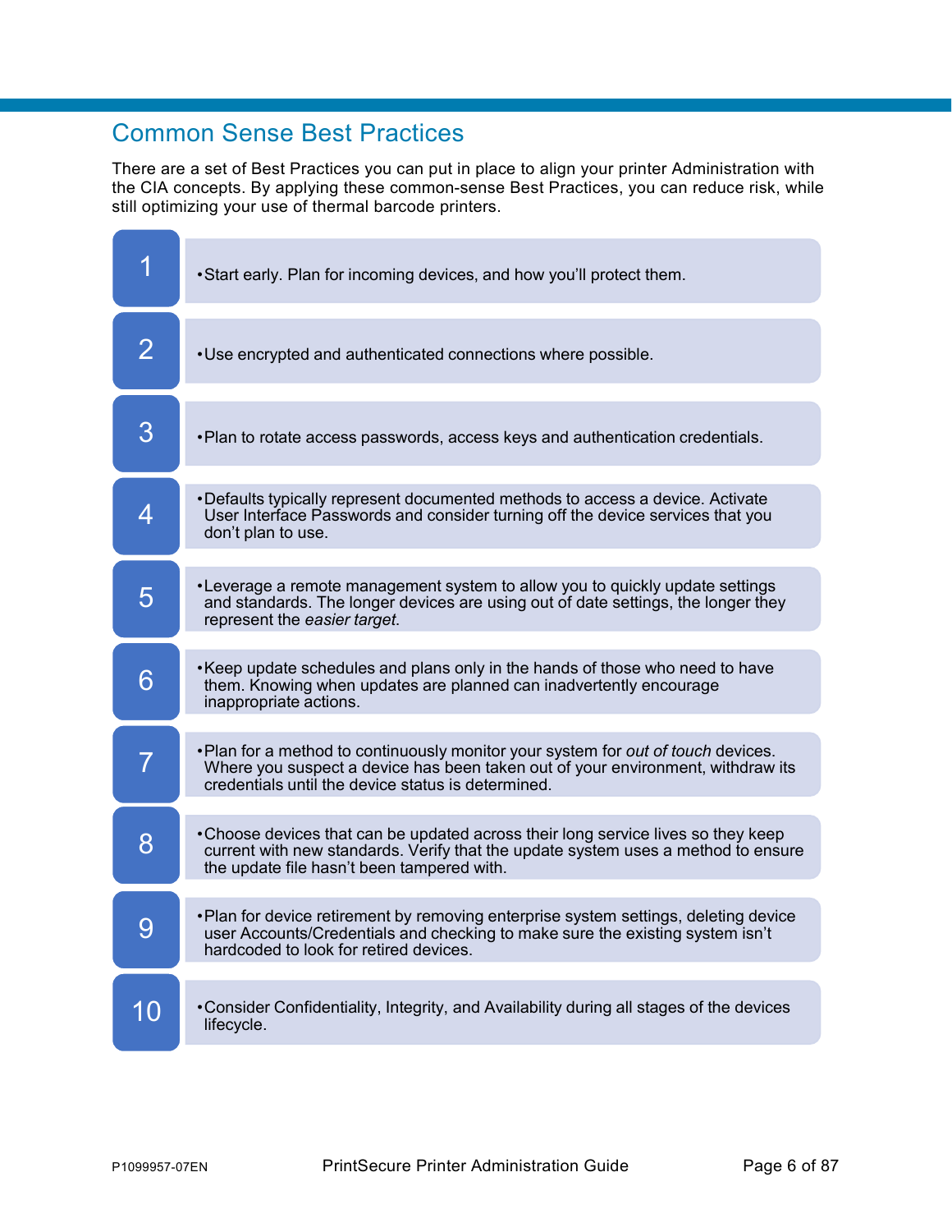## Common Sense Best Practices

There are a set of Best Practices you can put in place to align your printer Administration with the CIA concepts. By applying these common-sense Best Practices, you can reduce risk, while still optimizing your use of thermal barcode printers.

1. Start early. Plan for incoming devices, and how you'll protect them.
2. Use encrypted and authenticated connections where possible.
3. Plan to rotate access passwords, access keys and authentication credentials.
4. Defaults typically represent documented methods to access a device. Activate User Interface Passwords and consider turning off the device services that you don't plan to use.
5. Leverage a remote management system to allow you to quickly update settings and standards. The longer devices are using out of date settings, the longer they represent the *easier target*.
6. Keep update schedules and plans only in the hands of those who need to have them. Knowing when updates are planned can inadvertently encourage inappropriate actions.
7. Plan for a method to continuously monitor your system for *out of touch* devices. Where you suspect a device has been taken out of your environment, withdraw its credentials until the device status is determined.
8. Choose devices that can be updated across their long service lives so they keep current with new standards. Verify that the update system uses a method to ensure the update file hasn't been tampered with.
9. Plan for device retirement by removing enterprise system settings, deleting device user Accounts/Credentials and checking to make sure the existing system isn't hardcoded to look for retired devices.
10. Consider Confidentiality, Integrity, and Availability during all stages of the devices lifecycle.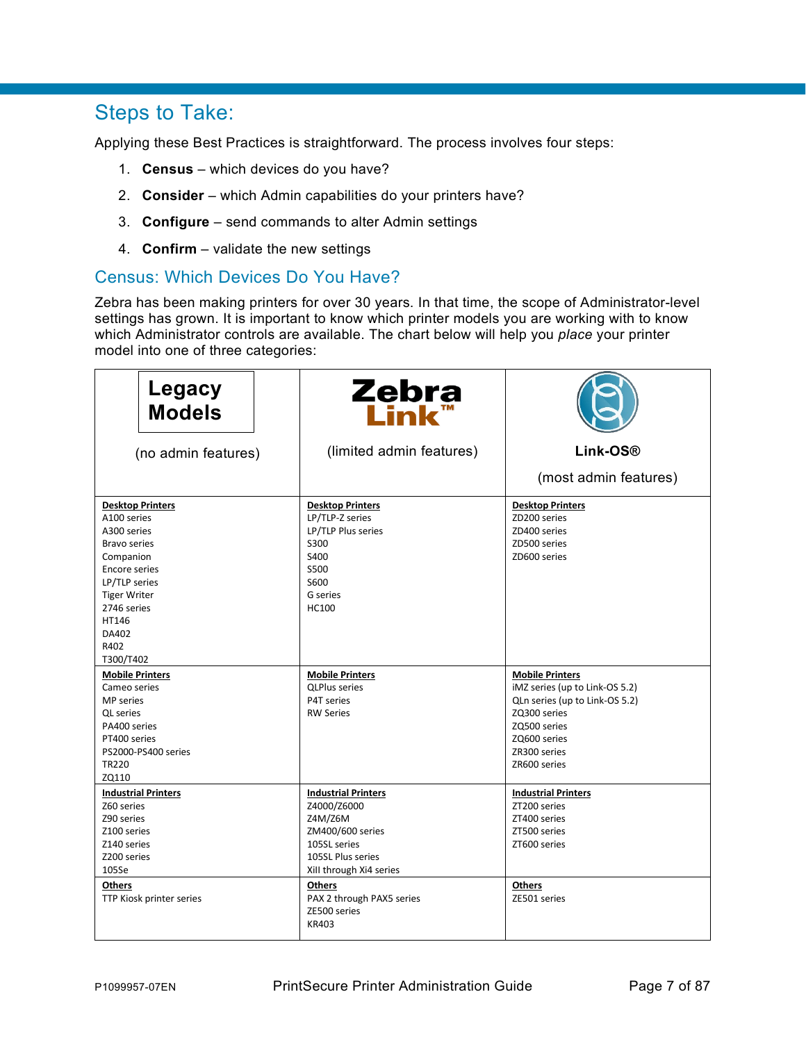## Steps to Take:

Applying these Best Practices is straightforward. The process involves four steps:

1. **Census** – which devices do you have?
2. **Consider** – which Admin capabilities do your printers have?
3. **Configure** – send commands to alter Admin settings
4. **Confirm** – validate the new settings

## Census: Which Devices Do You Have?

Zebra has been making printers for over 30 years. In that time, the scope of Administrator-level settings has grown. It is important to know which printer models you are working with to know which Administrator controls are available. The chart below will help you *place* your printer model into one of three categories:

| **Legacy Models**<br>(no admin features) | **ZebraLink™**<br>(limited admin features) | **Link-OS®**<br>(most admin features) |
|---|---|---|
| **Desktop Printers**<br>A100 series<br>A300 series<br>Bravo series<br>Companion<br>Encore series<br>LP/TLP series<br>Tiger Writer<br>2746 series<br>HT146<br>DA402<br>R402<br>T300/T402 | **Desktop Printers**<br>LP/TLP-Z series<br>LP/TLP Plus series<br>S300<br>S400<br>S500<br>S600<br>G series<br>HC100 | **Desktop Printers**<br>ZD200 series<br>ZD400 series<br>ZD500 series<br>ZD600 series |
| **Mobile Printers**<br>Cameo series<br>MP series<br>QL series<br>PA400 series<br>PT400 series<br>PS2000-PS400 series<br>TR220<br>ZQ110 | **Mobile Printers**<br>QLPlus series<br>P4T series<br>RW Series | **Mobile Printers**<br>iMZ series (up to Link-OS 5.2)<br>QLn series (up to Link-OS 5.2)<br>ZQ300 series<br>ZQ500 series<br>ZQ600 series<br>ZR300 series<br>ZR600 series |
| **Industrial Printers**<br>Z60 series<br>Z90 series<br>Z100 series<br>Z140 series<br>Z200 series<br>105Se | **Industrial Printers**<br>Z4000/Z6000<br>Z4M/Z6M<br>ZM400/600 series<br>105SL series<br>105SL Plus series<br>XiII through Xi4 series | **Industrial Printers**<br>ZT200 series<br>ZT400 series<br>ZT500 series<br>ZT600 series |
| **Others**<br>TTP Kiosk printer series | **Others**<br>PAX 2 through PAX5 series<br>ZE500 series<br>KR403 | **Others**<br>ZE501 series |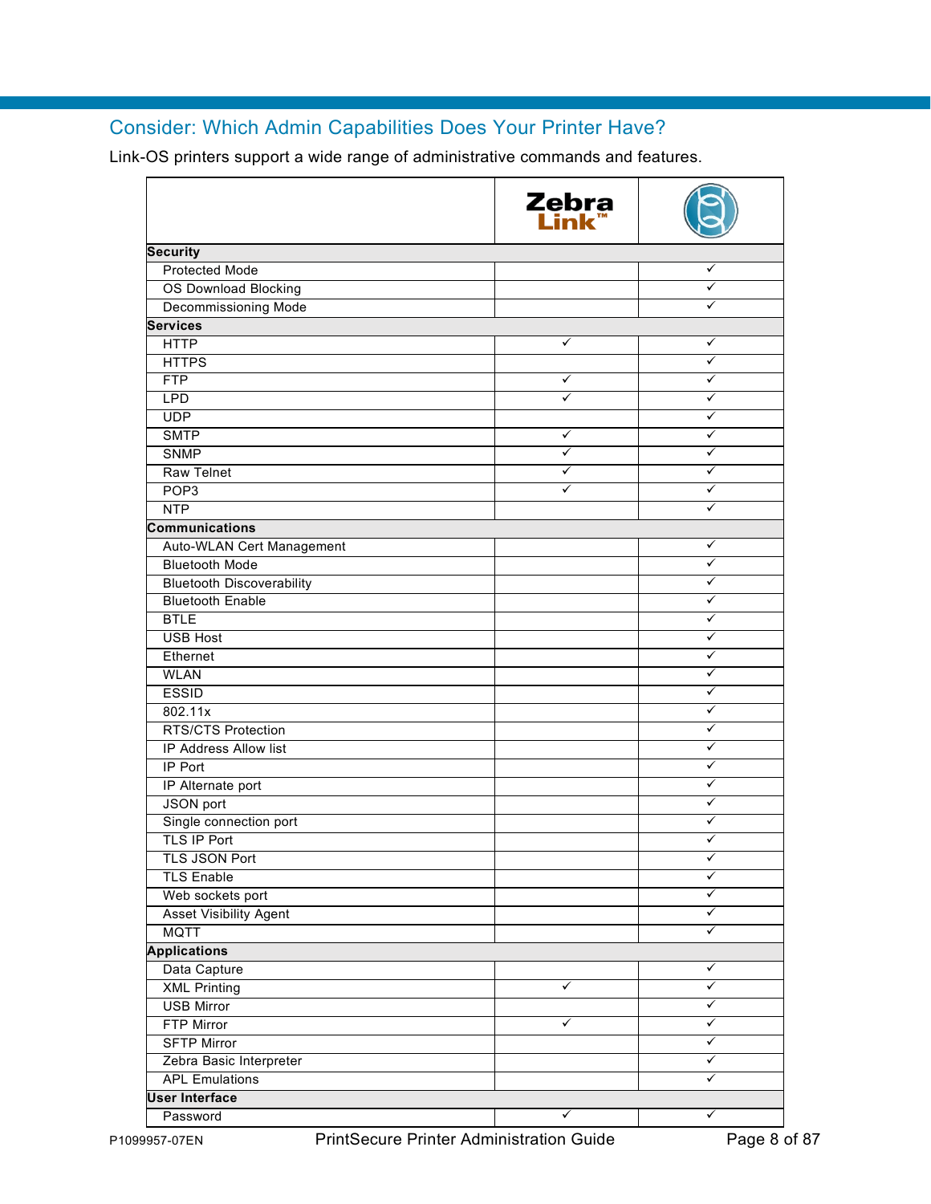## Consider: Which Admin Capabilities Does Your Printer Have?

Link-OS printers support a wide range of administrative commands and features.

| | Zebra Link | Link-OS |
|---|---|---|
| **Security** | | |
| Protected Mode | | ✓ |
| OS Download Blocking | | ✓ |
| Decommissioning Mode | | ✓ |
| **Services** | | |
| HTTP | ✓ | ✓ |
| HTTPS | | ✓ |
| FTP | ✓ | ✓ |
| LPD | ✓ | ✓ |
| UDP | | ✓ |
| SMTP | ✓ | ✓ |
| SNMP | ✓ | ✓ |
| Raw Telnet | ✓ | ✓ |
| POP3 | ✓ | ✓ |
| NTP | | ✓ |
| **Communications** | | |
| Auto-WLAN Cert Management | | ✓ |
| Bluetooth Mode | | ✓ |
| Bluetooth Discoverability | | ✓ |
| Bluetooth Enable | | ✓ |
| BTLE | | ✓ |
| USB Host | | ✓ |
| Ethernet | | ✓ |
| WLAN | | ✓ |
| ESSID | | ✓ |
| 802.11x | | ✓ |
| RTS/CTS Protection | | ✓ |
| IP Address Allow list | | ✓ |
| IP Port | | ✓ |
| IP Alternate port | | ✓ |
| JSON port | | ✓ |
| Single connection port | | ✓ |
| TLS IP Port | | ✓ |
| TLS JSON Port | | ✓ |
| TLS Enable | | ✓ |
| Web sockets port | | ✓ |
| Asset Visibility Agent | | ✓ |
| MQTT | | ✓ |
| **Applications** | | |
| Data Capture | | ✓ |
| XML Printing | ✓ | ✓ |
| USB Mirror | | ✓ |
| FTP Mirror | ✓ | ✓ |
| SFTP Mirror | | ✓ |
| Zebra Basic Interpreter | | ✓ |
| APL Emulations | | ✓ |
| **User Interface** | | |
| Password | ✓ | ✓ |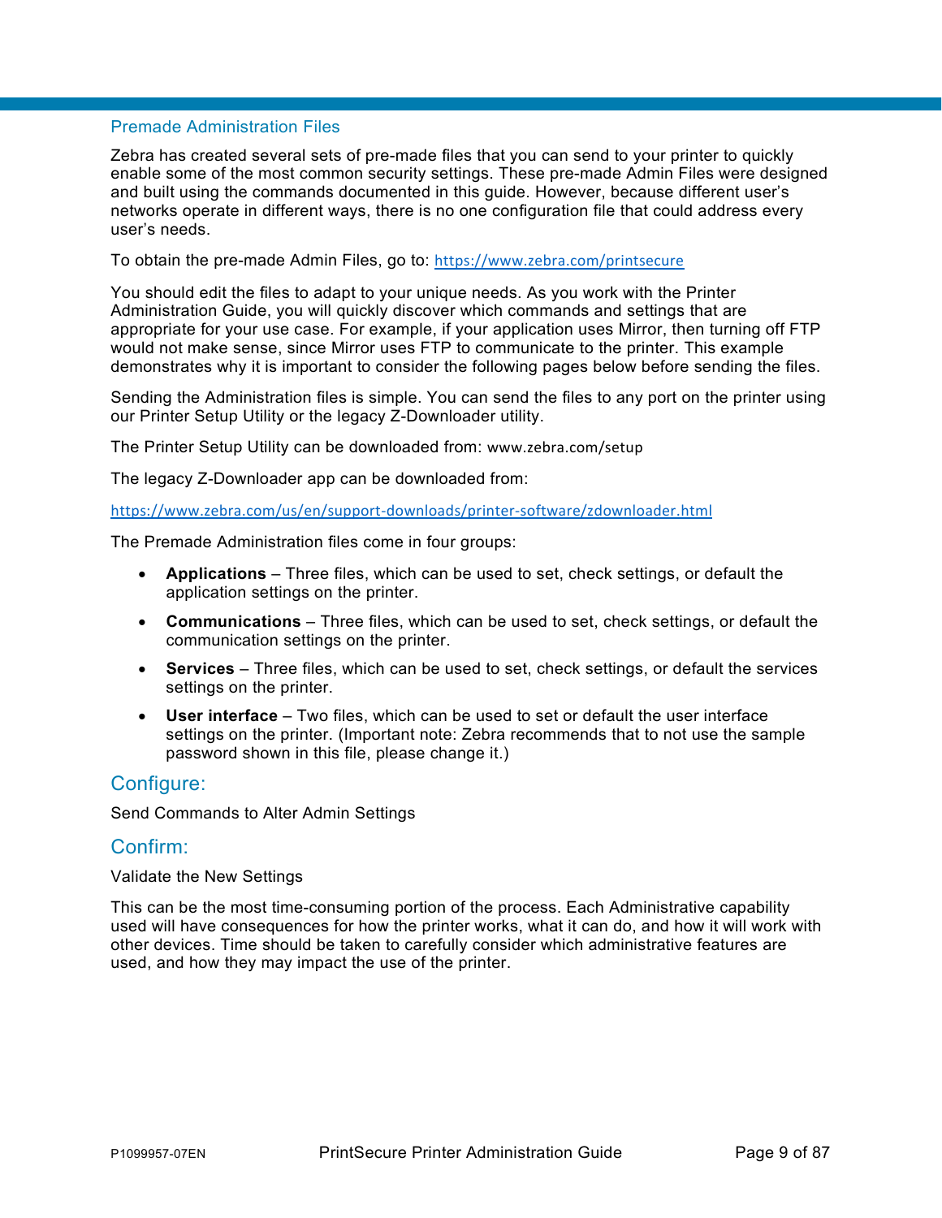## Premade Administration Files

Zebra has created several sets of pre-made files that you can send to your printer to quickly enable some of the most common security settings. These pre-made Admin Files were designed and built using the commands documented in this guide. However, because different user's networks operate in different ways, there is no one configuration file that could address every user's needs.

To obtain the pre-made Admin Files, go to: https://www.zebra.com/printsecure

You should edit the files to adapt to your unique needs. As you work with the Printer Administration Guide, you will quickly discover which commands and settings that are appropriate for your use case. For example, if your application uses Mirror, then turning off FTP would not make sense, since Mirror uses FTP to communicate to the printer. This example demonstrates why it is important to consider the following pages below before sending the files.

Sending the Administration files is simple. You can send the files to any port on the printer using our Printer Setup Utility or the legacy Z-Downloader utility.

The Printer Setup Utility can be downloaded from: www.zebra.com/setup

The legacy Z-Downloader app can be downloaded from:

https://www.zebra.com/us/en/support-downloads/printer-software/zdownloader.html

The Premade Administration files come in four groups:

- **Applications** – Three files, which can be used to set, check settings, or default the application settings on the printer.
- **Communications** – Three files, which can be used to set, check settings, or default the communication settings on the printer.
- **Services** – Three files, which can be used to set, check settings, or default the services settings on the printer.
- **User interface** – Two files, which can be used to set or default the user interface settings on the printer. (Important note: Zebra recommends that to not use the sample password shown in this file, please change it.)

## Configure:

Send Commands to Alter Admin Settings

## Confirm:

Validate the New Settings

This can be the most time-consuming portion of the process. Each Administrative capability used will have consequences for how the printer works, what it can do, and how it will work with other devices. Time should be taken to carefully consider which administrative features are used, and how they may impact the use of the printer.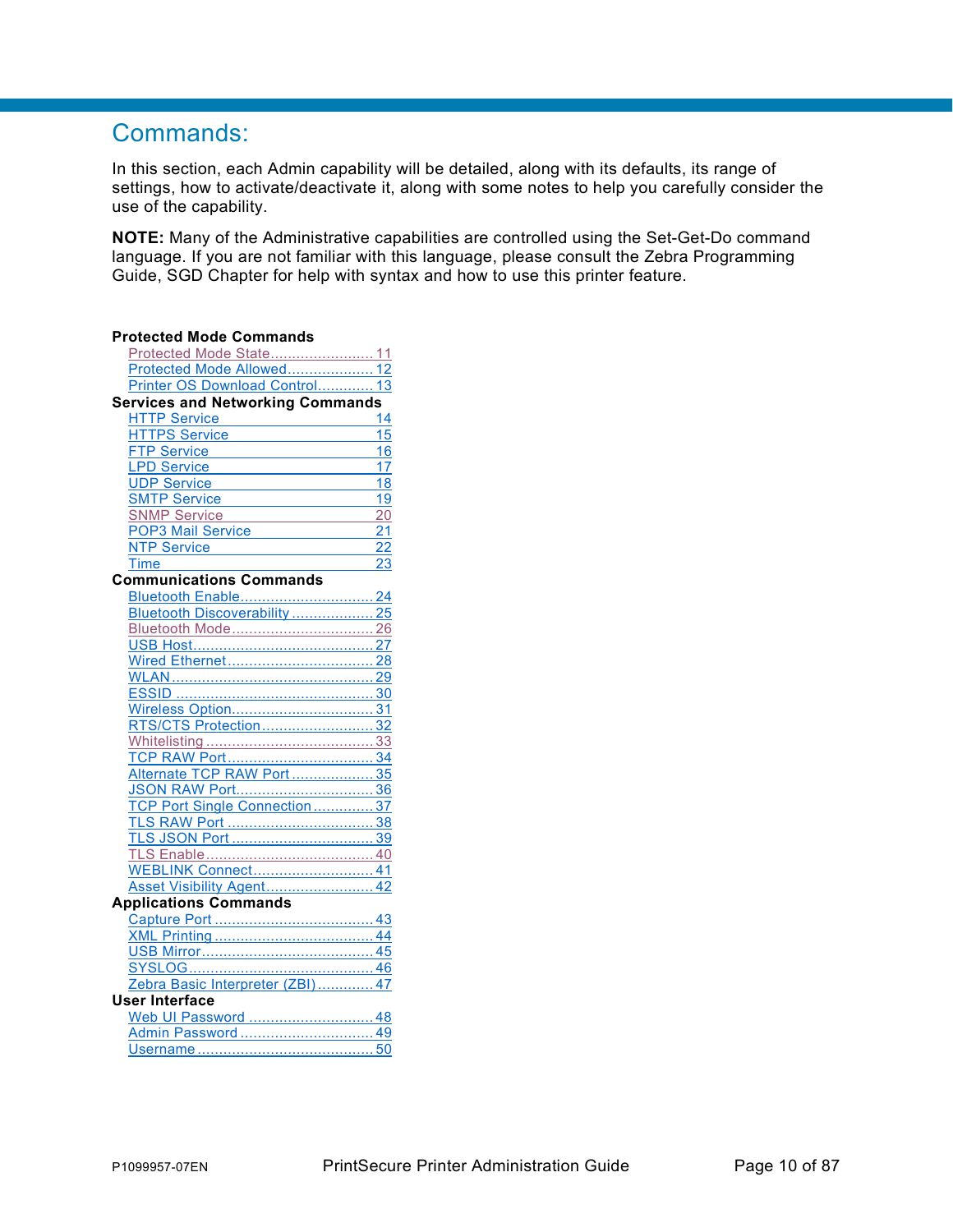# Commands:

In this section, each Admin capability will be detailed, along with its defaults, its range of settings, how to activate/deactivate it, along with some notes to help you carefully consider the use of the capability.

**NOTE:** Many of the Administrative capabilities are controlled using the Set-Get-Do command language. If you are not familiar with this language, please consult the Zebra Programming Guide, SGD Chapter for help with syntax and how to use this printer feature.

**Protected Mode Commands**

- Protected Mode State........................ 11
- Protected Mode Allowed.................... 12
- Printer OS Download Control............. 13

**Services and Networking Commands**

- HTTP Service 14
- HTTPS Service 15
- FTP Service 16
- LPD Service 17
- UDP Service 18
- SMTP Service 19
- SNMP Service 20
- POP3 Mail Service 21
- NTP Service 22
- Time 23

**Communications Commands**

- Bluetooth Enable............................... 24
- Bluetooth Discoverability ................... 25
- Bluetooth Mode................................. 26
- USB Host.......................................... 27
- Wired Ethernet.................................. 28
- WLAN............................................... 29
- ESSID .............................................. 30
- Wireless Option................................. 31
- RTS/CTS Protection.......................... 32
- Whitelisting ....................................... 33
- TCP RAW Port.................................. 34
- Alternate TCP RAW Port ................... 35
- JSON RAW Port................................ 36
- TCP Port Single Connection.............. 37
- TLS RAW Port .................................. 38
- TLS JSON Port ................................. 39
- TLS Enable....................................... 40
- WEBLINK Connect............................ 41
- Asset Visibility Agent......................... 42

**Applications Commands**

- Capture Port ..................................... 43
- XML Printing ..................................... 44
- USB Mirror........................................ 45
- SYSLOG........................................... 46
- Zebra Basic Interpreter (ZBI)............. 47

**User Interface**

- Web UI Password ............................. 48
- Admin Password ............................... 49
- Username......................................... 50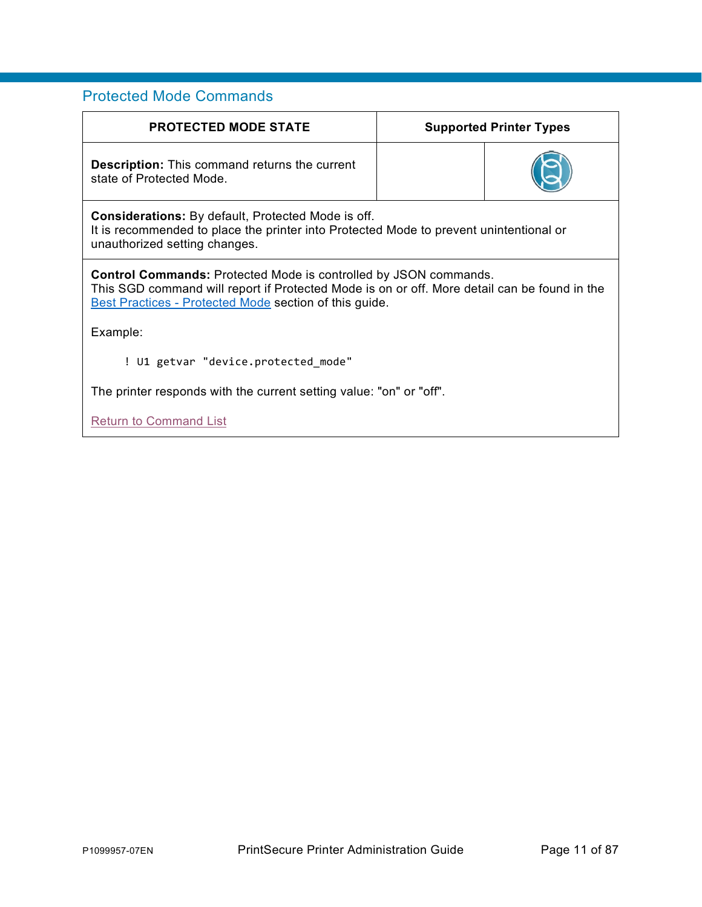## Protected Mode Commands

| PROTECTED MODE STATE | Supported Printer Types | |
|---|---|---|
| **Description:** This command returns the current state of Protected Mode. | | |

**Considerations:** By default, Protected Mode is off.
It is recommended to place the printer into Protected Mode to prevent unintentional or unauthorized setting changes.

**Control Commands:** Protected Mode is controlled by JSON commands.
This SGD command will report if Protected Mode is on or off. More detail can be found in the Best Practices - Protected Mode section of this guide.

Example:

```
! U1 getvar "device.protected_mode"
```

The printer responds with the current setting value: "on" or "off".

Return to Command List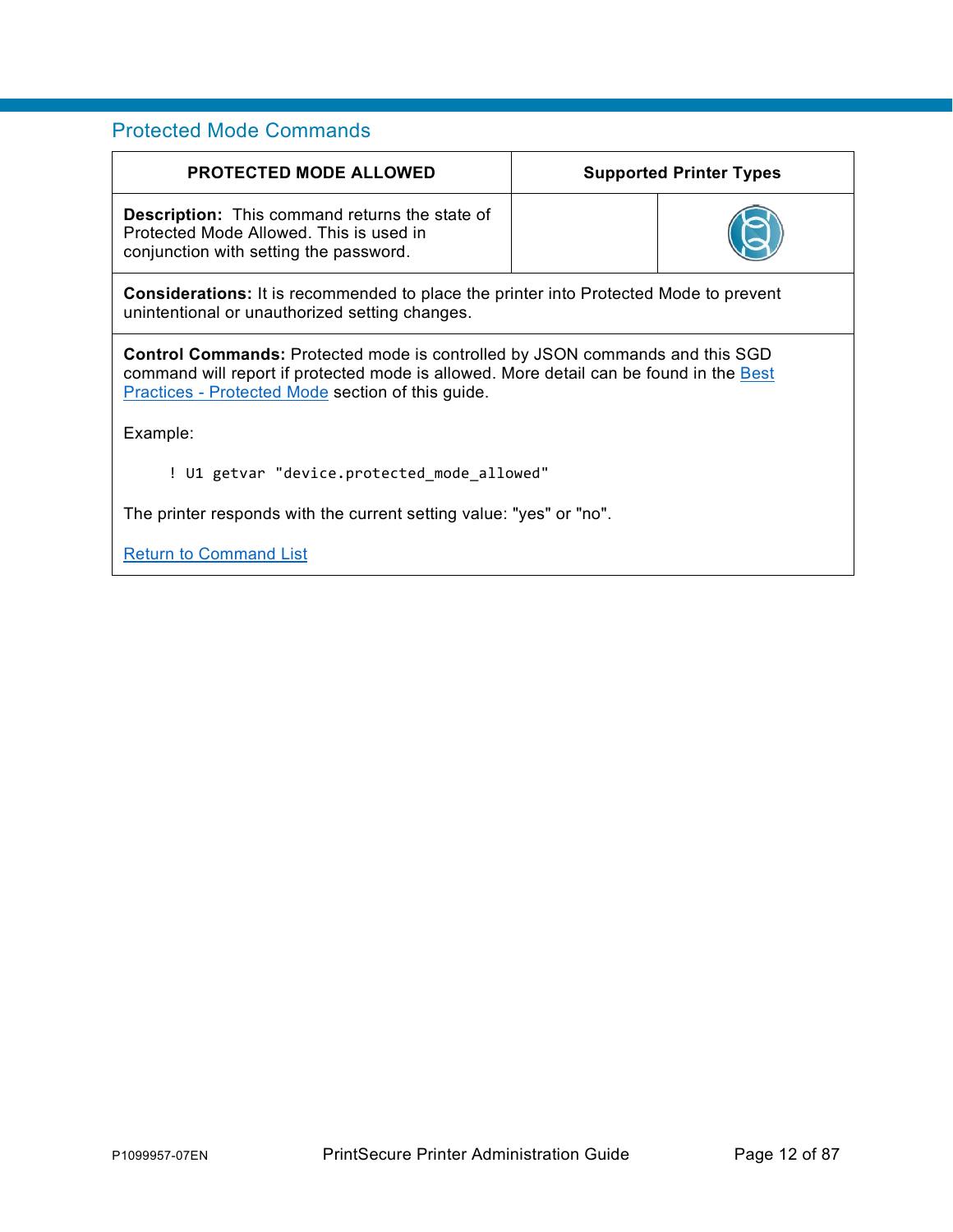## Protected Mode Commands

| PROTECTED MODE ALLOWED | Supported Printer Types | |
|---|---|---|
| **Description:** This command returns the state of Protected Mode Allowed. This is used in conjunction with setting the password. | | |

**Considerations:** It is recommended to place the printer into Protected Mode to prevent unintentional or unauthorized setting changes.

**Control Commands:** Protected mode is controlled by JSON commands and this SGD command will report if protected mode is allowed. More detail can be found in the Best Practices - Protected Mode section of this guide.

Example:

```
! U1 getvar "device.protected_mode_allowed"
```

The printer responds with the current setting value: "yes" or "no".

Return to Command List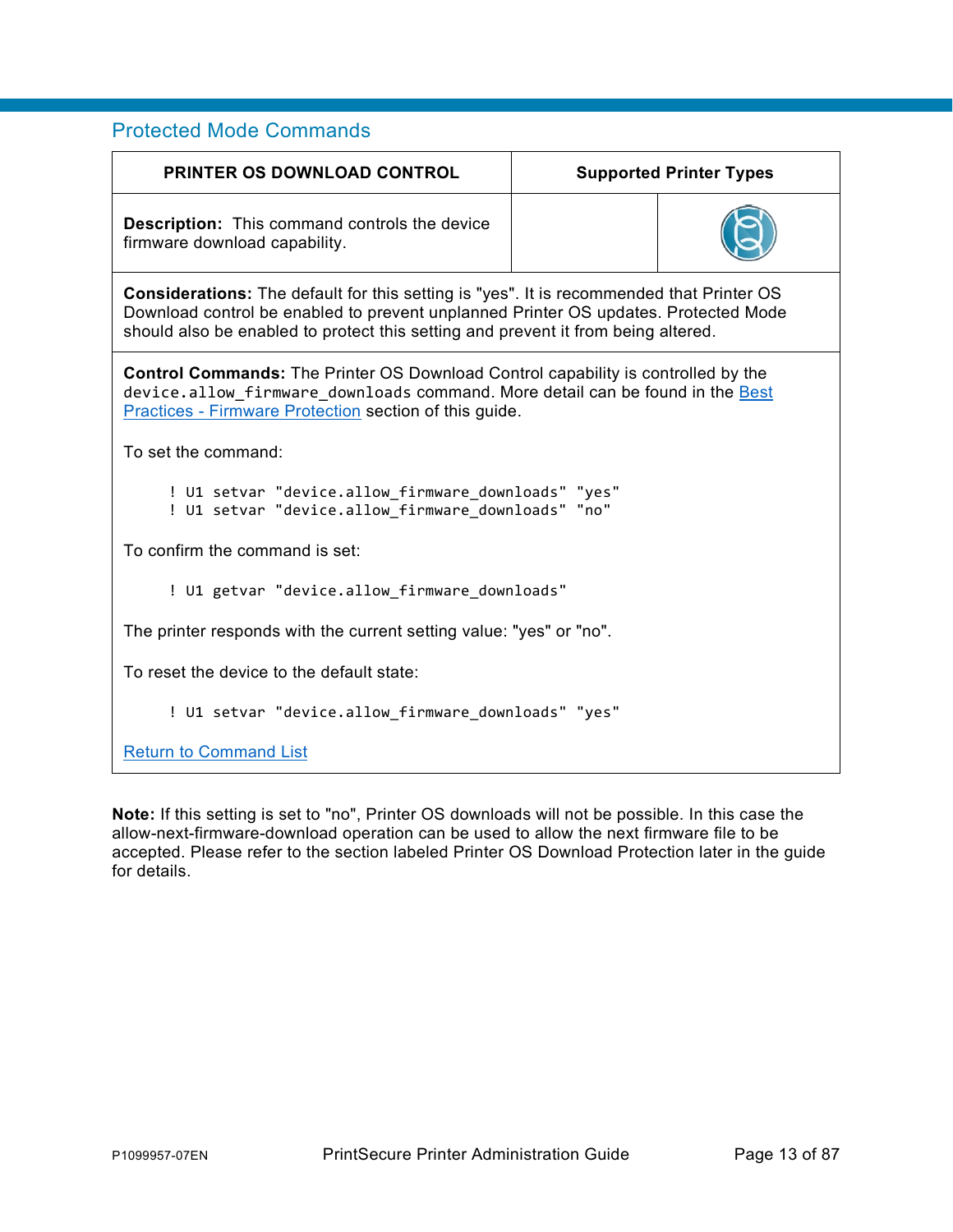## Protected Mode Commands

| PRINTER OS DOWNLOAD CONTROL | Supported Printer Types | |
|---|---|---|
| **Description:** This command controls the device firmware download capability. | | |

**Considerations:** The default for this setting is "yes". It is recommended that Printer OS Download control be enabled to prevent unplanned Printer OS updates. Protected Mode should also be enabled to protect this setting and prevent it from being altered.

**Control Commands:** The Printer OS Download Control capability is controlled by the `device.allow_firmware_downloads` command. More detail can be found in the Best Practices - Firmware Protection section of this guide.

To set the command:

```
! U1 setvar "device.allow_firmware_downloads" "yes"
! U1 setvar "device.allow_firmware_downloads" "no"
```

To confirm the command is set:

```
! U1 getvar "device.allow_firmware_downloads"
```

The printer responds with the current setting value: "yes" or "no".

To reset the device to the default state:

```
! U1 setvar "device.allow_firmware_downloads" "yes"
```

Return to Command List

**Note:** If this setting is set to "no", Printer OS downloads will not be possible. In this case the allow-next-firmware-download operation can be used to allow the next firmware file to be accepted. Please refer to the section labeled Printer OS Download Protection later in the guide for details.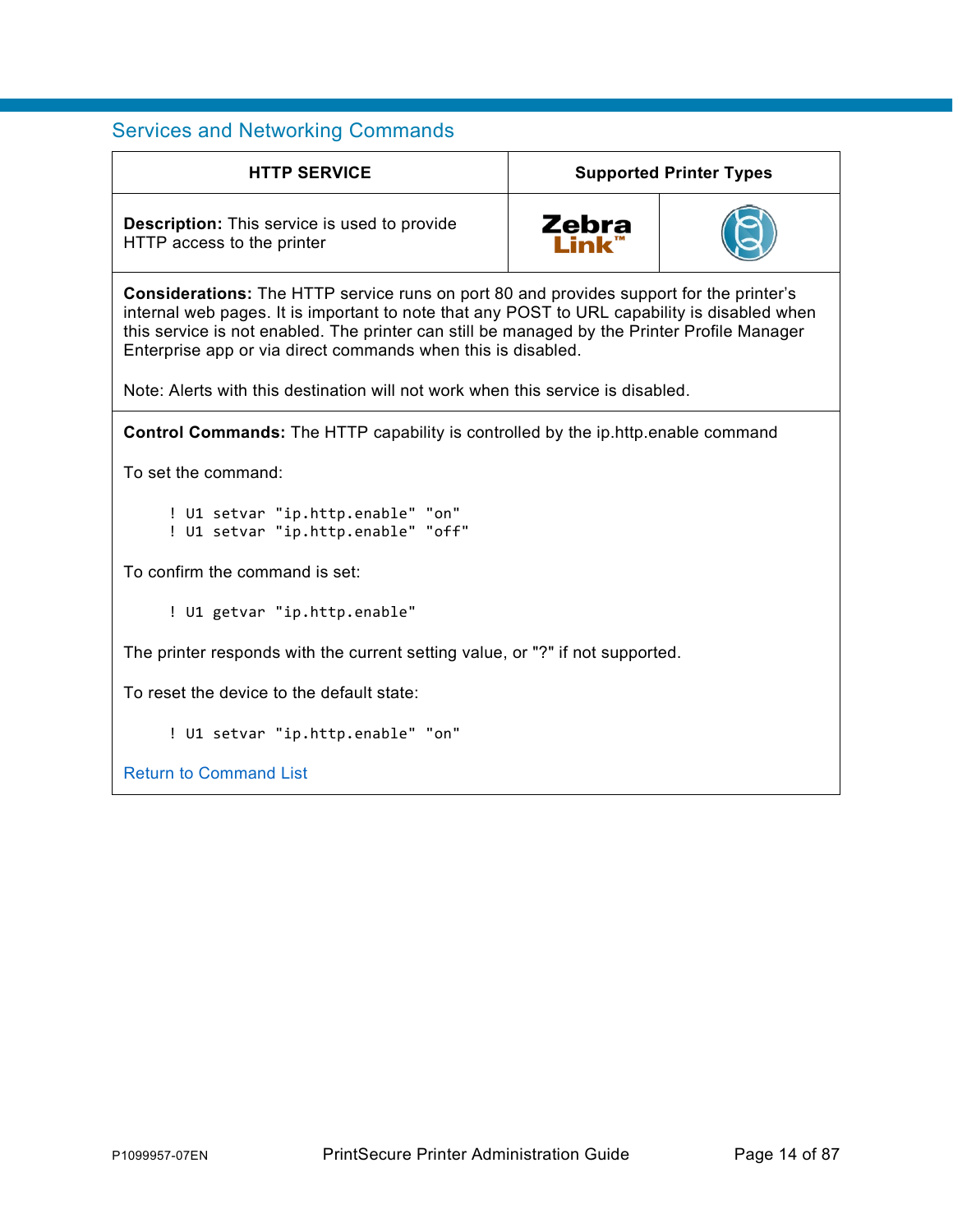## Services and Networking Commands

| HTTP SERVICE | Supported Printer Types | |
|---|---|---|
| **Description:** This service is used to provide HTTP access to the printer | Zebra Link™ | |

**Considerations:** The HTTP service runs on port 80 and provides support for the printer's internal web pages. It is important to note that any POST to URL capability is disabled when this service is not enabled. The printer can still be managed by the Printer Profile Manager Enterprise app or via direct commands when this is disabled.

Note: Alerts with this destination will not work when this service is disabled.

**Control Commands:** The HTTP capability is controlled by the ip.http.enable command

To set the command:

```
! U1 setvar "ip.http.enable" "on"
! U1 setvar "ip.http.enable" "off"
```

To confirm the command is set:

```
! U1 getvar "ip.http.enable"
```

The printer responds with the current setting value, or "?" if not supported.

To reset the device to the default state:

```
! U1 setvar "ip.http.enable" "on"
```

Return to Command List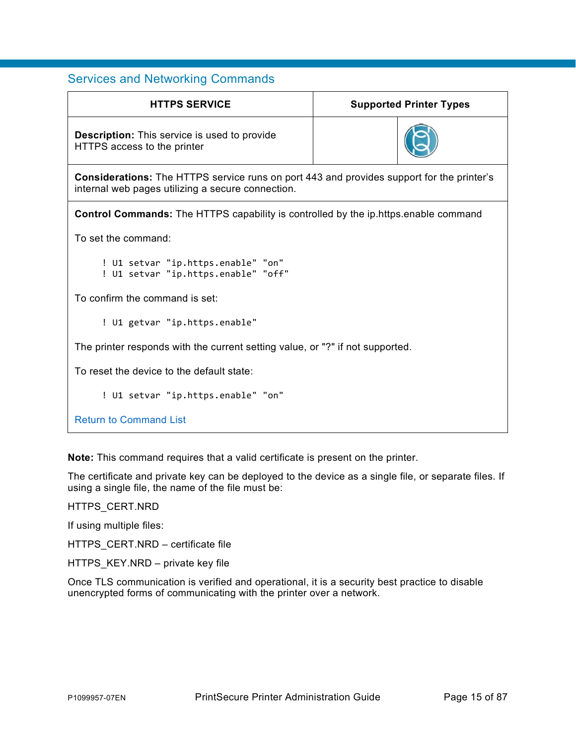## Services and Networking Commands

| HTTPS SERVICE | Supported Printer Types | |
|---|---|---|
| **Description:** This service is used to provide HTTPS access to the printer | | |
| **Considerations:** The HTTPS service runs on port 443 and provides support for the printer's internal web pages utilizing a secure connection. | | |

**Control Commands:** The HTTPS capability is controlled by the ip.https.enable command

To set the command:

```
! U1 setvar "ip.https.enable" "on"
! U1 setvar "ip.https.enable" "off"
```

To confirm the command is set:

```
! U1 getvar "ip.https.enable"
```

The printer responds with the current setting value, or "?" if not supported.

To reset the device to the default state:

```
! U1 setvar "ip.https.enable" "on"
```

Return to Command List

**Note:** This command requires that a valid certificate is present on the printer.

The certificate and private key can be deployed to the device as a single file, or separate files. If using a single file, the name of the file must be:

HTTPS_CERT.NRD

If using multiple files:

HTTPS_CERT.NRD – certificate file

HTTPS_KEY.NRD – private key file

Once TLS communication is verified and operational, it is a security best practice to disable unencrypted forms of communicating with the printer over a network.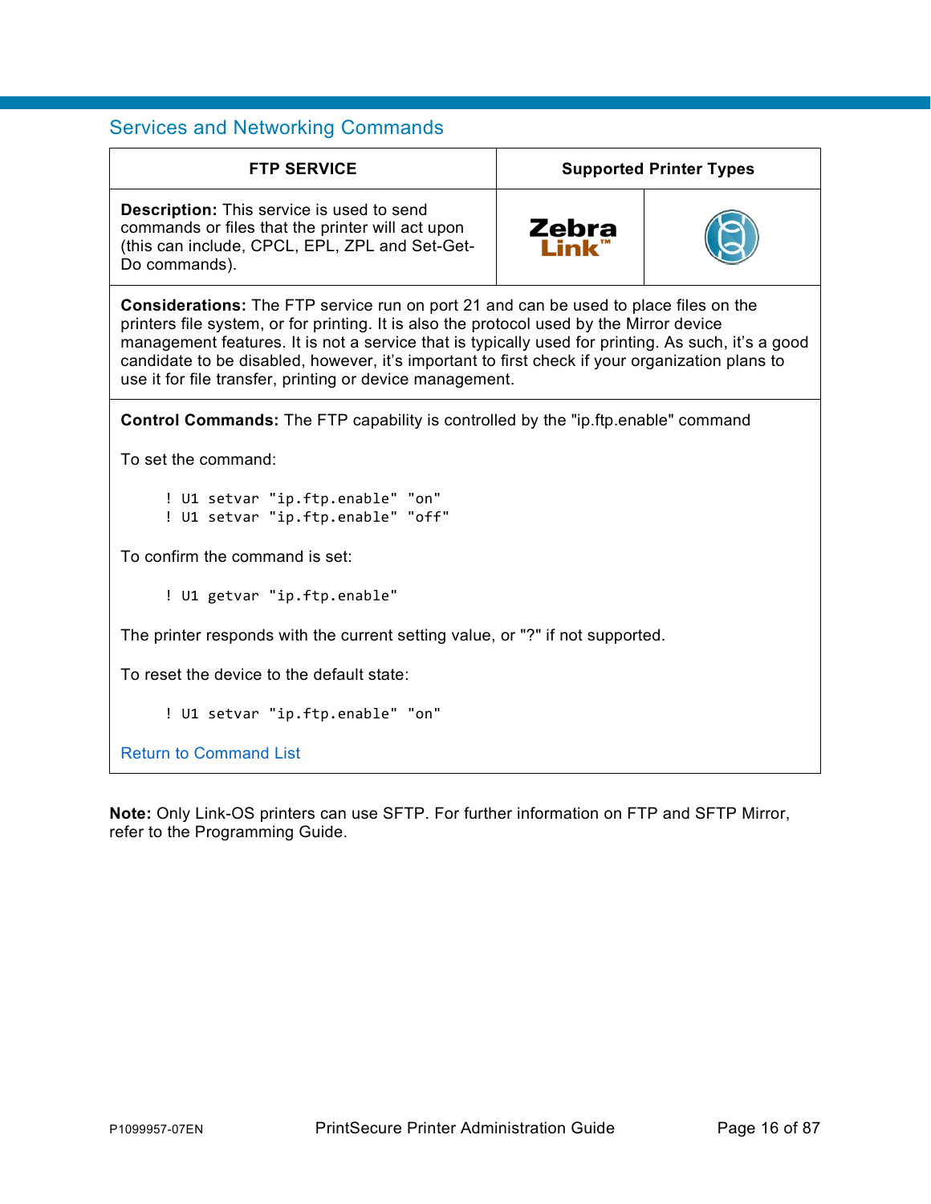## Services and Networking Commands

| FTP SERVICE | Supported Printer Types | |
|---|---|---|
| **Description:** This service is used to send commands or files that the printer will act upon (this can include, CPCL, EPL, ZPL and Set-Get-Do commands). | ZebraLink™ | |

**Considerations:** The FTP service run on port 21 and can be used to place files on the printers file system, or for printing. It is also the protocol used by the Mirror device management features. It is not a service that is typically used for printing. As such, it's a good candidate to be disabled, however, it's important to first check if your organization plans to use it for file transfer, printing or device management.

**Control Commands:** The FTP capability is controlled by the "ip.ftp.enable" command

To set the command:

```
! U1 setvar "ip.ftp.enable" "on"
! U1 setvar "ip.ftp.enable" "off"
```

To confirm the command is set:

```
! U1 getvar "ip.ftp.enable"
```

The printer responds with the current setting value, or "?" if not supported.

To reset the device to the default state:

```
! U1 setvar "ip.ftp.enable" "on"
```

Return to Command List

**Note:** Only Link-OS printers can use SFTP. For further information on FTP and SFTP Mirror, refer to the Programming Guide.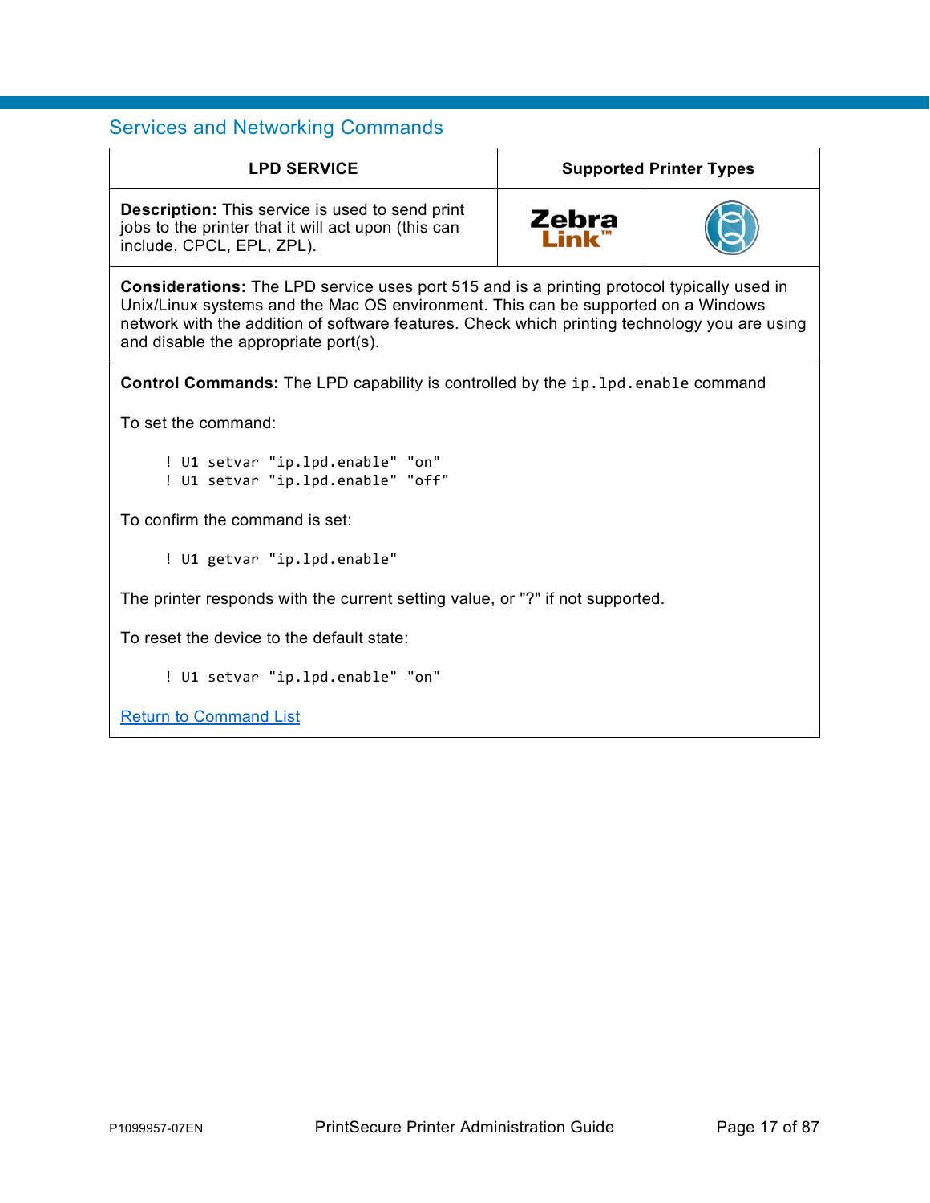## Services and Networking Commands

| LPD SERVICE | Supported Printer Types | |
|---|---|---|
| **Description:** This service is used to send print jobs to the printer that it will act upon (this can include, CPCL, EPL, ZPL). | Zebra Link™ | |

**Considerations:** The LPD service uses port 515 and is a printing protocol typically used in Unix/Linux systems and the Mac OS environment. This can be supported on a Windows network with the addition of software features. Check which printing technology you are using and disable the appropriate port(s).

**Control Commands:** The LPD capability is controlled by the `ip.lpd.enable` command

To set the command:

```
! U1 setvar "ip.lpd.enable" "on"
! U1 setvar "ip.lpd.enable" "off"
```

To confirm the command is set:

```
! U1 getvar "ip.lpd.enable"
```

The printer responds with the current setting value, or "?" if not supported.

To reset the device to the default state:

```
! U1 setvar "ip.lpd.enable" "on"
```

Return to Command List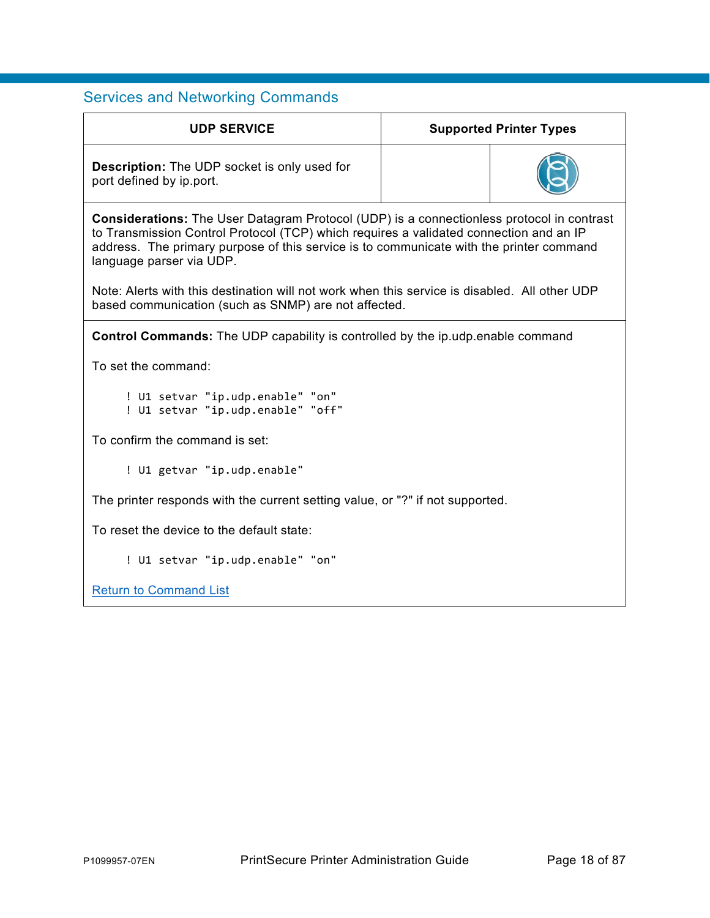## Services and Networking Commands

| UDP SERVICE | Supported Printer Types | |
|---|---|---|
| **Description:** The UDP socket is only used for port defined by ip.port. | | |

**Considerations:** The User Datagram Protocol (UDP) is a connectionless protocol in contrast to Transmission Control Protocol (TCP) which requires a validated connection and an IP address. The primary purpose of this service is to communicate with the printer command language parser via UDP.

Note: Alerts with this destination will not work when this service is disabled. All other UDP based communication (such as SNMP) are not affected.

**Control Commands:** The UDP capability is controlled by the ip.udp.enable command

To set the command:

```
! U1 setvar "ip.udp.enable" "on"
! U1 setvar "ip.udp.enable" "off"
```

To confirm the command is set:

```
! U1 getvar "ip.udp.enable"
```

The printer responds with the current setting value, or "?" if not supported.

To reset the device to the default state:

```
! U1 setvar "ip.udp.enable" "on"
```

Return to Command List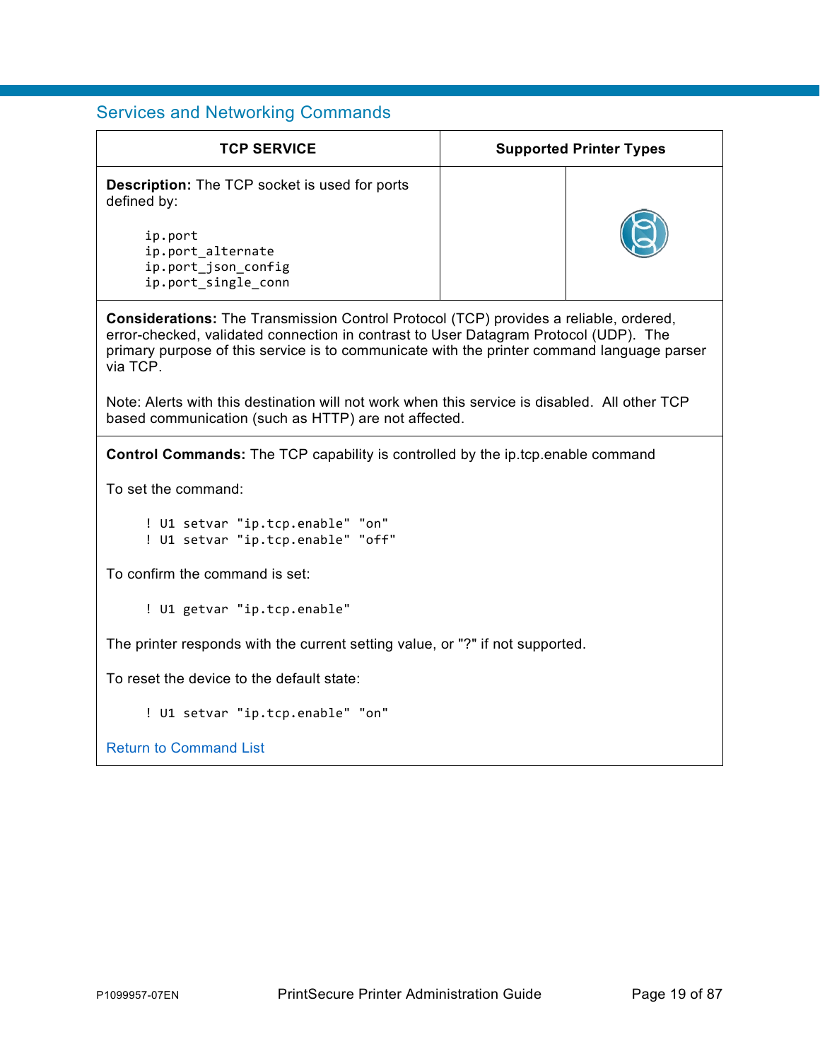## Services and Networking Commands

| TCP SERVICE | Supported Printer Types | |
|---|---|---|
| **Description:** The TCP socket is used for ports defined by:<br><br>`ip.port`<br>`ip.port_alternate`<br>`ip.port_json_config`<br>`ip.port_single_conn` | | |

**Considerations:** The Transmission Control Protocol (TCP) provides a reliable, ordered, error-checked, validated connection in contrast to User Datagram Protocol (UDP). The primary purpose of this service is to communicate with the printer command language parser via TCP.

Note: Alerts with this destination will not work when this service is disabled. All other TCP based communication (such as HTTP) are not affected.

**Control Commands:** The TCP capability is controlled by the ip.tcp.enable command

To set the command:

```
! U1 setvar "ip.tcp.enable" "on"
! U1 setvar "ip.tcp.enable" "off"
```

To confirm the command is set:

```
! U1 getvar "ip.tcp.enable"
```

The printer responds with the current setting value, or "?" if not supported.

To reset the device to the default state:

```
! U1 setvar "ip.tcp.enable" "on"
```

Return to Command List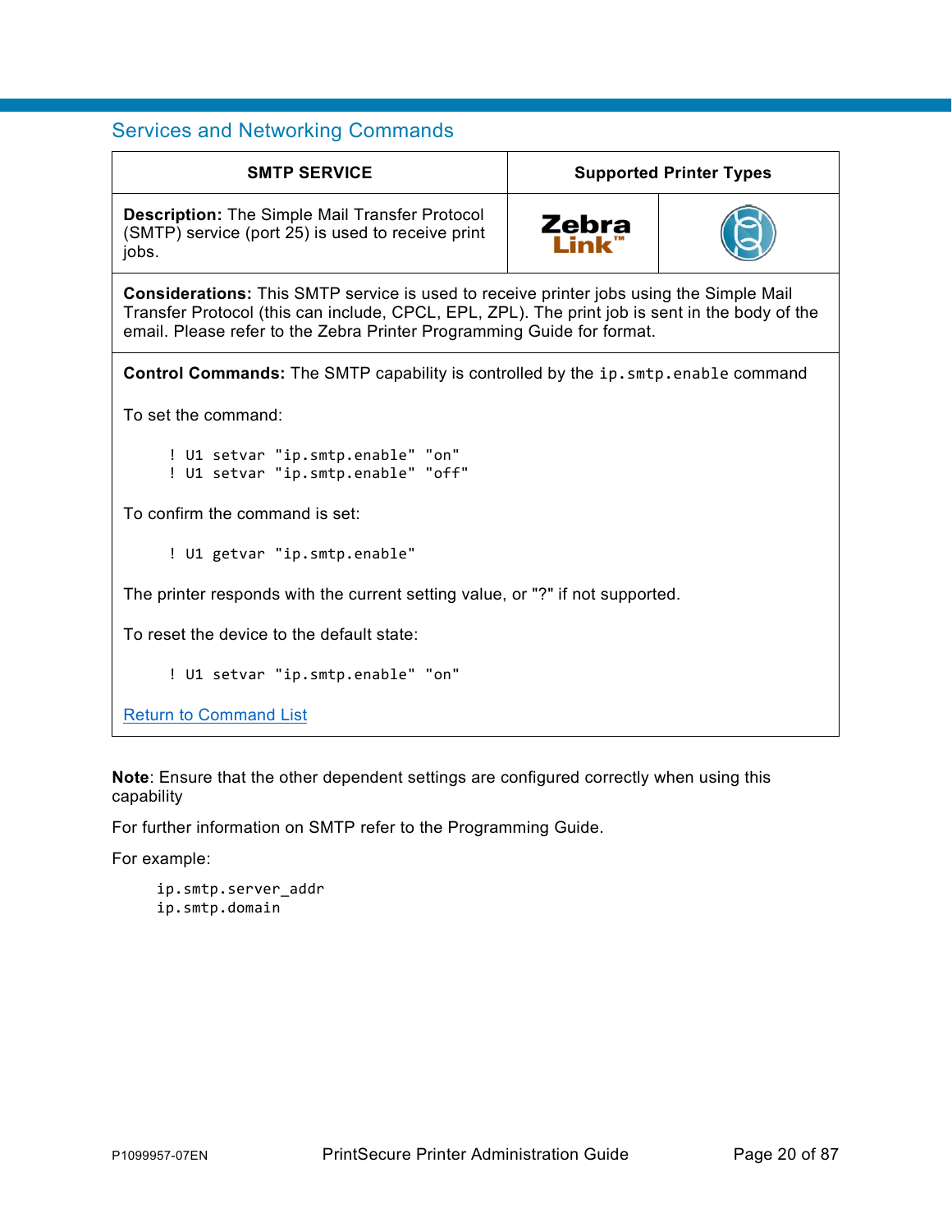## Services and Networking Commands

| SMTP SERVICE | Supported Printer Types | |
|---|---|---|
| **Description:** The Simple Mail Transfer Protocol (SMTP) service (port 25) is used to receive print jobs. | Zebra Link™ | |

**Considerations:** This SMTP service is used to receive printer jobs using the Simple Mail Transfer Protocol (this can include, CPCL, EPL, ZPL). The print job is sent in the body of the email. Please refer to the Zebra Printer Programming Guide for format.

**Control Commands:** The SMTP capability is controlled by the `ip.smtp.enable` command

To set the command:

```
! U1 setvar "ip.smtp.enable" "on"
! U1 setvar "ip.smtp.enable" "off"
```

To confirm the command is set:

```
! U1 getvar "ip.smtp.enable"
```

The printer responds with the current setting value, or "?" if not supported.

To reset the device to the default state:

```
! U1 setvar "ip.smtp.enable" "on"
```

Return to Command List

**Note**: Ensure that the other dependent settings are configured correctly when using this capability

For further information on SMTP refer to the Programming Guide.

For example:

```
ip.smtp.server_addr
ip.smtp.domain
```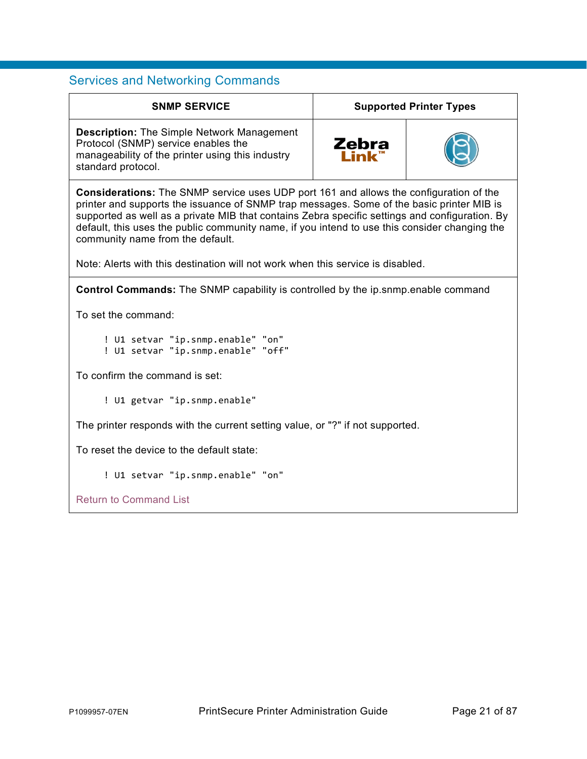## Services and Networking Commands

| SNMP SERVICE | Supported Printer Types | |
|---|---|---|
| **Description:** The Simple Network Management Protocol (SNMP) service enables the manageability of the printer using this industry standard protocol. | ZebraLink™ | |

**Considerations:** The SNMP service uses UDP port 161 and allows the configuration of the printer and supports the issuance of SNMP trap messages. Some of the basic printer MIB is supported as well as a private MIB that contains Zebra specific settings and configuration. By default, this uses the public community name, if you intend to use this consider changing the community name from the default.

Note: Alerts with this destination will not work when this service is disabled.

**Control Commands:** The SNMP capability is controlled by the ip.snmp.enable command

To set the command:

```
! U1 setvar "ip.snmp.enable" "on"
! U1 setvar "ip.snmp.enable" "off"
```

To confirm the command is set:

```
! U1 getvar "ip.snmp.enable"
```

The printer responds with the current setting value, or "?" if not supported.

To reset the device to the default state:

```
! U1 setvar "ip.snmp.enable" "on"
```

Return to Command List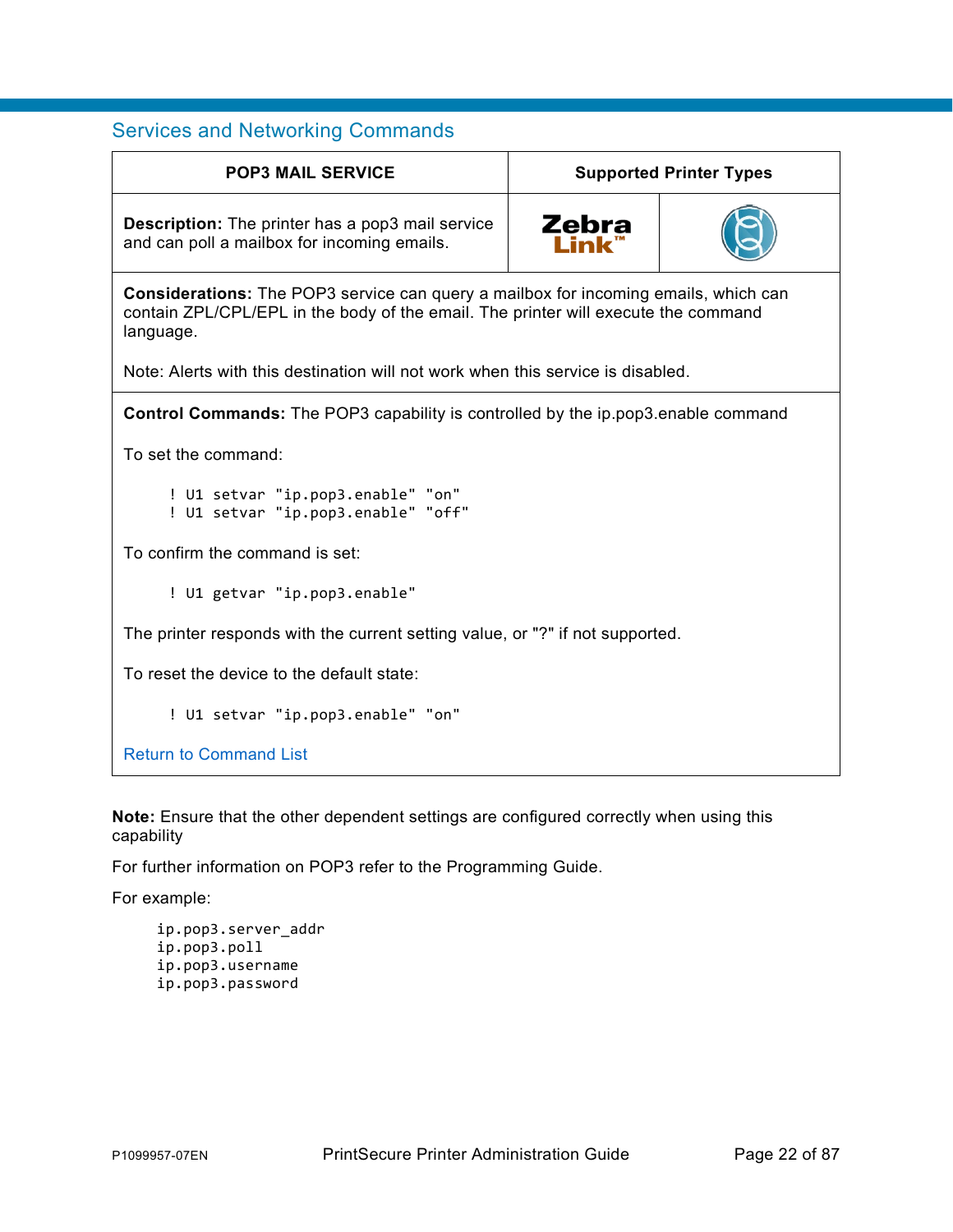## Services and Networking Commands

| POP3 MAIL SERVICE | Supported Printer Types | |
|---|---|---|
| **Description:** The printer has a pop3 mail service and can poll a mailbox for incoming emails. | Zebra Link™ | |

**Considerations:** The POP3 service can query a mailbox for incoming emails, which can contain ZPL/CPL/EPL in the body of the email. The printer will execute the command language.

Note: Alerts with this destination will not work when this service is disabled.

**Control Commands:** The POP3 capability is controlled by the ip.pop3.enable command

To set the command:

```
! U1 setvar "ip.pop3.enable" "on"
! U1 setvar "ip.pop3.enable" "off"
```

To confirm the command is set:

```
! U1 getvar "ip.pop3.enable"
```

The printer responds with the current setting value, or "?" if not supported.

To reset the device to the default state:

```
! U1 setvar "ip.pop3.enable" "on"
```

Return to Command List

**Note:** Ensure that the other dependent settings are configured correctly when using this capability

For further information on POP3 refer to the Programming Guide.

For example:

```
ip.pop3.server_addr
ip.pop3.poll
ip.pop3.username
ip.pop3.password
```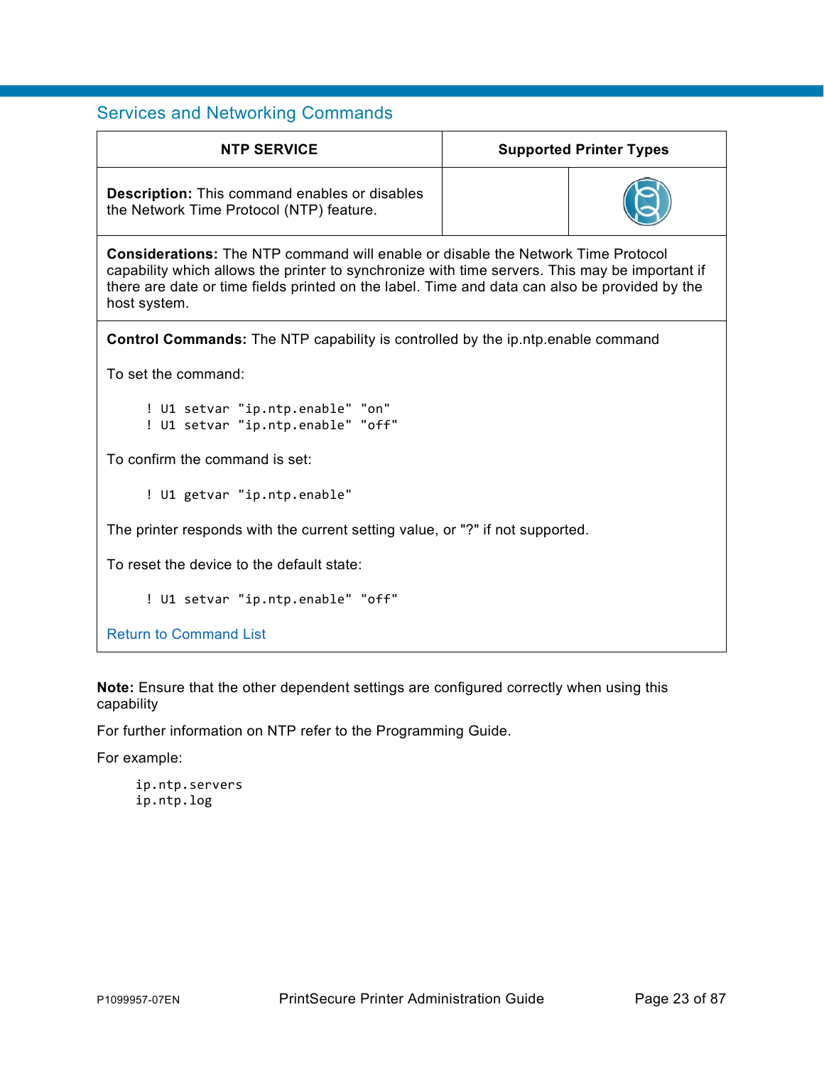## Services and Networking Commands

| NTP SERVICE | Supported Printer Types | |
|---|---|---|
| **Description:** This command enables or disables the Network Time Protocol (NTP) feature. | | |

**Considerations:** The NTP command will enable or disable the Network Time Protocol capability which allows the printer to synchronize with time servers. This may be important if there are date or time fields printed on the label. Time and data can also be provided by the host system.

**Control Commands:** The NTP capability is controlled by the ip.ntp.enable command

To set the command:

```
! U1 setvar "ip.ntp.enable" "on"
! U1 setvar "ip.ntp.enable" "off"
```

To confirm the command is set:

```
! U1 getvar "ip.ntp.enable"
```

The printer responds with the current setting value, or "?" if not supported.

To reset the device to the default state:

```
! U1 setvar "ip.ntp.enable" "off"
```

Return to Command List

**Note:** Ensure that the other dependent settings are configured correctly when using this capability

For further information on NTP refer to the Programming Guide.

For example:

```
ip.ntp.servers
ip.ntp.log
```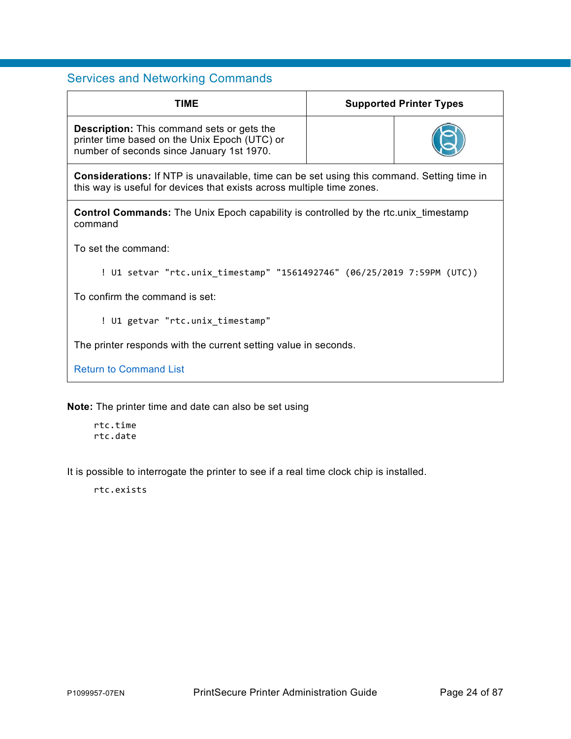## Services and Networking Commands

| TIME | Supported Printer Types | |
|---|---|---|
| **Description:** This command sets or gets the printer time based on the Unix Epoch (UTC) or number of seconds since January 1st 1970. | | |
| **Considerations:** If NTP is unavailable, time can be set using this command. Setting time in this way is useful for devices that exists across multiple time zones. | | |
| **Control Commands:** The Unix Epoch capability is controlled by the rtc.unix_timestamp command<br><br>To set the command:<br><br>`! U1 setvar "rtc.unix_timestamp" "1561492746" (06/25/2019 7:59PM (UTC))`<br><br>To confirm the command is set:<br><br>`! U1 getvar "rtc.unix_timestamp"`<br><br>The printer responds with the current setting value in seconds.<br><br>Return to Command List | | |

**Note:** The printer time and date can also be set using

```
rtc.time
rtc.date
```

It is possible to interrogate the printer to see if a real time clock chip is installed.

```
rtc.exists
```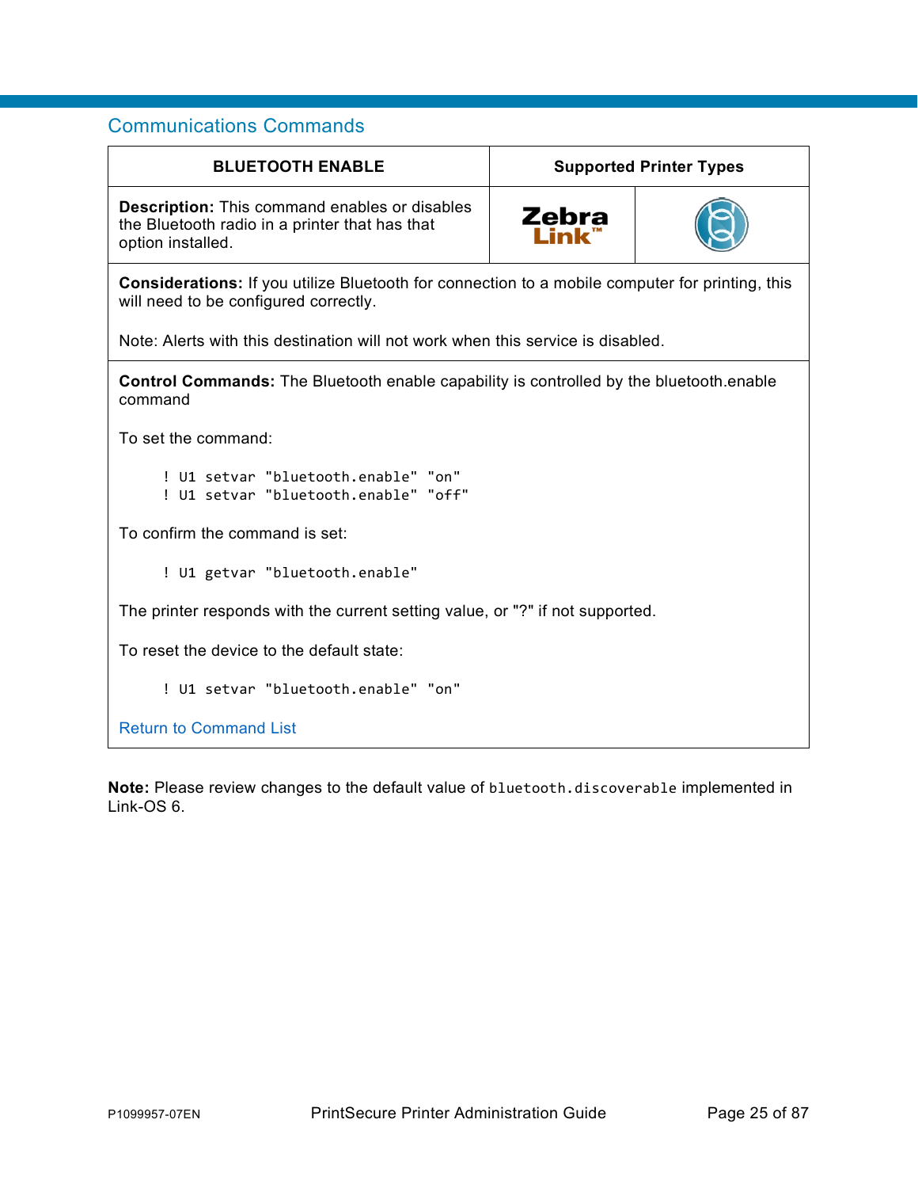## Communications Commands

| BLUETOOTH ENABLE | Supported Printer Types | |
|---|---|---|
| **Description:** This command enables or disables the Bluetooth radio in a printer that has that option installed. | Zebra Link™ | |

**Considerations:** If you utilize Bluetooth for connection to a mobile computer for printing, this will need to be configured correctly.

Note: Alerts with this destination will not work when this service is disabled.

**Control Commands:** The Bluetooth enable capability is controlled by the bluetooth.enable command

To set the command:

```
! U1 setvar "bluetooth.enable" "on"
! U1 setvar "bluetooth.enable" "off"
```

To confirm the command is set:

```
! U1 getvar "bluetooth.enable"
```

The printer responds with the current setting value, or "?" if not supported.

To reset the device to the default state:

```
! U1 setvar "bluetooth.enable" "on"
```

Return to Command List

**Note:** Please review changes to the default value of `bluetooth.discoverable` implemented in Link-OS 6.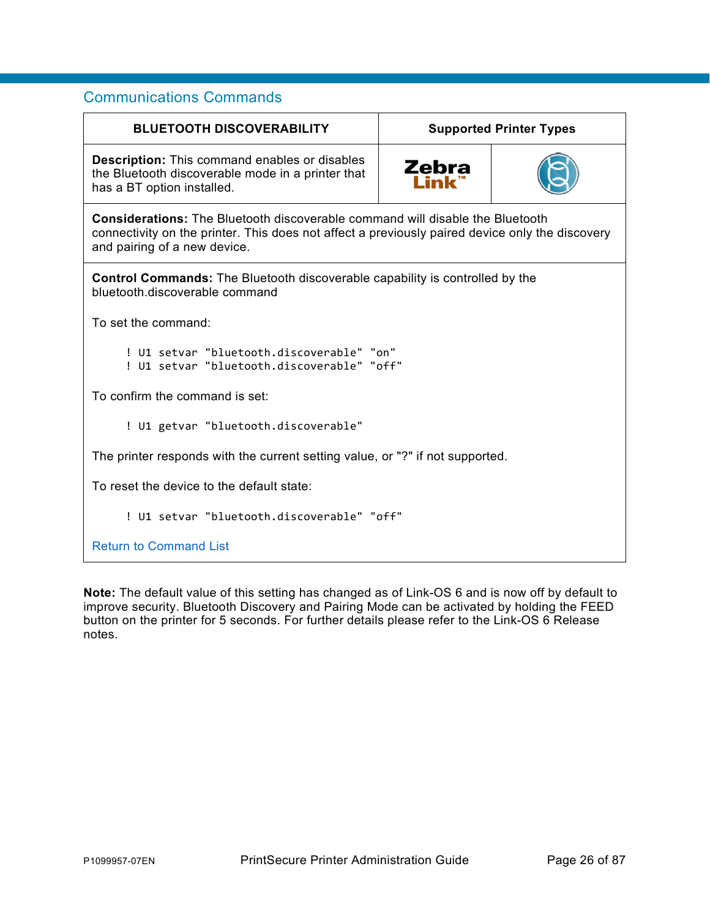## Communications Commands

| BLUETOOTH DISCOVERABILITY | Supported Printer Types | |
|---|---|---|
| **Description:** This command enables or disables the Bluetooth discoverable mode in a printer that has a BT option installed. | Zebra Link™ | |

**Considerations:** The Bluetooth discoverable command will disable the Bluetooth connectivity on the printer. This does not affect a previously paired device only the discovery and pairing of a new device.

**Control Commands:** The Bluetooth discoverable capability is controlled by the bluetooth.discoverable command

To set the command:

```
! U1 setvar "bluetooth.discoverable" "on"
! U1 setvar "bluetooth.discoverable" "off"
```

To confirm the command is set:

```
! U1 getvar "bluetooth.discoverable"
```

The printer responds with the current setting value, or "?" if not supported.

To reset the device to the default state:

```
! U1 setvar "bluetooth.discoverable" "off"
```

Return to Command List

**Note:** The default value of this setting has changed as of Link-OS 6 and is now off by default to improve security. Bluetooth Discovery and Pairing Mode can be activated by holding the FEED button on the printer for 5 seconds. For further details please refer to the Link-OS 6 Release notes.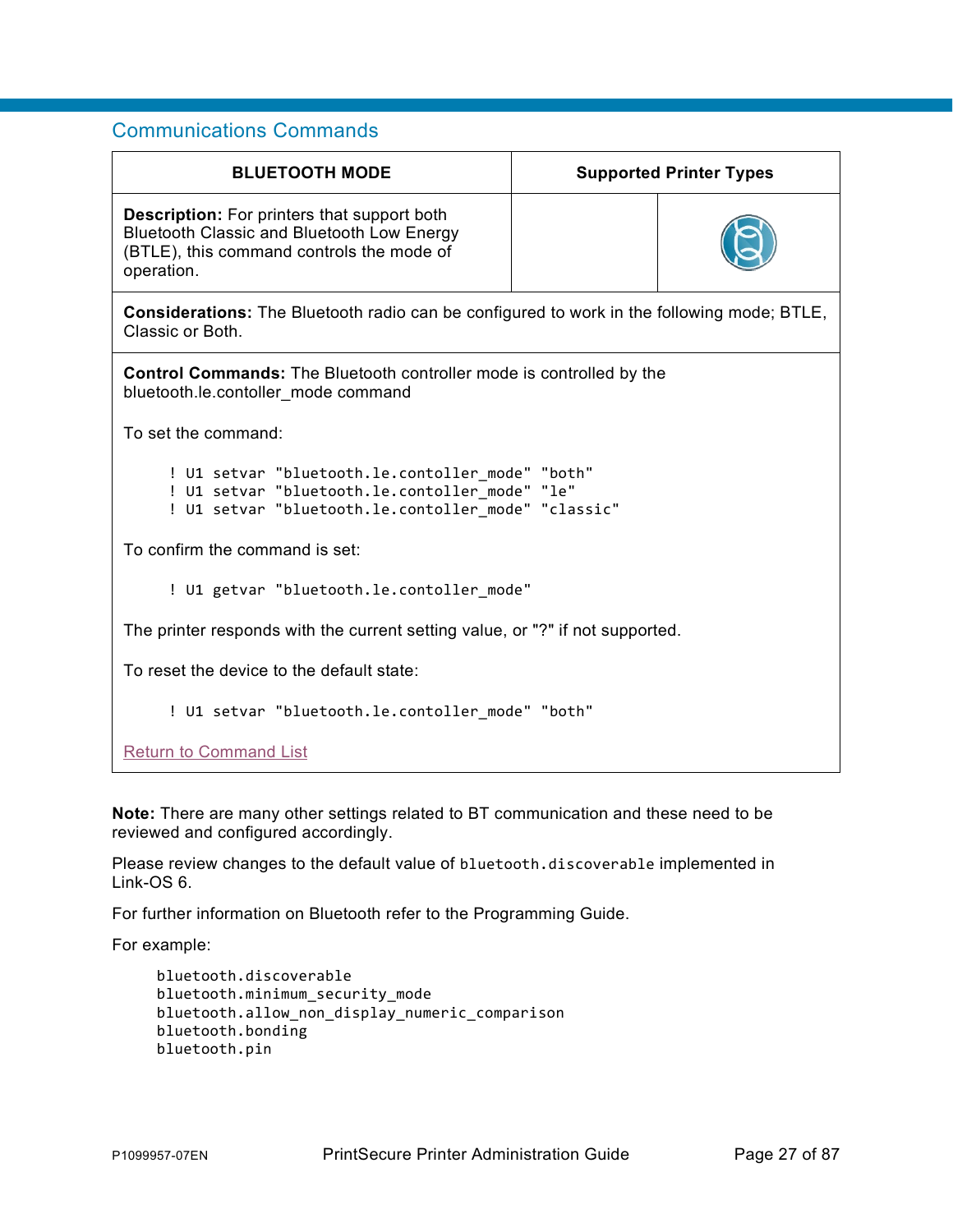## Communications Commands

| BLUETOOTH MODE | Supported Printer Types | |
|---|---|---|
| **Description:** For printers that support both Bluetooth Classic and Bluetooth Low Energy (BTLE), this command controls the mode of operation. | | |

**Considerations:** The Bluetooth radio can be configured to work in the following mode; BTLE, Classic or Both.

**Control Commands:** The Bluetooth controller mode is controlled by the bluetooth.le.contoller_mode command

To set the command:

```
! U1 setvar "bluetooth.le.contoller_mode" "both"
! U1 setvar "bluetooth.le.contoller_mode" "le"
! U1 setvar "bluetooth.le.contoller_mode" "classic"
```

To confirm the command is set:

```
! U1 getvar "bluetooth.le.contoller_mode"
```

The printer responds with the current setting value, or "?" if not supported.

To reset the device to the default state:

```
! U1 setvar "bluetooth.le.contoller_mode" "both"
```

Return to Command List

**Note:** There are many other settings related to BT communication and these need to be reviewed and configured accordingly.

Please review changes to the default value of `bluetooth.discoverable` implemented in Link-OS 6.

For further information on Bluetooth refer to the Programming Guide.

For example:

```
bluetooth.discoverable
bluetooth.minimum_security_mode
bluetooth.allow_non_display_numeric_comparison
bluetooth.bonding
bluetooth.pin
```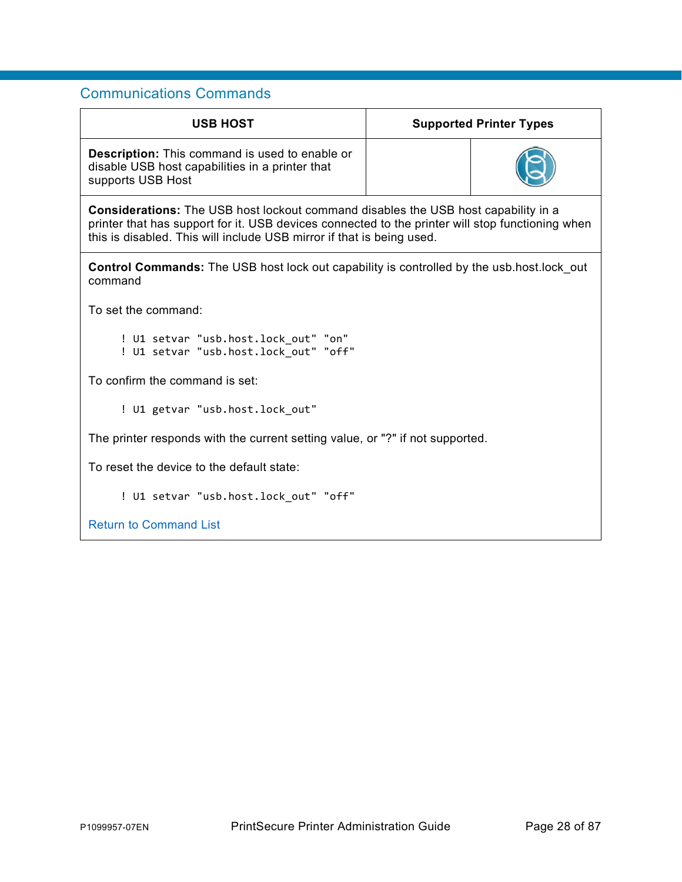## Communications Commands

| USB HOST | Supported Printer Types | |
|---|---|---|
| **Description:** This command is used to enable or disable USB host capabilities in a printer that supports USB Host | | |

**Considerations:** The USB host lockout command disables the USB host capability in a printer that has support for it. USB devices connected to the printer will stop functioning when this is disabled. This will include USB mirror if that is being used.

**Control Commands:** The USB host lock out capability is controlled by the usb.host.lock_out command

To set the command:

```
! U1 setvar "usb.host.lock_out" "on"
! U1 setvar "usb.host.lock_out" "off"
```

To confirm the command is set:

```
! U1 getvar "usb.host.lock_out"
```

The printer responds with the current setting value, or "?" if not supported.

To reset the device to the default state:

```
! U1 setvar "usb.host.lock_out" "off"
```

Return to Command List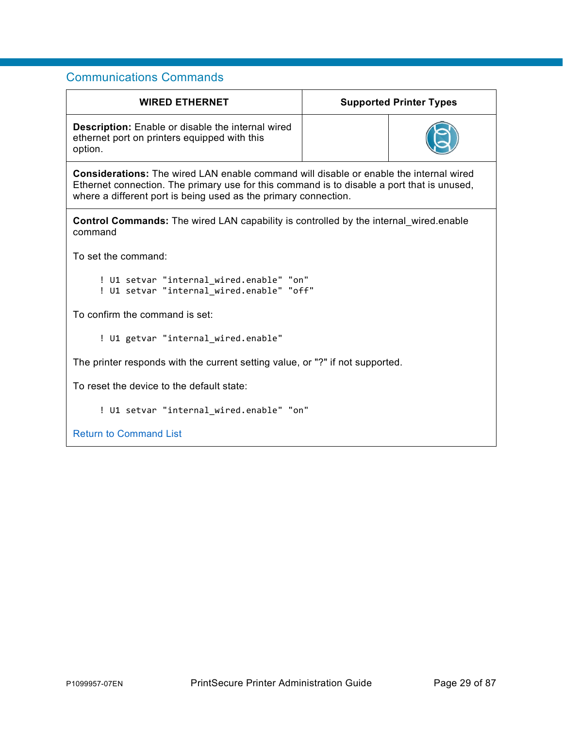## Communications Commands

| WIRED ETHERNET | Supported Printer Types | |
|---|---|---|
| **Description:** Enable or disable the internal wired ethernet port on printers equipped with this option. | | |

**Considerations:** The wired LAN enable command will disable or enable the internal wired Ethernet connection. The primary use for this command is to disable a port that is unused, where a different port is being used as the primary connection.

**Control Commands:** The wired LAN capability is controlled by the internal_wired.enable command

To set the command:

```
! U1 setvar "internal_wired.enable" "on"
! U1 setvar "internal_wired.enable" "off"
```

To confirm the command is set:

```
! U1 getvar "internal_wired.enable"
```

The printer responds with the current setting value, or "?" if not supported.

To reset the device to the default state:

```
! U1 setvar "internal_wired.enable" "on"
```

Return to Command List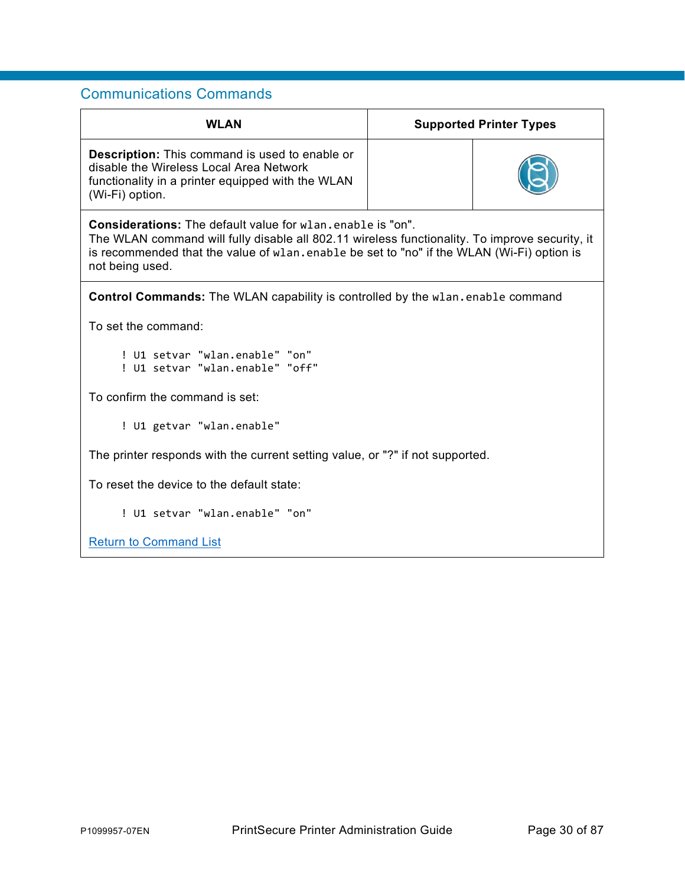## Communications Commands

| WLAN | Supported Printer Types | |
|---|---|---|
| **Description:** This command is used to enable or disable the Wireless Local Area Network functionality in a printer equipped with the WLAN (Wi-Fi) option. | | |

**Considerations:** The default value for `wlan.enable` is "on".
The WLAN command will fully disable all 802.11 wireless functionality. To improve security, it is recommended that the value of `wlan.enable` be set to "no" if the WLAN (Wi-Fi) option is not being used.

**Control Commands:** The WLAN capability is controlled by the `wlan.enable` command

To set the command:

```
! U1 setvar "wlan.enable" "on"
! U1 setvar "wlan.enable" "off"
```

To confirm the command is set:

```
! U1 getvar "wlan.enable"
```

The printer responds with the current setting value, or "?" if not supported.

To reset the device to the default state:

```
! U1 setvar "wlan.enable" "on"
```

Return to Command List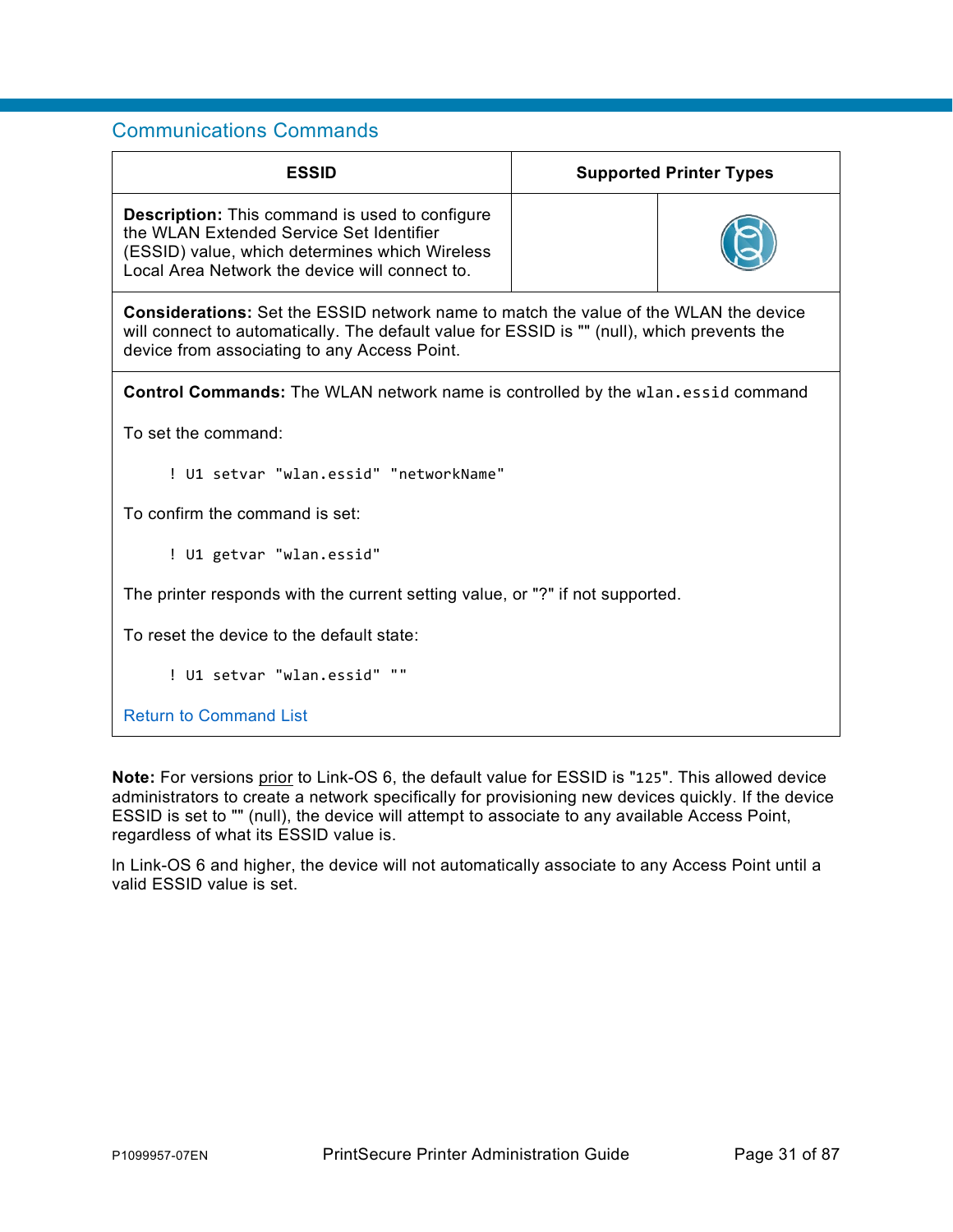## Communications Commands

| ESSID | Supported Printer Types | |
|---|---|---|
| **Description:** This command is used to configure the WLAN Extended Service Set Identifier (ESSID) value, which determines which Wireless Local Area Network the device will connect to. | | |
| **Considerations:** Set the ESSID network name to match the value of the WLAN the device will connect to automatically. The default value for ESSID is "" (null), which prevents the device from associating to any Access Point. | | |

**Control Commands:** The WLAN network name is controlled by the `wlan.essid` command

To set the command:

```
! U1 setvar "wlan.essid" "networkName"
```

To confirm the command is set:

```
! U1 getvar "wlan.essid"
```

The printer responds with the current setting value, or "?" if not supported.

To reset the device to the default state:

```
! U1 setvar "wlan.essid" ""
```

Return to Command List

**Note:** For versions prior to Link-OS 6, the default value for ESSID is "125". This allowed device administrators to create a network specifically for provisioning new devices quickly. If the device ESSID is set to "" (null), the device will attempt to associate to any available Access Point, regardless of what its ESSID value is.

In Link-OS 6 and higher, the device will not automatically associate to any Access Point until a valid ESSID value is set.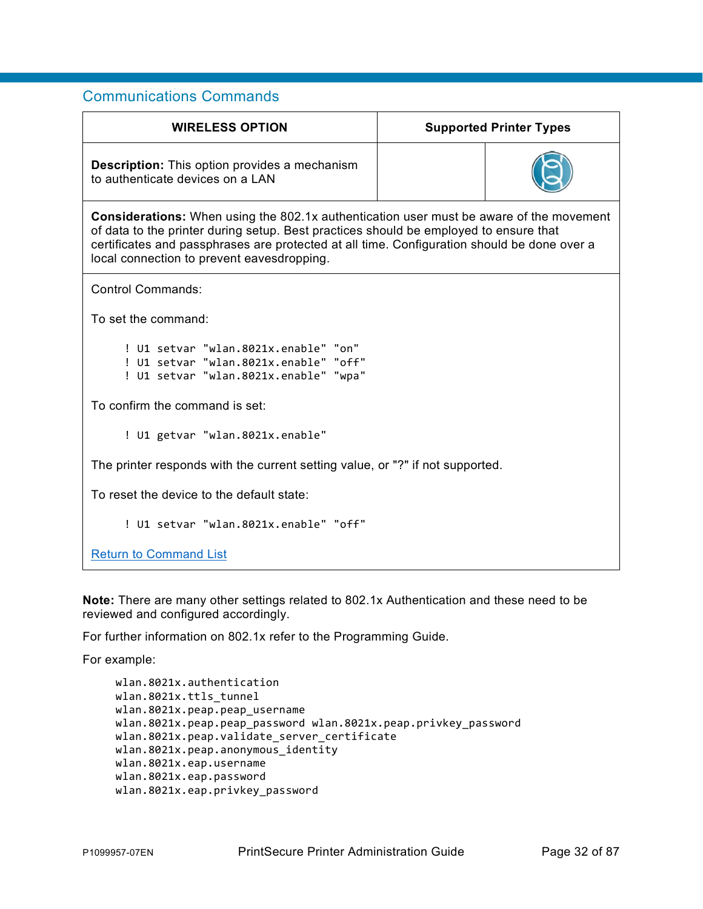## Communications Commands

| WIRELESS OPTION | Supported Printer Types | |
|---|---|---|
| **Description:** This option provides a mechanism to authenticate devices on a LAN | | |

**Considerations:** When using the 802.1x authentication user must be aware of the movement of data to the printer during setup. Best practices should be employed to ensure that certificates and passphrases are protected at all time. Configuration should be done over a local connection to prevent eavesdropping.

Control Commands:

To set the command:

```
! U1 setvar "wlan.8021x.enable" "on"
! U1 setvar "wlan.8021x.enable" "off"
! U1 setvar "wlan.8021x.enable" "wpa"
```

To confirm the command is set:

```
! U1 getvar "wlan.8021x.enable"
```

The printer responds with the current setting value, or "?" if not supported.

To reset the device to the default state:

```
! U1 setvar "wlan.8021x.enable" "off"
```

Return to Command List

**Note:** There are many other settings related to 802.1x Authentication and these need to be reviewed and configured accordingly.

For further information on 802.1x refer to the Programming Guide.

For example:

```
wlan.8021x.authentication
wlan.8021x.ttls_tunnel
wlan.8021x.peap.peap_username
wlan.8021x.peap.peap_password wlan.8021x.peap.privkey_password
wlan.8021x.peap.validate_server_certificate
wlan.8021x.peap.anonymous_identity
wlan.8021x.eap.username
wlan.8021x.eap.password
wlan.8021x.eap.privkey_password
```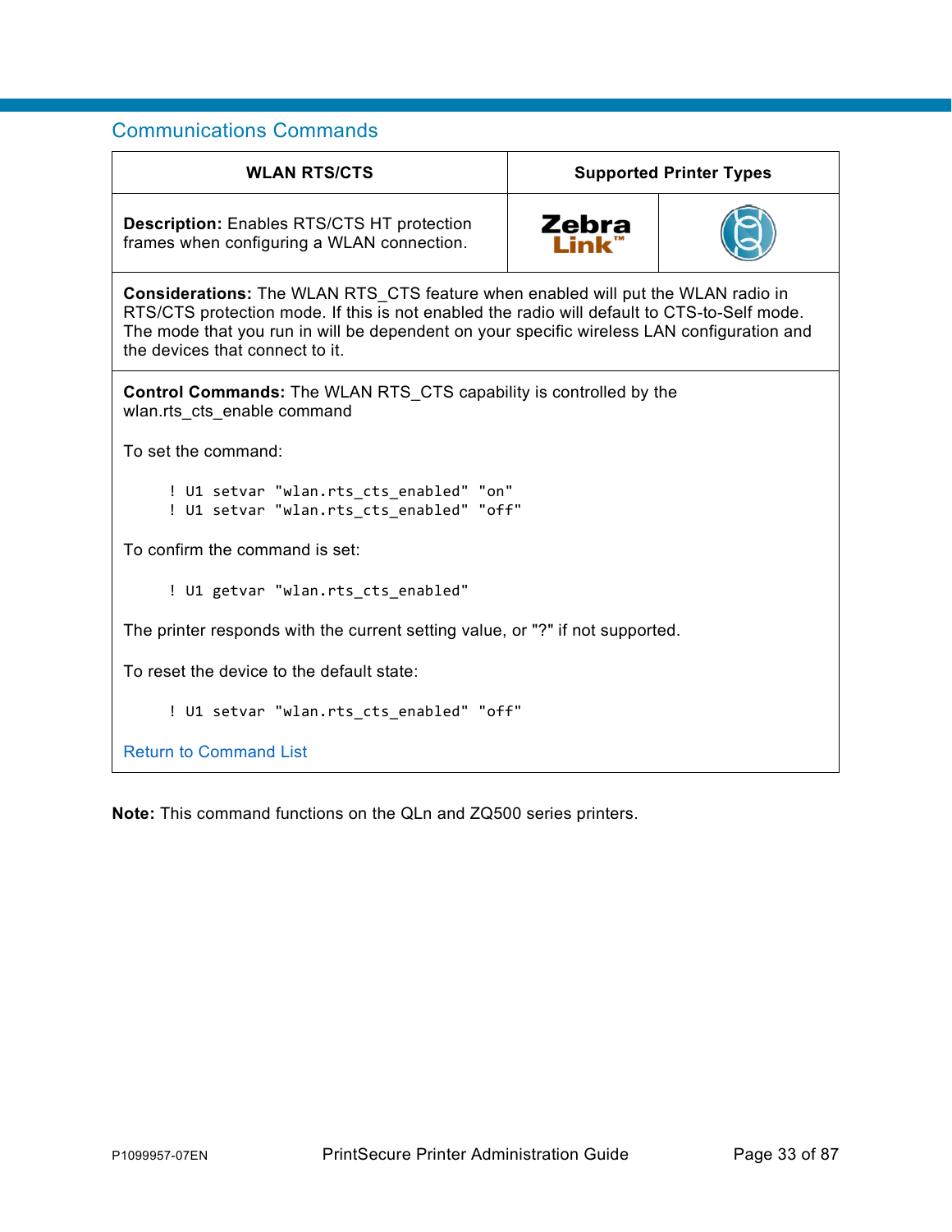## Communications Commands

| WLAN RTS/CTS | Supported Printer Types | |
|---|---|---|
| **Description:** Enables RTS/CTS HT protection frames when configuring a WLAN connection. | Zebra Link™ | |

**Considerations:** The WLAN RTS_CTS feature when enabled will put the WLAN radio in RTS/CTS protection mode. If this is not enabled the radio will default to CTS-to-Self mode. The mode that you run in will be dependent on your specific wireless LAN configuration and the devices that connect to it.

**Control Commands:** The WLAN RTS_CTS capability is controlled by the wlan.rts_cts_enable command

To set the command:

```
! U1 setvar "wlan.rts_cts_enabled" "on"
! U1 setvar "wlan.rts_cts_enabled" "off"
```

To confirm the command is set:

```
! U1 getvar "wlan.rts_cts_enabled"
```

The printer responds with the current setting value, or "?" if not supported.

To reset the device to the default state:

```
! U1 setvar "wlan.rts_cts_enabled" "off"
```

Return to Command List

**Note:** This command functions on the QLn and ZQ500 series printers.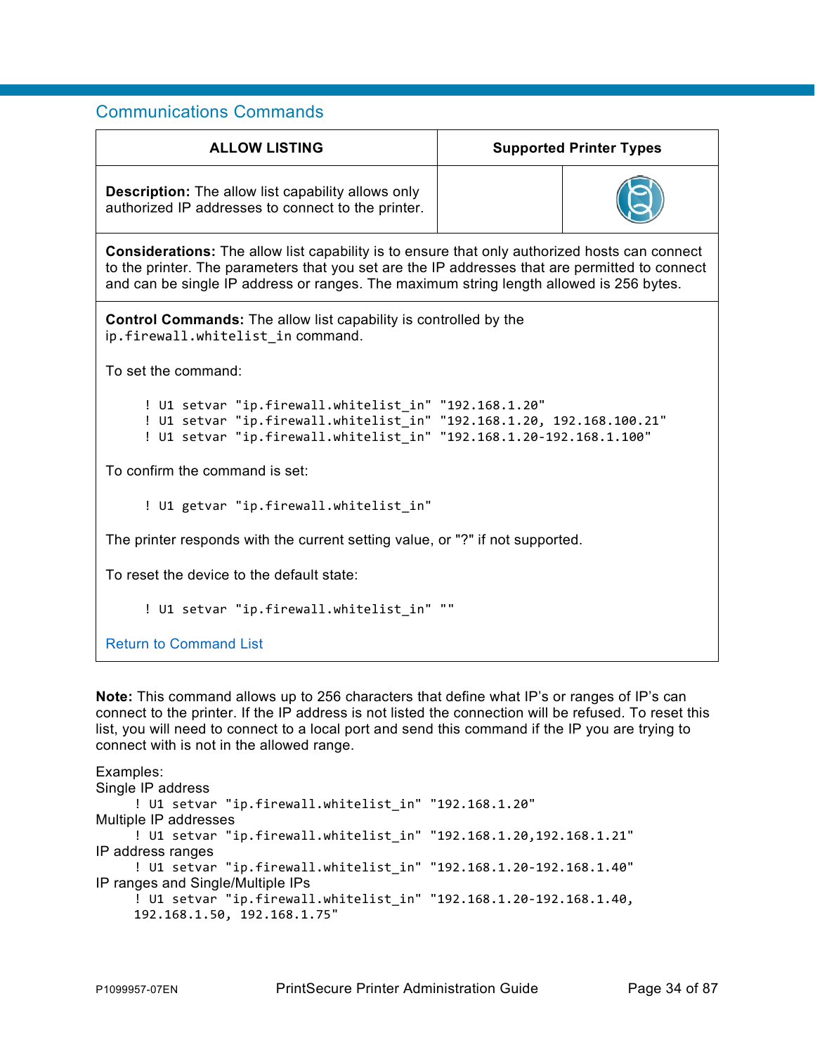## Communications Commands

| ALLOW LISTING | Supported Printer Types | |
|---|---|---|
| **Description:** The allow list capability allows only authorized IP addresses to connect to the printer. | | |
| **Considerations:** The allow list capability is to ensure that only authorized hosts can connect to the printer. The parameters that you set are the IP addresses that are permitted to connect and can be single IP address or ranges. The maximum string length allowed is 256 bytes. | | |

**Control Commands:** The allow list capability is controlled by the `ip.firewall.whitelist_in` command.

To set the command:

```
! U1 setvar "ip.firewall.whitelist_in" "192.168.1.20"
! U1 setvar "ip.firewall.whitelist_in" "192.168.1.20, 192.168.100.21"
! U1 setvar "ip.firewall.whitelist_in" "192.168.1.20-192.168.1.100"
```

To confirm the command is set:

```
! U1 getvar "ip.firewall.whitelist_in"
```

The printer responds with the current setting value, or "?" if not supported.

To reset the device to the default state:

```
! U1 setvar "ip.firewall.whitelist_in" ""
```

Return to Command List

**Note:** This command allows up to 256 characters that define what IP's or ranges of IP's can connect to the printer. If the IP address is not listed the connection will be refused. To reset this list, you will need to connect to a local port and send this command if the IP you are trying to connect with is not in the allowed range.

Examples:

Single IP address

```
! U1 setvar "ip.firewall.whitelist_in" "192.168.1.20"
```

Multiple IP addresses

```
! U1 setvar "ip.firewall.whitelist_in" "192.168.1.20,192.168.1.21"
```

IP address ranges

```
! U1 setvar "ip.firewall.whitelist_in" "192.168.1.20-192.168.1.40"
```

IP ranges and Single/Multiple IPs

```
! U1 setvar "ip.firewall.whitelist_in" "192.168.1.20-192.168.1.40,
192.168.1.50, 192.168.1.75"
```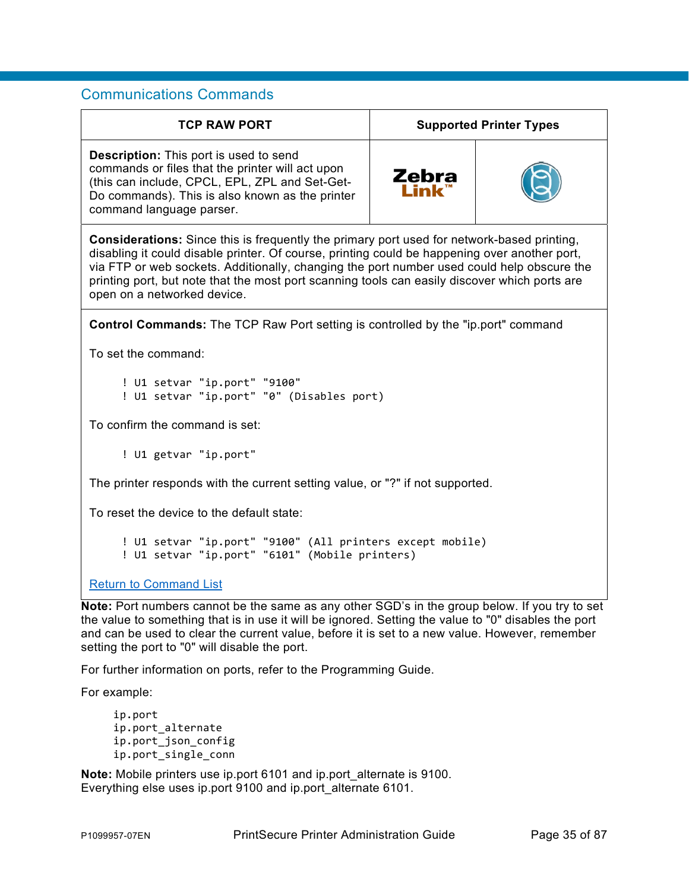## Communications Commands

<table>
<tr><th>TCP RAW PORT</th><th colspan="2">Supported Printer Types</th></tr>
<tr><td><b>Description:</b> This port is used to send commands or files that the printer will act upon (this can include, CPCL, EPL, ZPL and Set-Get-Do commands). This is also known as the printer command language parser.</td><td>Zebra Link™</td><td></td></tr>
<tr><td colspan="3"><b>Considerations:</b> Since this is frequently the primary port used for network-based printing, disabling it could disable printer. Of course, printing could be happening over another port, via FTP or web sockets. Additionally, changing the port number used could help obscure the printing port, but note that the most port scanning tools can easily discover which ports are open on a networked device.</td></tr>
<tr><td colspan="3"><b>Control Commands:</b> The TCP Raw Port setting is controlled by the "ip.port" command<br><br>To set the command:<br><br><code>! U1 setvar "ip.port" "9100"</code><br><code>! U1 setvar "ip.port" "0" (Disables port)</code><br><br>To confirm the command is set:<br><br><code>! U1 getvar "ip.port"</code><br><br>The printer responds with the current setting value, or "?" if not supported.<br><br>To reset the device to the default state:<br><br><code>! U1 setvar "ip.port" "9100" (All printers except mobile)</code><br><code>! U1 setvar "ip.port" "6101" (Mobile printers)</code><br><br>Return to Command List</td></tr>
</table>

**Note:** Port numbers cannot be the same as any other SGD's in the group below. If you try to set the value to something that is in use it will be ignored. Setting the value to "0" disables the port and can be used to clear the current value, before it is set to a new value. However, remember setting the port to "0" will disable the port.

For further information on ports, refer to the Programming Guide.

For example:

```
ip.port
ip.port_alternate
ip.port_json_config
ip.port_single_conn
```

**Note:** Mobile printers use ip.port 6101 and ip.port_alternate is 9100.
Everything else uses ip.port 9100 and ip.port_alternate 6101.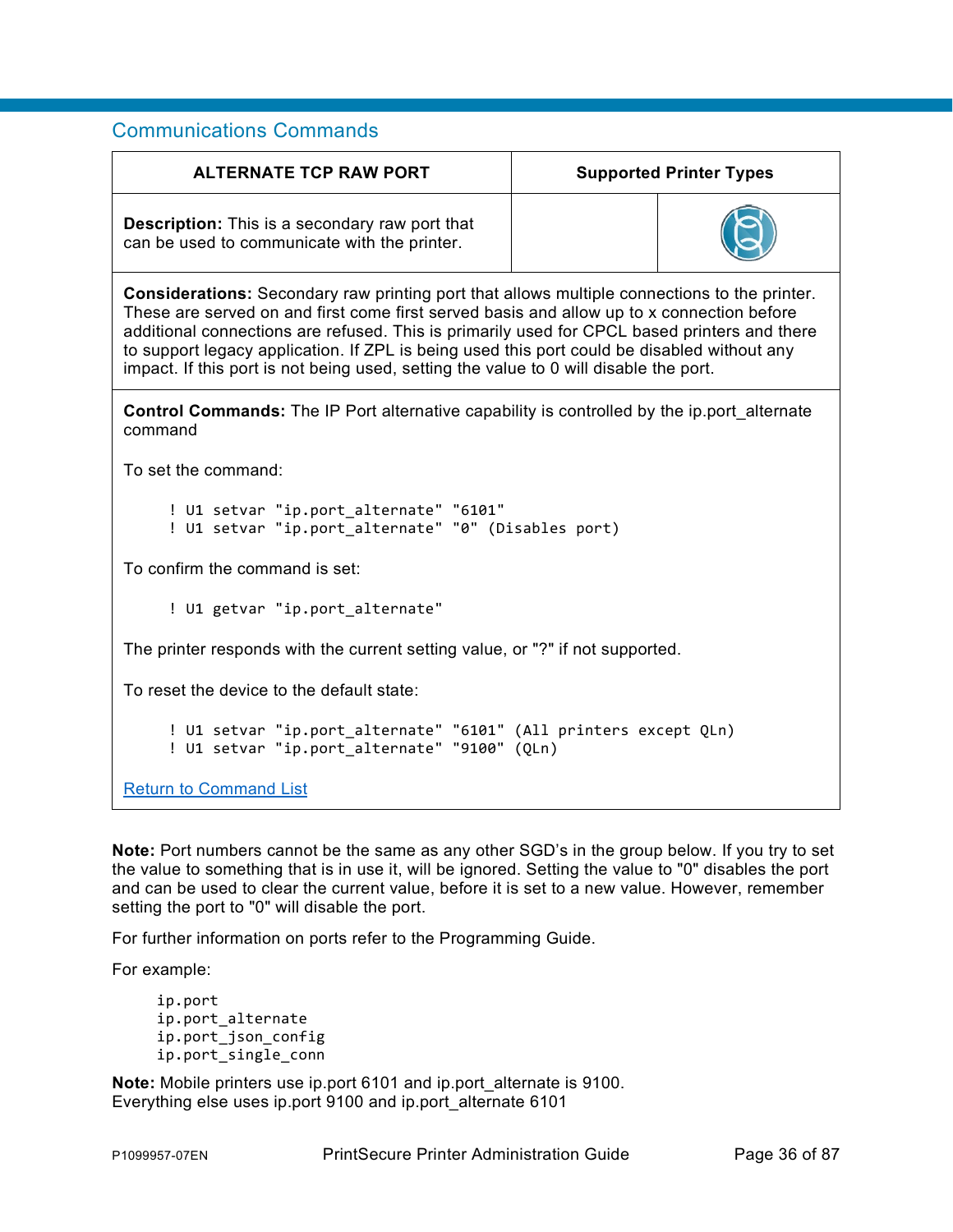## Communications Commands

| ALTERNATE TCP RAW PORT | Supported Printer Types | |
|---|---|---|
| **Description:** This is a secondary raw port that can be used to communicate with the printer. | | |

**Considerations:** Secondary raw printing port that allows multiple connections to the printer. These are served on and first come first served basis and allow up to x connection before additional connections are refused. This is primarily used for CPCL based printers and there to support legacy application. If ZPL is being used this port could be disabled without any impact. If this port is not being used, setting the value to 0 will disable the port.

**Control Commands:** The IP Port alternative capability is controlled by the ip.port_alternate command

To set the command:

```
! U1 setvar "ip.port_alternate" "6101"
! U1 setvar "ip.port_alternate" "0" (Disables port)
```

To confirm the command is set:

```
! U1 getvar "ip.port_alternate"
```

The printer responds with the current setting value, or "?" if not supported.

To reset the device to the default state:

```
! U1 setvar "ip.port_alternate" "6101" (All printers except QLn)
! U1 setvar "ip.port_alternate" "9100" (QLn)
```

Return to Command List

**Note:** Port numbers cannot be the same as any other SGD's in the group below. If you try to set the value to something that is in use it, will be ignored. Setting the value to "0" disables the port and can be used to clear the current value, before it is set to a new value. However, remember setting the port to "0" will disable the port.

For further information on ports refer to the Programming Guide.

For example:

```
ip.port
ip.port_alternate
ip.port_json_config
ip.port_single_conn
```

**Note:** Mobile printers use ip.port 6101 and ip.port_alternate is 9100.
Everything else uses ip.port 9100 and ip.port_alternate 6101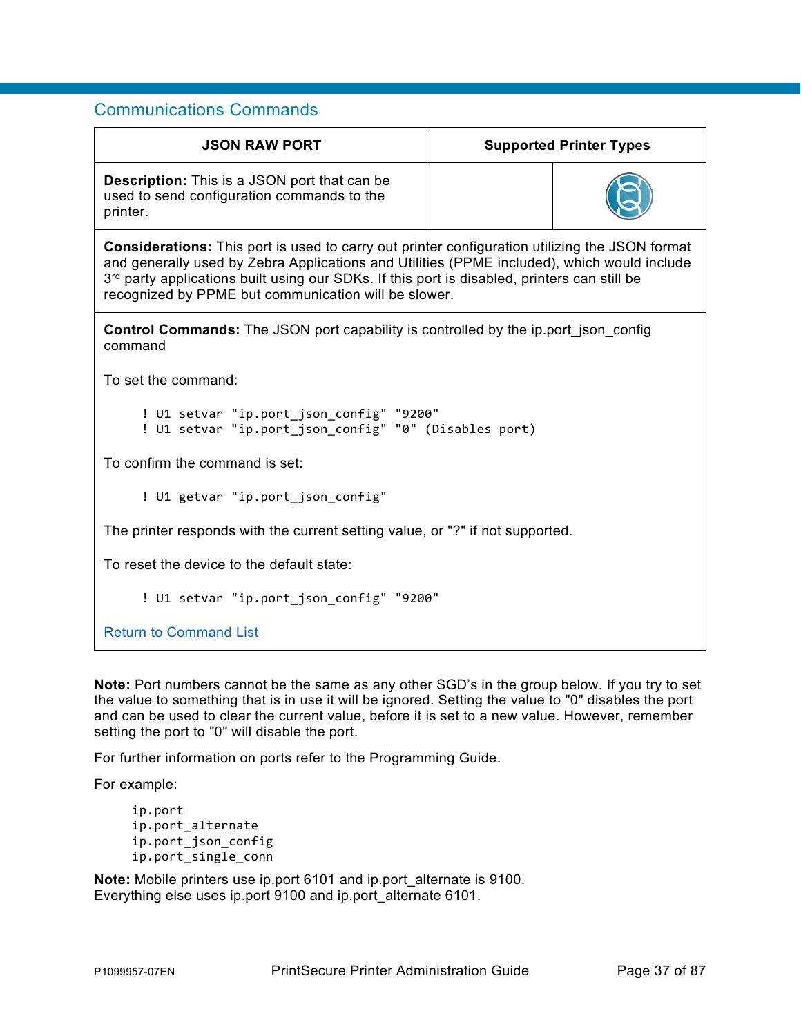## Communications Commands

| JSON RAW PORT | Supported Printer Types | |
|---|---|---|
| **Description:** This is a JSON port that can be used to send configuration commands to the printer. | | |

**Considerations:** This port is used to carry out printer configuration utilizing the JSON format and generally used by Zebra Applications and Utilities (PPME included), which would include 3rd party applications built using our SDKs. If this port is disabled, printers can still be recognized by PPME but communication will be slower.

**Control Commands:** The JSON port capability is controlled by the ip.port_json_config command

To set the command:

```
! U1 setvar "ip.port_json_config" "9200"
! U1 setvar "ip.port_json_config" "0" (Disables port)
```

To confirm the command is set:

```
! U1 getvar "ip.port_json_config"
```

The printer responds with the current setting value, or "?" if not supported.

To reset the device to the default state:

```
! U1 setvar "ip.port_json_config" "9200"
```

Return to Command List

**Note:** Port numbers cannot be the same as any other SGD's in the group below. If you try to set the value to something that is in use it will be ignored. Setting the value to "0" disables the port and can be used to clear the current value, before it is set to a new value. However, remember setting the port to "0" will disable the port.

For further information on ports refer to the Programming Guide.

For example:

```
ip.port
ip.port_alternate
ip.port_json_config
ip.port_single_conn
```

**Note:** Mobile printers use ip.port 6101 and ip.port_alternate is 9100.
Everything else uses ip.port 9100 and ip.port_alternate 6101.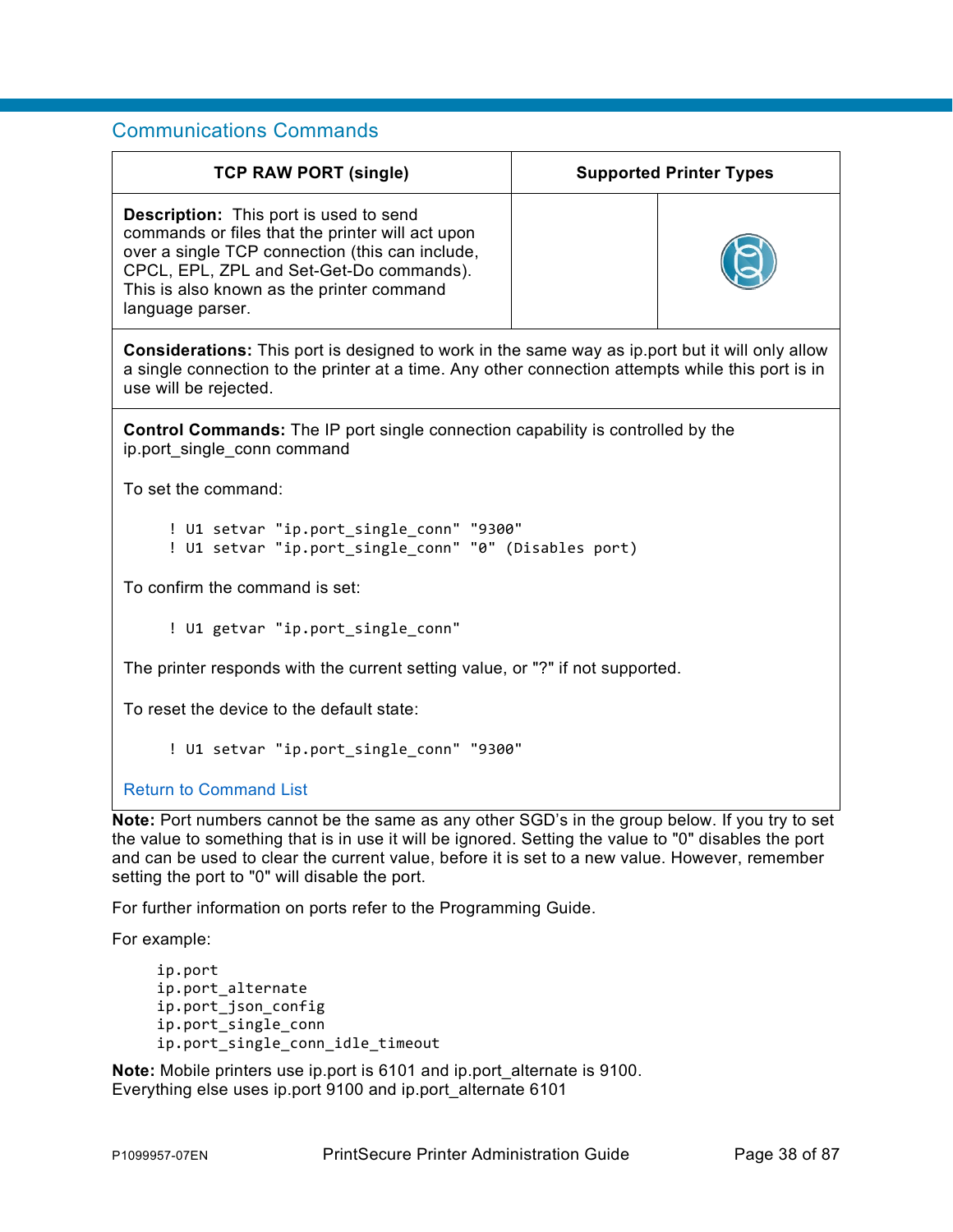## Communications Commands

| TCP RAW PORT (single) | Supported Printer Types | |
|---|---|---|
| **Description:** This port is used to send commands or files that the printer will act upon over a single TCP connection (this can include, CPCL, EPL, ZPL and Set-Get-Do commands). This is also known as the printer command language parser. | | |

**Considerations:** This port is designed to work in the same way as ip.port but it will only allow a single connection to the printer at a time. Any other connection attempts while this port is in use will be rejected.

**Control Commands:** The IP port single connection capability is controlled by the ip.port_single_conn command

To set the command:

```
! U1 setvar "ip.port_single_conn" "9300"
! U1 setvar "ip.port_single_conn" "0" (Disables port)
```

To confirm the command is set:

```
! U1 getvar "ip.port_single_conn"
```

The printer responds with the current setting value, or "?" if not supported.

To reset the device to the default state:

```
! U1 setvar "ip.port_single_conn" "9300"
```

Return to Command List

**Note:** Port numbers cannot be the same as any other SGD's in the group below. If you try to set the value to something that is in use it will be ignored. Setting the value to "0" disables the port and can be used to clear the current value, before it is set to a new value. However, remember setting the port to "0" will disable the port.

For further information on ports refer to the Programming Guide.

For example:

```
ip.port
ip.port_alternate
ip.port_json_config
ip.port_single_conn
ip.port_single_conn_idle_timeout
```

**Note:** Mobile printers use ip.port is 6101 and ip.port_alternate is 9100.
Everything else uses ip.port 9100 and ip.port_alternate 6101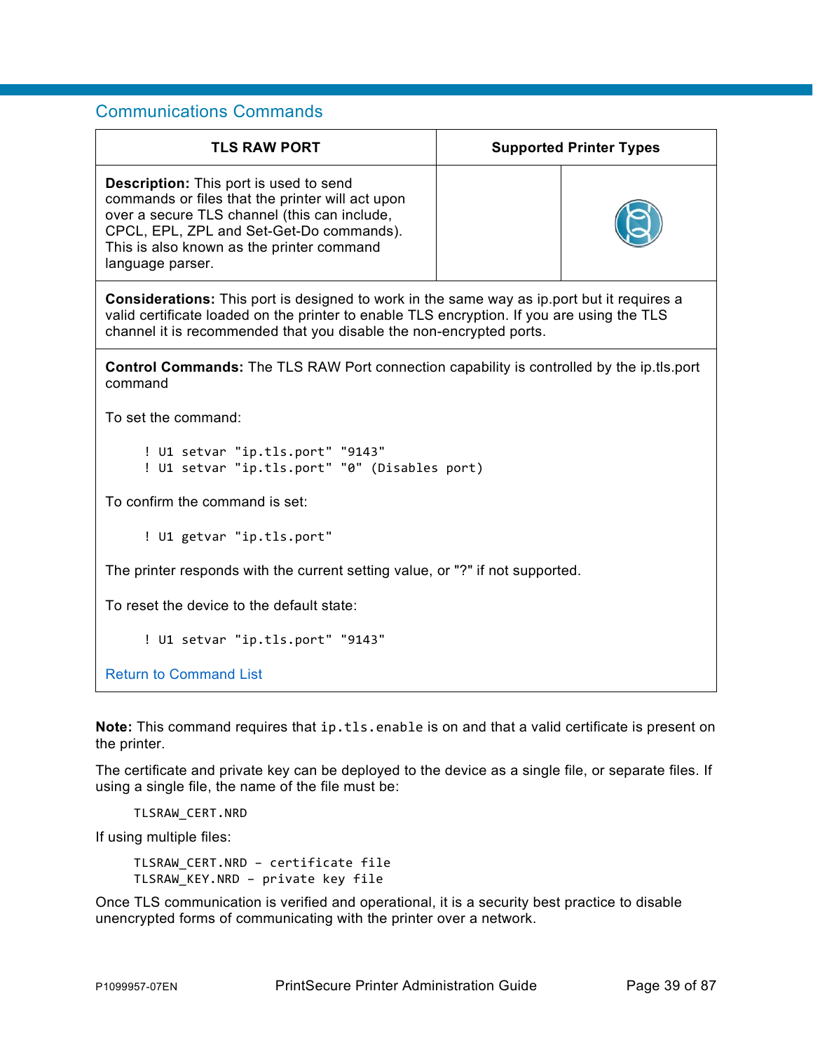## Communications Commands

| TLS RAW PORT | Supported Printer Types | |
|---|---|---|
| **Description:** This port is used to send commands or files that the printer will act upon over a secure TLS channel (this can include, CPCL, EPL, ZPL and Set-Get-Do commands). This is also known as the printer command language parser. | | |
| **Considerations:** This port is designed to work in the same way as ip.port but it requires a valid certificate loaded on the printer to enable TLS encryption. If you are using the TLS channel it is recommended that you disable the non-encrypted ports. | | |

**Control Commands:** The TLS RAW Port connection capability is controlled by the ip.tls.port command

To set the command:

```
! U1 setvar "ip.tls.port" "9143"
! U1 setvar "ip.tls.port" "0" (Disables port)
```

To confirm the command is set:

```
! U1 getvar "ip.tls.port"
```

The printer responds with the current setting value, or "?" if not supported.

To reset the device to the default state:

```
! U1 setvar "ip.tls.port" "9143"
```

Return to Command List

**Note:** This command requires that `ip.tls.enable` is on and that a valid certificate is present on the printer.

The certificate and private key can be deployed to the device as a single file, or separate files. If using a single file, the name of the file must be:

```
TLSRAW_CERT.NRD
```

If using multiple files:

```
TLSRAW_CERT.NRD – certificate file
TLSRAW_KEY.NRD – private key file
```

Once TLS communication is verified and operational, it is a security best practice to disable unencrypted forms of communicating with the printer over a network.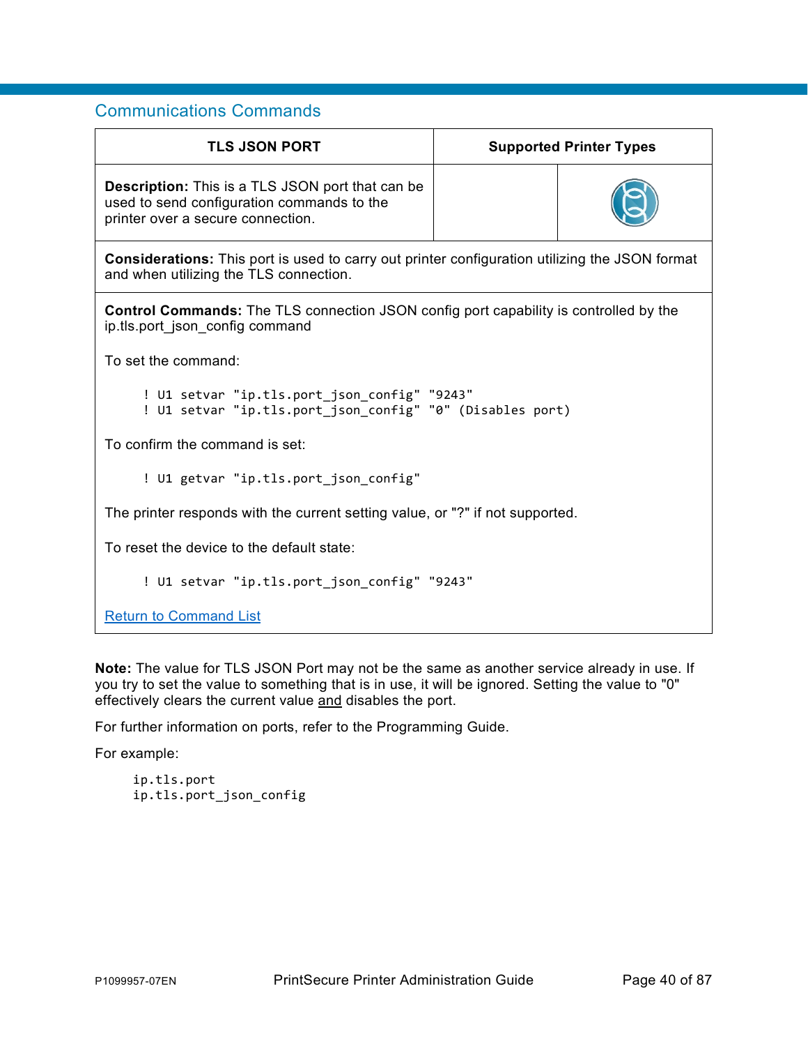## Communications Commands

| TLS JSON PORT | Supported Printer Types | |
|---|---|---|
| **Description:** This is a TLS JSON port that can be used to send configuration commands to the printer over a secure connection. | | |

**Considerations:** This port is used to carry out printer configuration utilizing the JSON format and when utilizing the TLS connection.

**Control Commands:** The TLS connection JSON config port capability is controlled by the ip.tls.port_json_config command

To set the command:

```
! U1 setvar "ip.tls.port_json_config" "9243"
! U1 setvar "ip.tls.port_json_config" "0" (Disables port)
```

To confirm the command is set:

```
! U1 getvar "ip.tls.port_json_config"
```

The printer responds with the current setting value, or "?" if not supported.

To reset the device to the default state:

```
! U1 setvar "ip.tls.port_json_config" "9243"
```

Return to Command List

**Note:** The value for TLS JSON Port may not be the same as another service already in use. If you try to set the value to something that is in use, it will be ignored. Setting the value to "0" effectively clears the current value and disables the port.

For further information on ports, refer to the Programming Guide.

For example:

```
ip.tls.port
ip.tls.port_json_config
```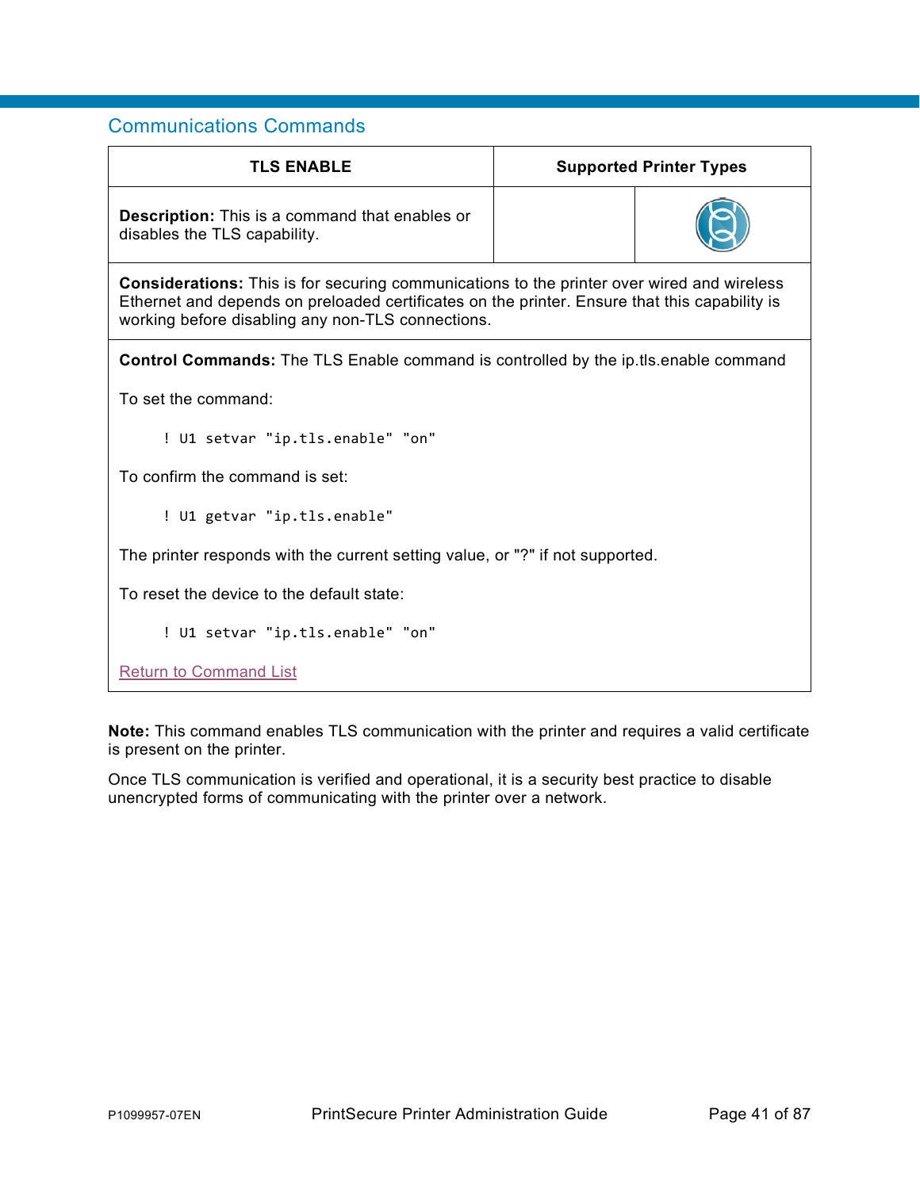## Communications Commands

| TLS ENABLE | Supported Printer Types | |
|---|---|---|
| **Description:** This is a command that enables or disables the TLS capability. | | |

**Considerations:** This is for securing communications to the printer over wired and wireless Ethernet and depends on preloaded certificates on the printer. Ensure that this capability is working before disabling any non-TLS connections.

**Control Commands:** The TLS Enable command is controlled by the ip.tls.enable command

To set the command:

```
! U1 setvar "ip.tls.enable" "on"
```

To confirm the command is set:

```
! U1 getvar "ip.tls.enable"
```

The printer responds with the current setting value, or "?" if not supported.

To reset the device to the default state:

```
! U1 setvar "ip.tls.enable" "on"
```

Return to Command List

**Note:** This command enables TLS communication with the printer and requires a valid certificate is present on the printer.

Once TLS communication is verified and operational, it is a security best practice to disable unencrypted forms of communicating with the printer over a network.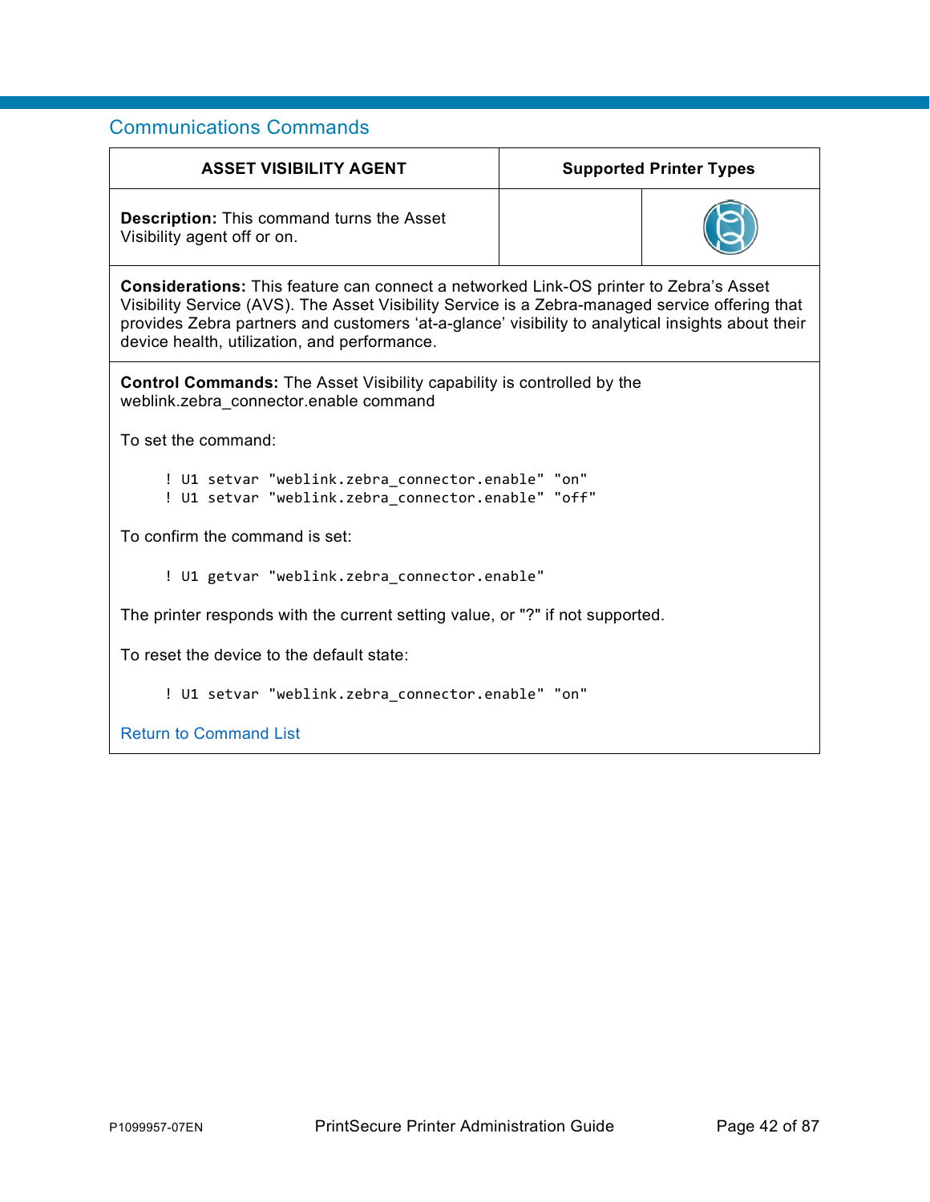## Communications Commands

| ASSET VISIBILITY AGENT | Supported Printer Types | |
|---|---|---|
| **Description:** This command turns the Asset Visibility agent off or on. | | |

**Considerations:** This feature can connect a networked Link-OS printer to Zebra's Asset Visibility Service (AVS). The Asset Visibility Service is a Zebra-managed service offering that provides Zebra partners and customers 'at-a-glance' visibility to analytical insights about their device health, utilization, and performance.

**Control Commands:** The Asset Visibility capability is controlled by the weblink.zebra_connector.enable command

To set the command:

```
! U1 setvar "weblink.zebra_connector.enable" "on"
! U1 setvar "weblink.zebra_connector.enable" "off"
```

To confirm the command is set:

```
! U1 getvar "weblink.zebra_connector.enable"
```

The printer responds with the current setting value, or "?" if not supported.

To reset the device to the default state:

```
! U1 setvar "weblink.zebra_connector.enable" "on"
```

Return to Command List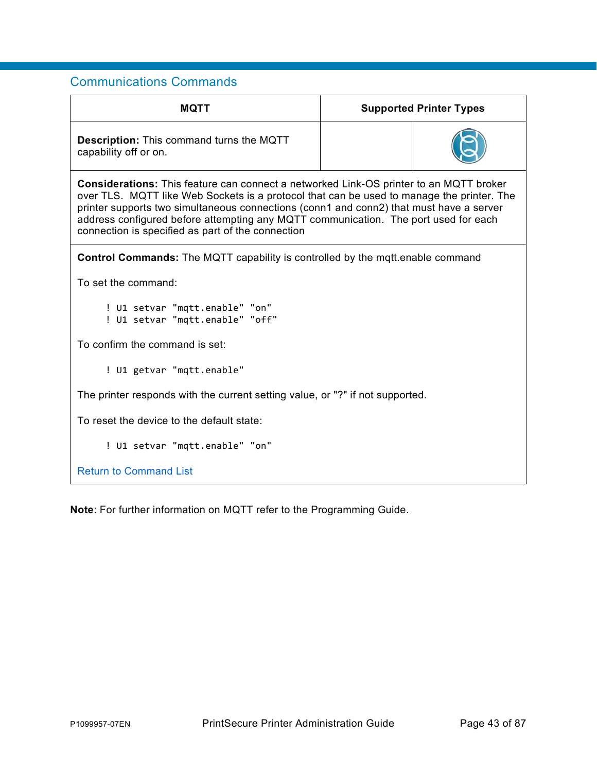## Communications Commands

| MQTT | Supported Printer Types | |
|---|---|---|
| **Description:** This command turns the MQTT capability off or on. | | |

**Considerations:** This feature can connect a networked Link-OS printer to an MQTT broker over TLS. MQTT like Web Sockets is a protocol that can be used to manage the printer. The printer supports two simultaneous connections (conn1 and conn2) that must have a server address configured before attempting any MQTT communication. The port used for each connection is specified as part of the connection

**Control Commands:** The MQTT capability is controlled by the mqtt.enable command

To set the command:

```
! U1 setvar "mqtt.enable" "on"
! U1 setvar "mqtt.enable" "off"
```

To confirm the command is set:

```
! U1 getvar "mqtt.enable"
```

The printer responds with the current setting value, or "?" if not supported.

To reset the device to the default state:

```
! U1 setvar "mqtt.enable" "on"
```

Return to Command List

**Note**: For further information on MQTT refer to the Programming Guide.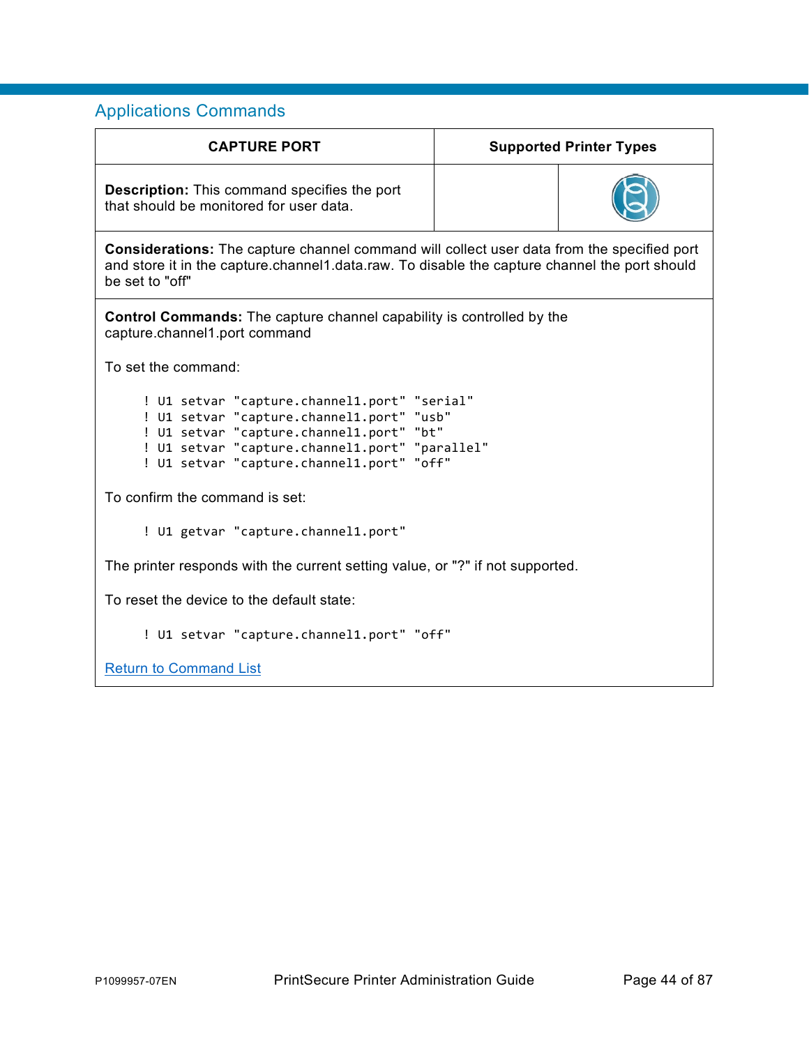## Applications Commands

| CAPTURE PORT | Supported Printer Types | |
|---|---|---|
| **Description:** This command specifies the port that should be monitored for user data. | | |

**Considerations:** The capture channel command will collect user data from the specified port and store it in the capture.channel1.data.raw. To disable the capture channel the port should be set to "off"

**Control Commands:** The capture channel capability is controlled by the capture.channel1.port command

To set the command:

```
! U1 setvar "capture.channel1.port" "serial"
! U1 setvar "capture.channel1.port" "usb"
! U1 setvar "capture.channel1.port" "bt"
! U1 setvar "capture.channel1.port" "parallel"
! U1 setvar "capture.channel1.port" "off"
```

To confirm the command is set:

```
! U1 getvar "capture.channel1.port"
```

The printer responds with the current setting value, or "?" if not supported.

To reset the device to the default state:

```
! U1 setvar "capture.channel1.port" "off"
```

Return to Command List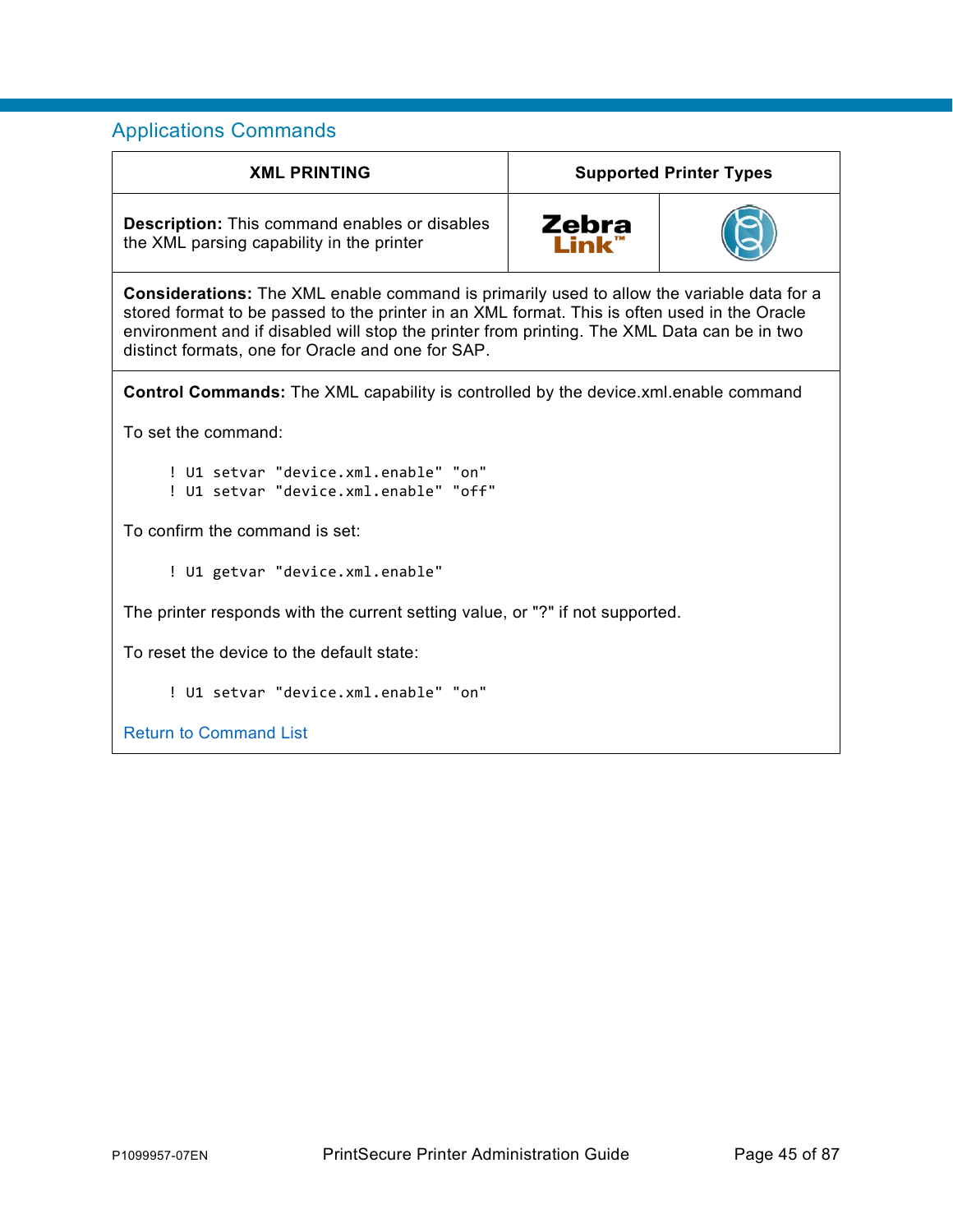## Applications Commands

| XML PRINTING | Supported Printer Types | |
|---|---|---|
| **Description:** This command enables or disables the XML parsing capability in the printer | Zebra Link™ | |
| **Considerations:** The XML enable command is primarily used to allow the variable data for a stored format to be passed to the printer in an XML format. This is often used in the Oracle environment and if disabled will stop the printer from printing. The XML Data can be in two distinct formats, one for Oracle and one for SAP. | | |

**Control Commands:** The XML capability is controlled by the device.xml.enable command

To set the command:

```
! U1 setvar "device.xml.enable" "on"
! U1 setvar "device.xml.enable" "off"
```

To confirm the command is set:

```
! U1 getvar "device.xml.enable"
```

The printer responds with the current setting value, or "?" if not supported.

To reset the device to the default state:

```
! U1 setvar "device.xml.enable" "on"
```

Return to Command List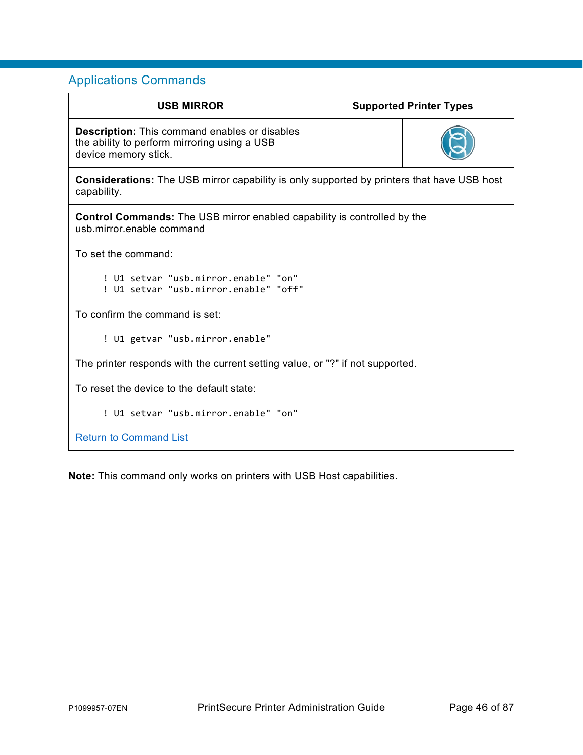## Applications Commands

| USB MIRROR | Supported Printer Types | |
|---|---|---|
| **Description:** This command enables or disables the ability to perform mirroring using a USB device memory stick. | | |
| **Considerations:** The USB mirror capability is only supported by printers that have USB host capability. | | |

**Control Commands:** The USB mirror enabled capability is controlled by the usb.mirror.enable command

To set the command:

```
! U1 setvar "usb.mirror.enable" "on"
! U1 setvar "usb.mirror.enable" "off"
```

To confirm the command is set:

```
! U1 getvar "usb.mirror.enable"
```

The printer responds with the current setting value, or "?" if not supported.

To reset the device to the default state:

```
! U1 setvar "usb.mirror.enable" "on"
```

Return to Command List

**Note:** This command only works on printers with USB Host capabilities.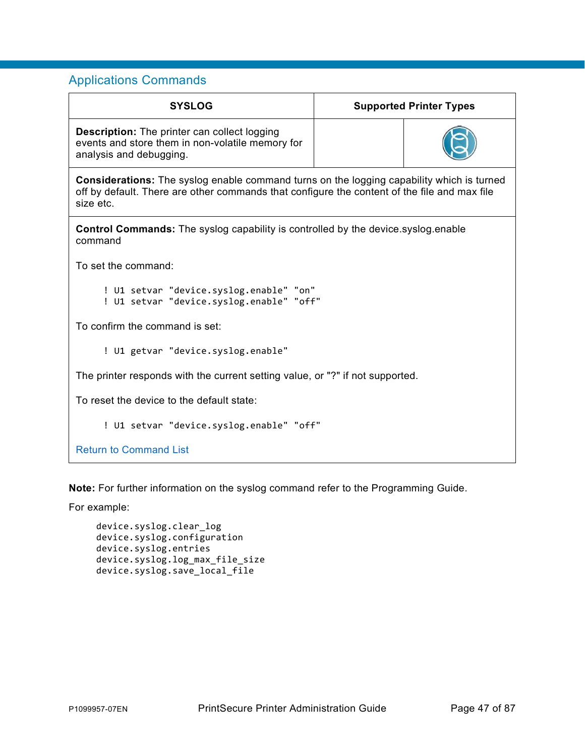## Applications Commands

| SYSLOG | Supported Printer Types | |
|---|---|---|
| **Description:** The printer can collect logging events and store them in non-volatile memory for analysis and debugging. | | |

**Considerations:** The syslog enable command turns on the logging capability which is turned off by default. There are other commands that configure the content of the file and max file size etc.

**Control Commands:** The syslog capability is controlled by the device.syslog.enable command

To set the command:

```
! U1 setvar "device.syslog.enable" "on"
! U1 setvar "device.syslog.enable" "off"
```

To confirm the command is set:

```
! U1 getvar "device.syslog.enable"
```

The printer responds with the current setting value, or "?" if not supported.

To reset the device to the default state:

```
! U1 setvar "device.syslog.enable" "off"
```

Return to Command List

**Note:** For further information on the syslog command refer to the Programming Guide.

For example:

```
device.syslog.clear_log
device.syslog.configuration
device.syslog.entries
device.syslog.log_max_file_size
device.syslog.save_local_file
```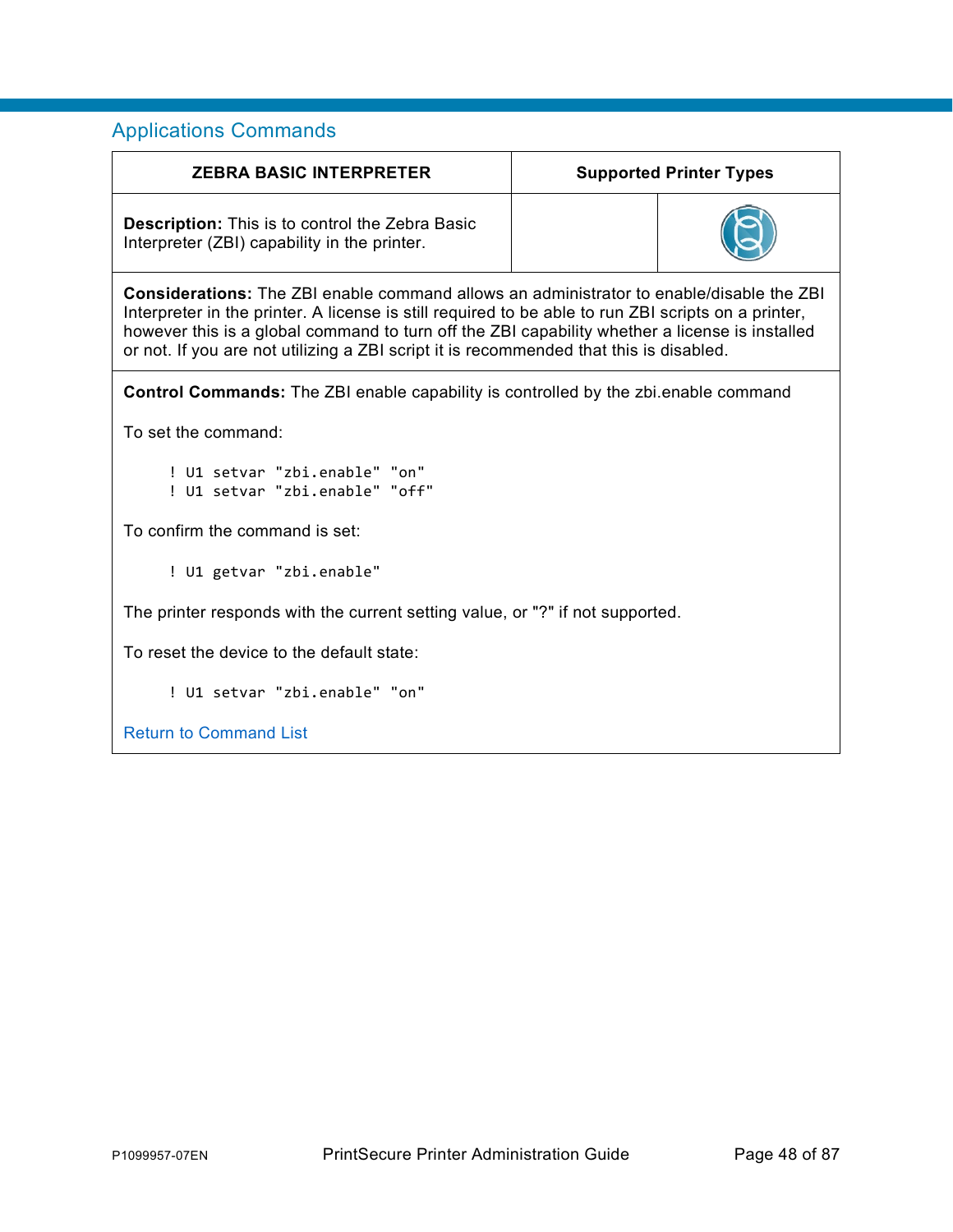## Applications Commands

| ZEBRA BASIC INTERPRETER | Supported Printer Types | |
|---|---|---|
| **Description:** This is to control the Zebra Basic Interpreter (ZBI) capability in the printer. | | |

**Considerations:** The ZBI enable command allows an administrator to enable/disable the ZBI Interpreter in the printer. A license is still required to be able to run ZBI scripts on a printer, however this is a global command to turn off the ZBI capability whether a license is installed or not. If you are not utilizing a ZBI script it is recommended that this is disabled.

**Control Commands:** The ZBI enable capability is controlled by the zbi.enable command

To set the command:

```
! U1 setvar "zbi.enable" "on"
! U1 setvar "zbi.enable" "off"
```

To confirm the command is set:

```
! U1 getvar "zbi.enable"
```

The printer responds with the current setting value, or "?" if not supported.

To reset the device to the default state:

```
! U1 setvar "zbi.enable" "on"
```

Return to Command List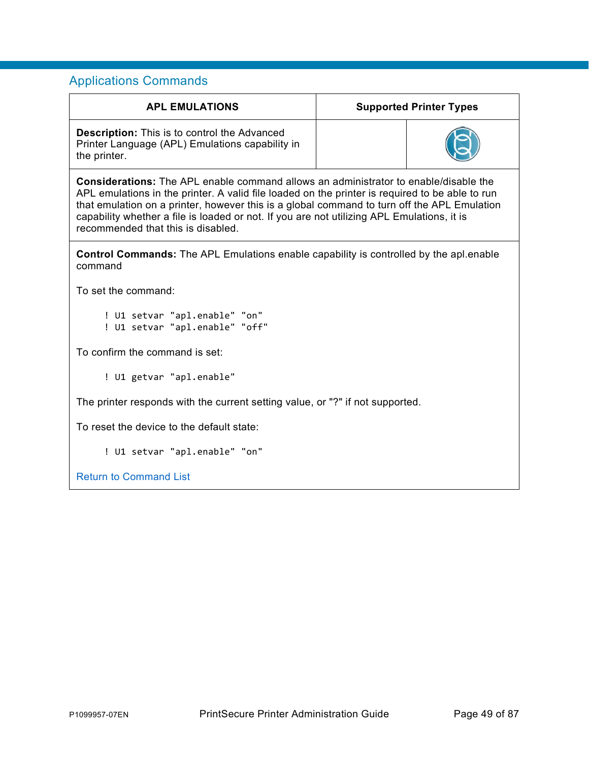## Applications Commands

| APL EMULATIONS | Supported Printer Types | |
|---|---|---|
| **Description:** This is to control the Advanced Printer Language (APL) Emulations capability in the printer. | | |

**Considerations:** The APL enable command allows an administrator to enable/disable the APL emulations in the printer. A valid file loaded on the printer is required to be able to run that emulation on a printer, however this is a global command to turn off the APL Emulation capability whether a file is loaded or not. If you are not utilizing APL Emulations, it is recommended that this is disabled.

**Control Commands:** The APL Emulations enable capability is controlled by the apl.enable command

To set the command:

```
! U1 setvar "apl.enable" "on"
! U1 setvar "apl.enable" "off"
```

To confirm the command is set:

```
! U1 getvar "apl.enable"
```

The printer responds with the current setting value, or "?" if not supported.

To reset the device to the default state:

```
! U1 setvar "apl.enable" "on"
```

Return to Command List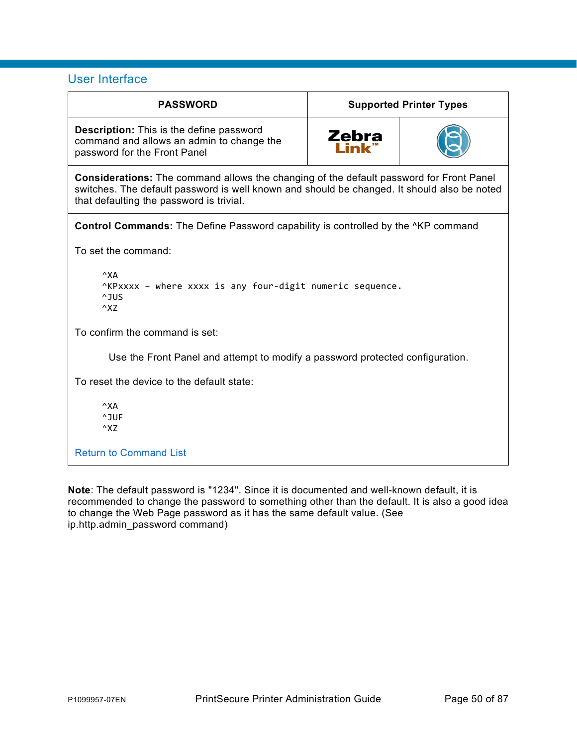## User Interface

| PASSWORD | Supported Printer Types | |
|---|---|---|
| **Description:** This is the define password command and allows an admin to change the password for the Front Panel | Zebra Link™ | |

**Considerations:** The command allows the changing of the default password for Front Panel switches. The default password is well known and should be changed. It should also be noted that defaulting the password is trivial.

**Control Commands:** The Define Password capability is controlled by the ^KP command

To set the command:

```
^XA
^KPxxxx – where xxxx is any four-digit numeric sequence.
^JUS
^XZ
```

To confirm the command is set:

Use the Front Panel and attempt to modify a password protected configuration.

To reset the device to the default state:

```
^XA
^JUF
^XZ
```

Return to Command List

**Note**: The default password is "1234". Since it is documented and well-known default, it is recommended to change the password to something other than the default. It is also a good idea to change the Web Page password as it has the same default value. (See ip.http.admin_password command)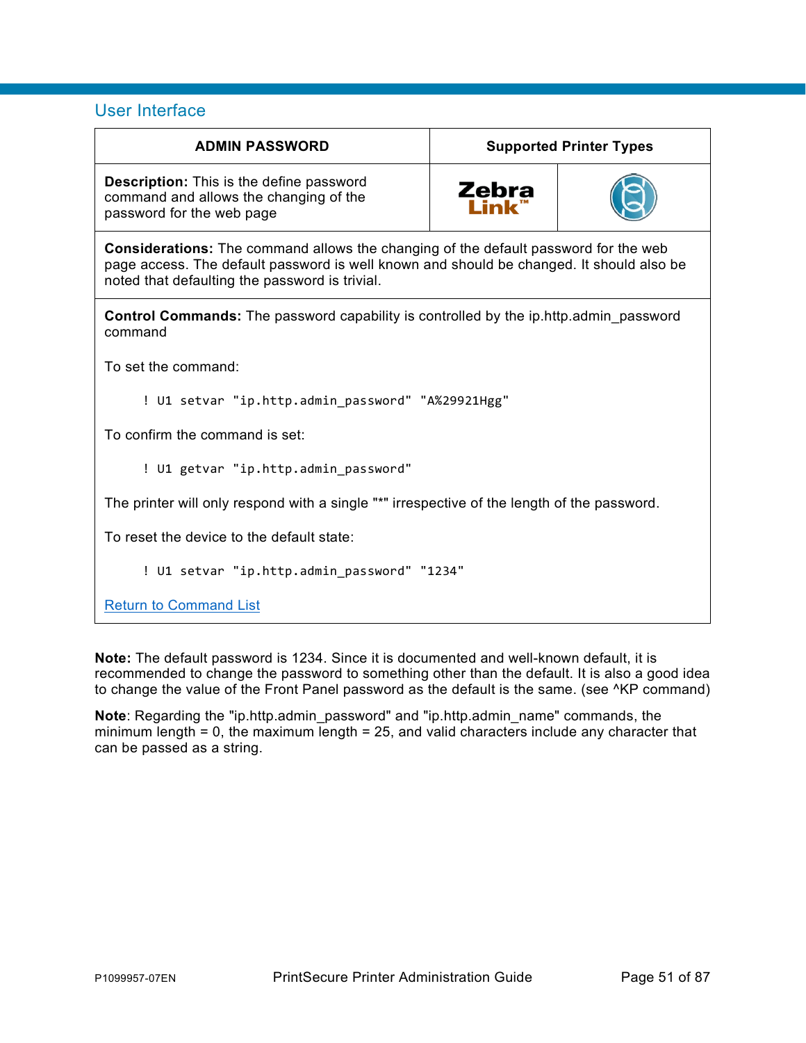## User Interface

| ADMIN PASSWORD | Supported Printer Types | |
|---|---|---|
| **Description:** This is the define password command and allows the changing of the password for the web page | Zebra Link™ | |

**Considerations:** The command allows the changing of the default password for the web page access. The default password is well known and should be changed. It should also be noted that defaulting the password is trivial.

**Control Commands:** The password capability is controlled by the ip.http.admin_password command

To set the command:

```
! U1 setvar "ip.http.admin_password" "A%29921Hgg"
```

To confirm the command is set:

```
! U1 getvar "ip.http.admin_password"
```

The printer will only respond with a single "*" irrespective of the length of the password.

To reset the device to the default state:

```
! U1 setvar "ip.http.admin_password" "1234"
```

Return to Command List

**Note:** The default password is 1234. Since it is documented and well-known default, it is recommended to change the password to something other than the default. It is also a good idea to change the value of the Front Panel password as the default is the same. (see ^KP command)

**Note**: Regarding the "ip.http.admin_password" and "ip.http.admin_name" commands, the minimum length = 0, the maximum length = 25, and valid characters include any character that can be passed as a string.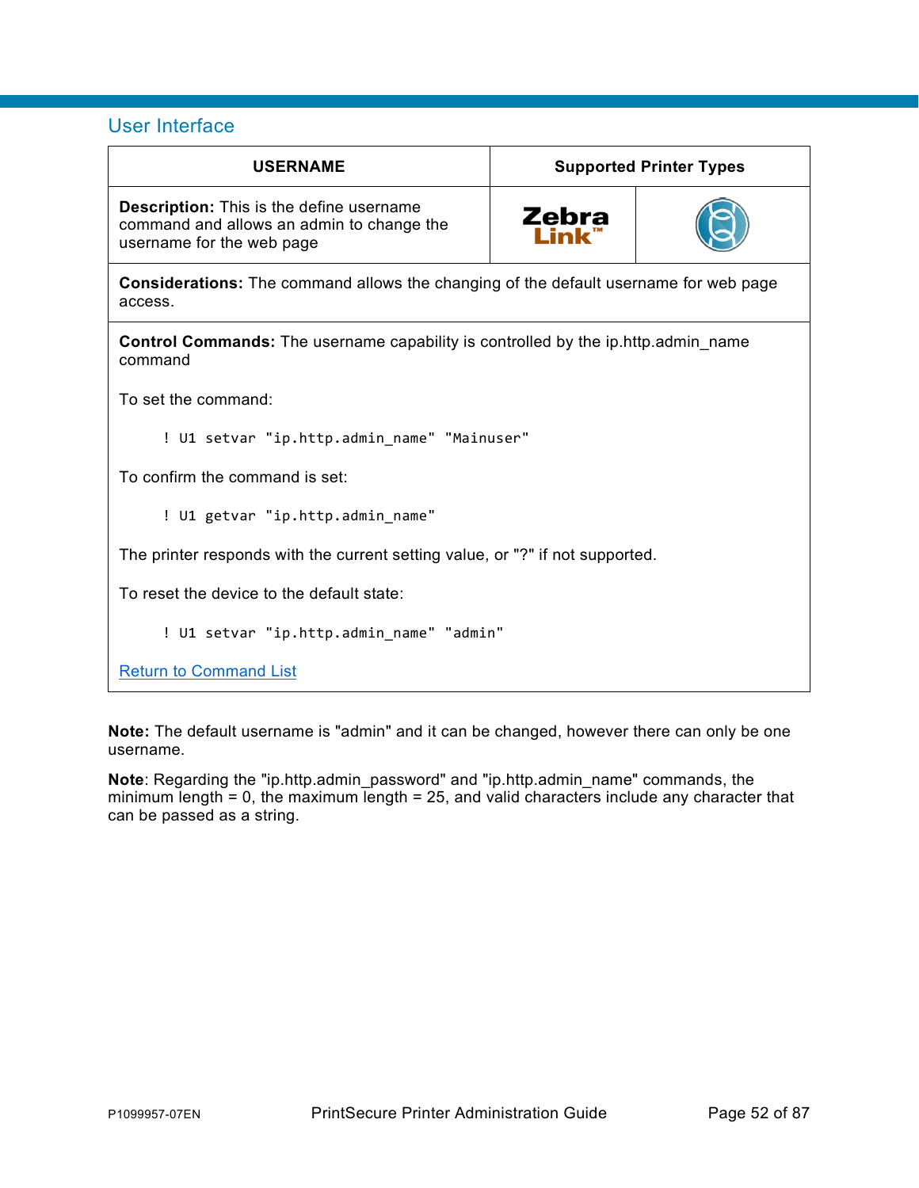## User Interface

| USERNAME | Supported Printer Types | |
|---|---|---|
| **Description:** This is the define username command and allows an admin to change the username for the web page | Zebra Link™ | |
| **Considerations:** The command allows the changing of the default username for web page access. | | |

**Control Commands:** The username capability is controlled by the ip.http.admin_name command

To set the command:

```
! U1 setvar "ip.http.admin_name" "Mainuser"
```

To confirm the command is set:

```
! U1 getvar "ip.http.admin_name"
```

The printer responds with the current setting value, or "?" if not supported.

To reset the device to the default state:

```
! U1 setvar "ip.http.admin_name" "admin"
```

Return to Command List

**Note:** The default username is "admin" and it can be changed, however there can only be one username.

**Note**: Regarding the "ip.http.admin_password" and "ip.http.admin_name" commands, the minimum length = 0, the maximum length = 25, and valid characters include any character that can be passed as a string.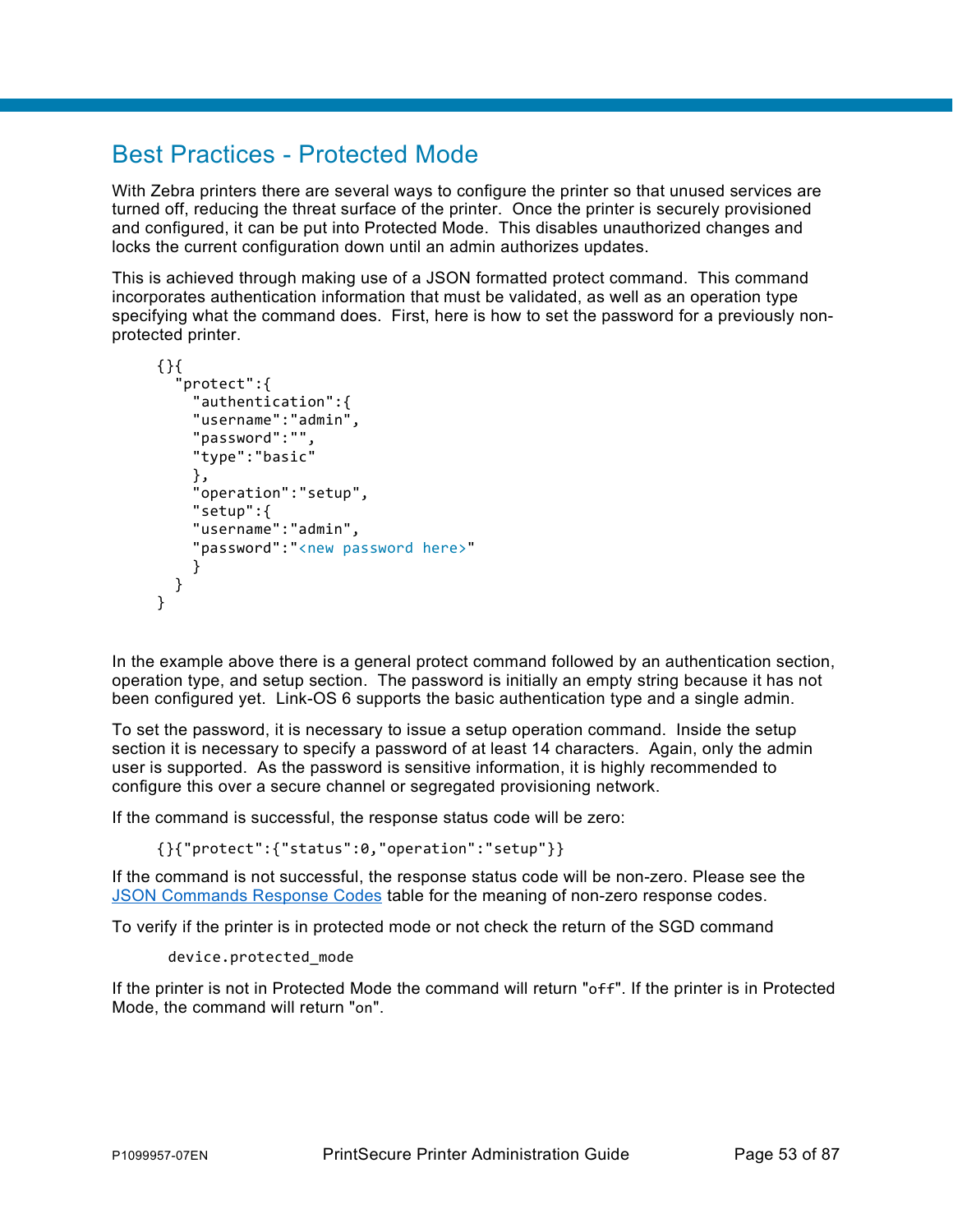# Best Practices - Protected Mode

With Zebra printers there are several ways to configure the printer so that unused services are turned off, reducing the threat surface of the printer. Once the printer is securely provisioned and configured, it can be put into Protected Mode. This disables unauthorized changes and locks the current configuration down until an admin authorizes updates.

This is achieved through making use of a JSON formatted protect command. This command incorporates authentication information that must be validated, as well as an operation type specifying what the command does. First, here is how to set the password for a previously non-protected printer.

```
{}{
  "protect":{
    "authentication":{
    "username":"admin",
    "password":"",
    "type":"basic"
    },
    "operation":"setup",
    "setup":{
    "username":"admin",
    "password":"<new password here>"
    }
  }
}
```

In the example above there is a general protect command followed by an authentication section, operation type, and setup section. The password is initially an empty string because it has not been configured yet. Link-OS 6 supports the basic authentication type and a single admin.

To set the password, it is necessary to issue a setup operation command. Inside the setup section it is necessary to specify a password of at least 14 characters. Again, only the admin user is supported. As the password is sensitive information, it is highly recommended to configure this over a secure channel or segregated provisioning network.

If the command is successful, the response status code will be zero:

```
{}{"protect":{"status":0,"operation":"setup"}}
```

If the command is not successful, the response status code will be non-zero. Please see the JSON Commands Response Codes table for the meaning of non-zero response codes.

To verify if the printer is in protected mode or not check the return of the SGD command

```
device.protected_mode
```

If the printer is not in Protected Mode the command will return "`off`". If the printer is in Protected Mode, the command will return "`on`".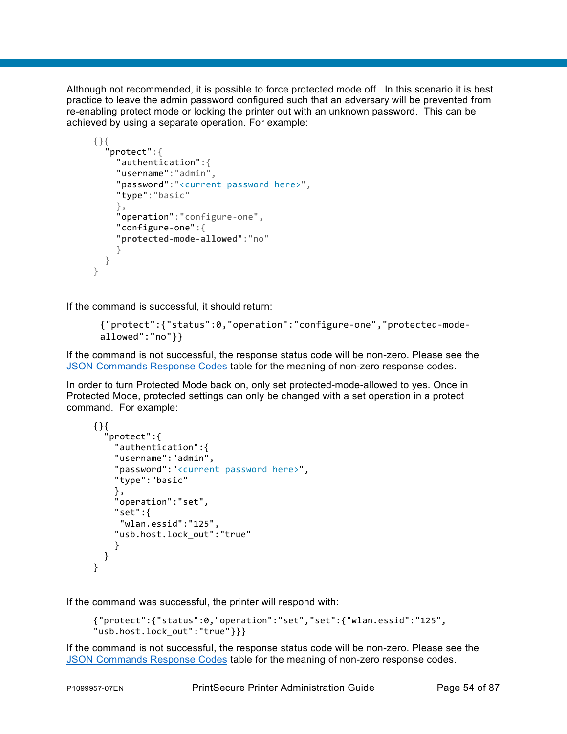Although not recommended, it is possible to force protected mode off.  In this scenario it is best practice to leave the admin password configured such that an adversary will be prevented from re-enabling protect mode or locking the printer out with an unknown password.  This can be achieved by using a separate operation. For example:

```
{}{
  "protect":{
    "authentication":{
    "username":"admin",
    "password":"<current password here>",
    "type":"basic"
    },
    "operation":"configure-one",
    "configure-one":{
    "protected-mode-allowed":"no"
    }
  }
}
```

If the command is successful, it should return:

```
{"protect":{"status":0,"operation":"configure-one","protected-mode-allowed":"no"}}
```

If the command is not successful, the response status code will be non-zero. Please see the JSON Commands Response Codes table for the meaning of non-zero response codes.

In order to turn Protected Mode back on, only set protected-mode-allowed to yes. Once in Protected Mode, protected settings can only be changed with a set operation in a protect command.  For example:

```
{}{
  "protect":{
    "authentication":{
    "username":"admin",
    "password":"<current password here>",
    "type":"basic"
    },
    "operation":"set",
    "set":{
     "wlan.essid":"125",
    "usb.host.lock_out":"true"
    }
  }
}
```

If the command was successful, the printer will respond with:

```
{"protect":{"status":0,"operation":"set","set":{"wlan.essid":"125",
"usb.host.lock_out":"true"}}}
```

If the command is not successful, the response status code will be non-zero. Please see the JSON Commands Response Codes table for the meaning of non-zero response codes.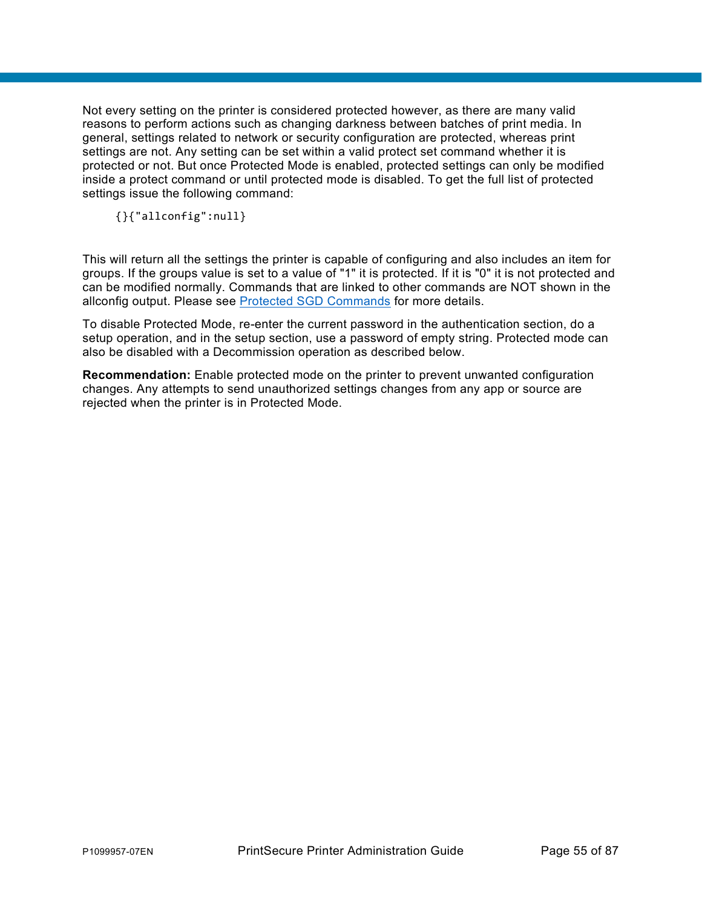Not every setting on the printer is considered protected however, as there are many valid reasons to perform actions such as changing darkness between batches of print media. In general, settings related to network or security configuration are protected, whereas print settings are not. Any setting can be set within a valid protect set command whether it is protected or not. But once Protected Mode is enabled, protected settings can only be modified inside a protect command or until protected mode is disabled. To get the full list of protected settings issue the following command:

```
{}{"allconfig":null}
```

This will return all the settings the printer is capable of configuring and also includes an item for groups. If the groups value is set to a value of "1" it is protected. If it is "0" it is not protected and can be modified normally. Commands that are linked to other commands are NOT shown in the allconfig output. Please see Protected SGD Commands for more details.

To disable Protected Mode, re-enter the current password in the authentication section, do a setup operation, and in the setup section, use a password of empty string. Protected mode can also be disabled with a Decommission operation as described below.

**Recommendation:** Enable protected mode on the printer to prevent unwanted configuration changes. Any attempts to send unauthorized settings changes from any app or source are rejected when the printer is in Protected Mode.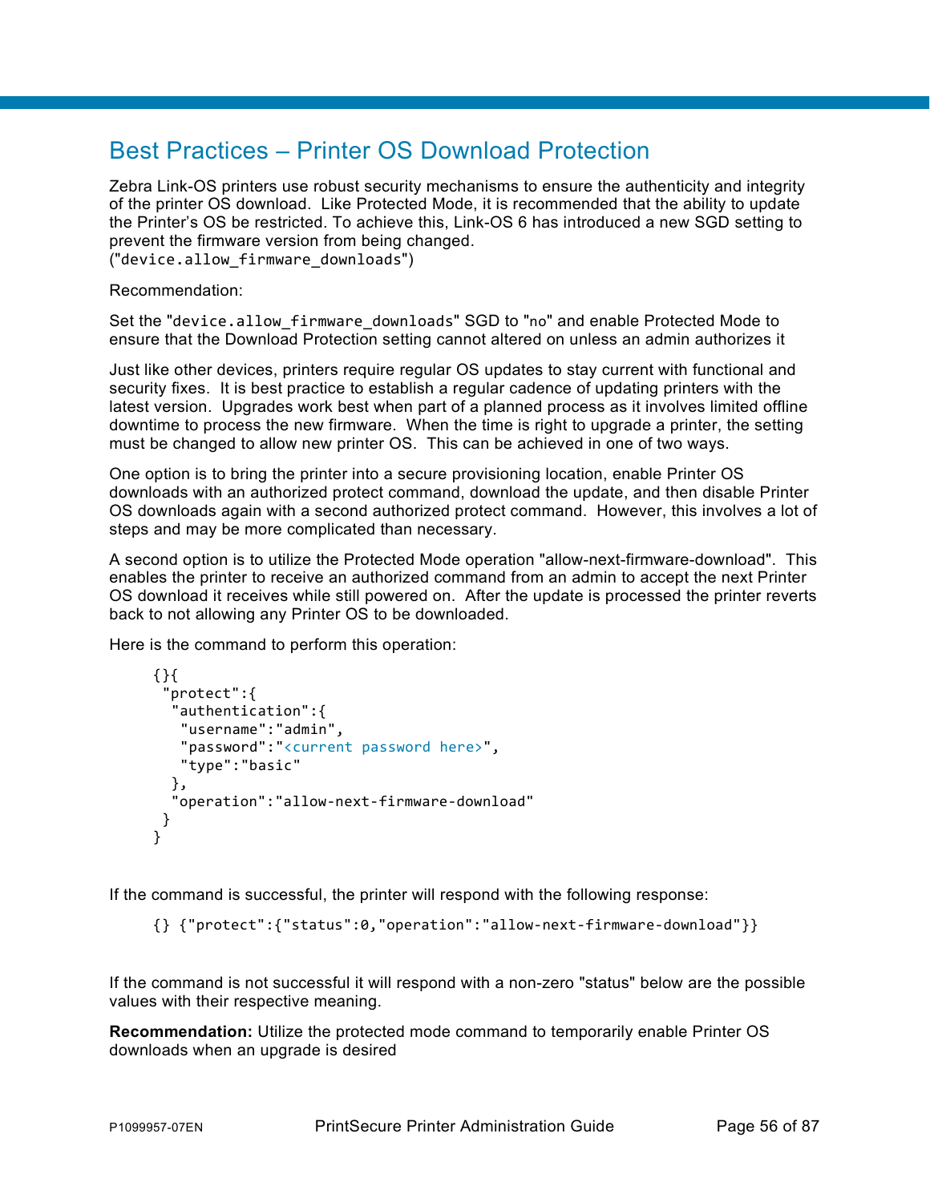# Best Practices – Printer OS Download Protection

Zebra Link-OS printers use robust security mechanisms to ensure the authenticity and integrity of the printer OS download. Like Protected Mode, it is recommended that the ability to update the Printer's OS be restricted. To achieve this, Link-OS 6 has introduced a new SGD setting to prevent the firmware version from being changed. ("`device.allow_firmware_downloads`")

Recommendation:

Set the "`device.allow_firmware_downloads`" SGD to "`no`" and enable Protected Mode to ensure that the Download Protection setting cannot altered on unless an admin authorizes it

Just like other devices, printers require regular OS updates to stay current with functional and security fixes. It is best practice to establish a regular cadence of updating printers with the latest version. Upgrades work best when part of a planned process as it involves limited offline downtime to process the new firmware. When the time is right to upgrade a printer, the setting must be changed to allow new printer OS. This can be achieved in one of two ways.

One option is to bring the printer into a secure provisioning location, enable Printer OS downloads with an authorized protect command, download the update, and then disable Printer OS downloads again with a second authorized protect command. However, this involves a lot of steps and may be more complicated than necessary.

A second option is to utilize the Protected Mode operation "allow-next-firmware-download". This enables the printer to receive an authorized command from an admin to accept the next Printer OS download it receives while still powered on. After the update is processed the printer reverts back to not allowing any Printer OS to be downloaded.

Here is the command to perform this operation:

```
{}{
 "protect":{
  "authentication":{
   "username":"admin",
   "password":"<current password here>",
   "type":"basic"
  },
  "operation":"allow-next-firmware-download"
 }
}
```

If the command is successful, the printer will respond with the following response:

```
{} {"protect":{"status":0,"operation":"allow-next-firmware-download"}}
```

If the command is not successful it will respond with a non-zero "status" below are the possible values with their respective meaning.

**Recommendation:** Utilize the protected mode command to temporarily enable Printer OS downloads when an upgrade is desired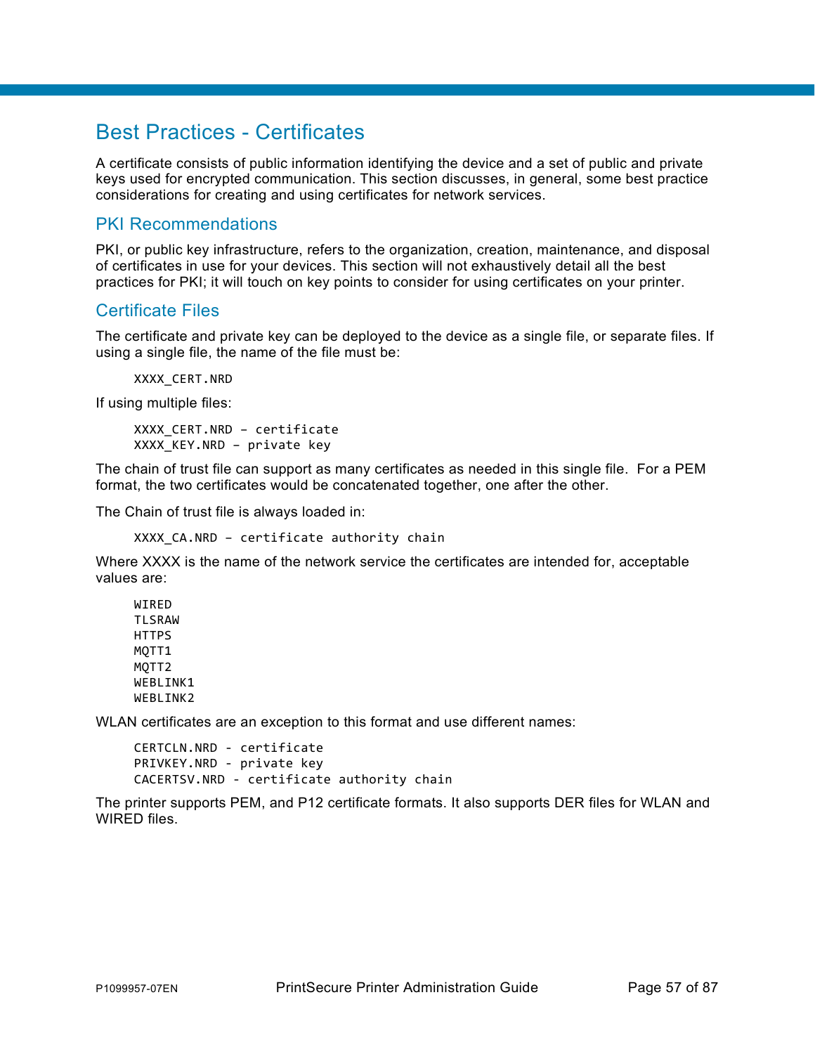# Best Practices - Certificates

A certificate consists of public information identifying the device and a set of public and private keys used for encrypted communication. This section discusses, in general, some best practice considerations for creating and using certificates for network services.

## PKI Recommendations

PKI, or public key infrastructure, refers to the organization, creation, maintenance, and disposal of certificates in use for your devices. This section will not exhaustively detail all the best practices for PKI; it will touch on key points to consider for using certificates on your printer.

## Certificate Files

The certificate and private key can be deployed to the device as a single file, or separate files. If using a single file, the name of the file must be:

```
XXXX_CERT.NRD
```

If using multiple files:

```
XXXX_CERT.NRD – certificate
XXXX_KEY.NRD – private key
```

The chain of trust file can support as many certificates as needed in this single file. For a PEM format, the two certificates would be concatenated together, one after the other.

The Chain of trust file is always loaded in:

```
XXXX_CA.NRD – certificate authority chain
```

Where XXXX is the name of the network service the certificates are intended for, acceptable values are:

```
WIRED
TLSRAW
HTTPS
MQTT1
MQTT2
WEBLINK1
WEBLINK2
```

WLAN certificates are an exception to this format and use different names:

```
CERTCLN.NRD - certificate
PRIVKEY.NRD - private key
CACERTSV.NRD - certificate authority chain
```

The printer supports PEM, and P12 certificate formats. It also supports DER files for WLAN and WIRED files.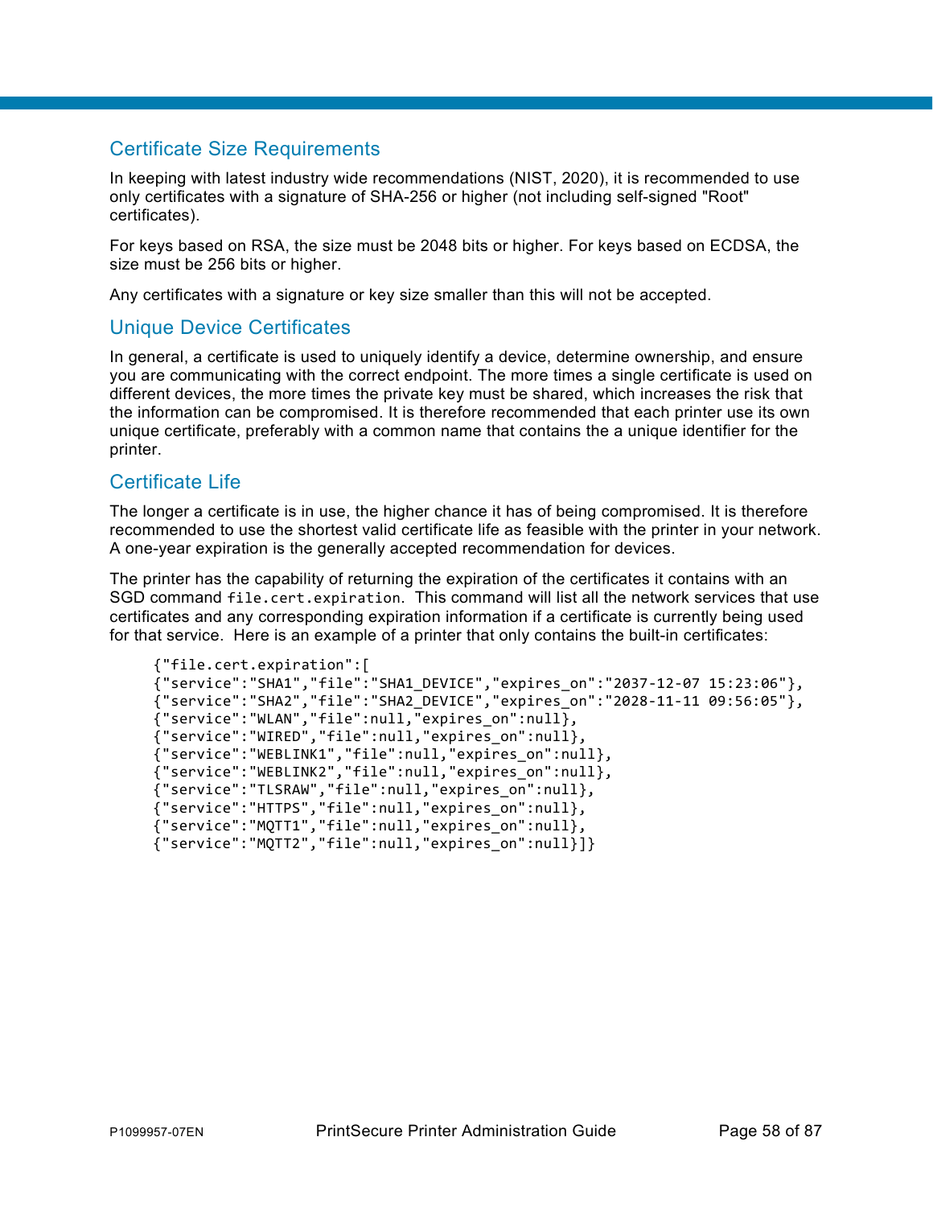## Certificate Size Requirements

In keeping with latest industry wide recommendations (NIST, 2020), it is recommended to use only certificates with a signature of SHA-256 or higher (not including self-signed "Root" certificates).

For keys based on RSA, the size must be 2048 bits or higher. For keys based on ECDSA, the size must be 256 bits or higher.

Any certificates with a signature or key size smaller than this will not be accepted.

## Unique Device Certificates

In general, a certificate is used to uniquely identify a device, determine ownership, and ensure you are communicating with the correct endpoint. The more times a single certificate is used on different devices, the more times the private key must be shared, which increases the risk that the information can be compromised. It is therefore recommended that each printer use its own unique certificate, preferably with a common name that contains the a unique identifier for the printer.

## Certificate Life

The longer a certificate is in use, the higher chance it has of being compromised. It is therefore recommended to use the shortest valid certificate life as feasible with the printer in your network. A one-year expiration is the generally accepted recommendation for devices.

The printer has the capability of returning the expiration of the certificates it contains with an SGD command `file.cert.expiration`. This command will list all the network services that use certificates and any corresponding expiration information if a certificate is currently being used for that service. Here is an example of a printer that only contains the built-in certificates:

```
{"file.cert.expiration":[
{"service":"SHA1","file":"SHA1_DEVICE","expires_on":"2037-12-07 15:23:06"},
{"service":"SHA2","file":"SHA2_DEVICE","expires_on":"2028-11-11 09:56:05"},
{"service":"WLAN","file":null,"expires_on":null},
{"service":"WIRED","file":null,"expires_on":null},
{"service":"WEBLINK1","file":null,"expires_on":null},
{"service":"WEBLINK2","file":null,"expires_on":null},
{"service":"TLSRAW","file":null,"expires_on":null},
{"service":"HTTPS","file":null,"expires_on":null},
{"service":"MQTT1","file":null,"expires_on":null},
{"service":"MQTT2","file":null,"expires_on":null}]}
```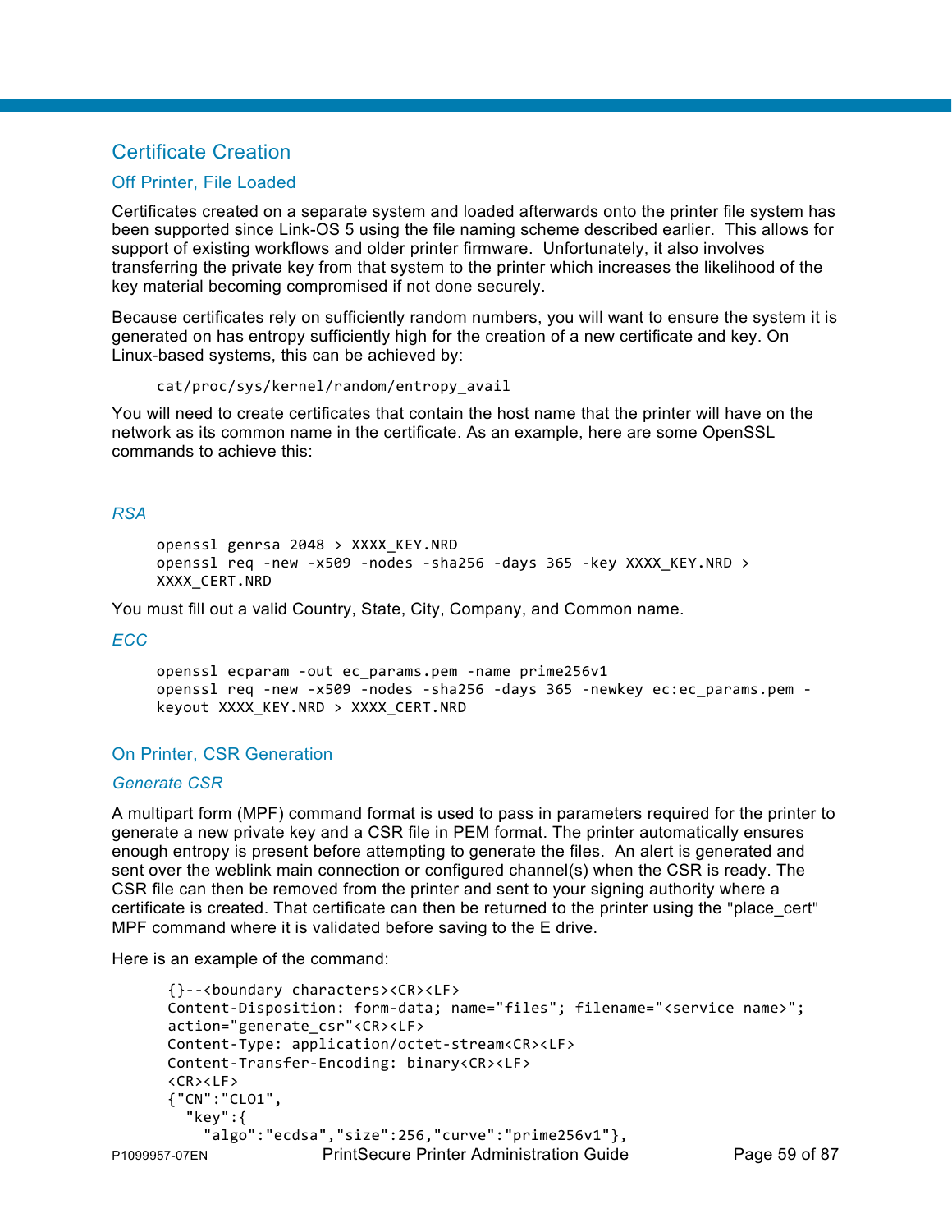## Certificate Creation

### Off Printer, File Loaded

Certificates created on a separate system and loaded afterwards onto the printer file system has been supported since Link-OS 5 using the file naming scheme described earlier. This allows for support of existing workflows and older printer firmware. Unfortunately, it also involves transferring the private key from that system to the printer which increases the likelihood of the key material becoming compromised if not done securely.

Because certificates rely on sufficiently random numbers, you will want to ensure the system it is generated on has entropy sufficiently high for the creation of a new certificate and key. On Linux-based systems, this can be achieved by:

```
cat/proc/sys/kernel/random/entropy_avail
```

You will need to create certificates that contain the host name that the printer will have on the network as its common name in the certificate. As an example, here are some OpenSSL commands to achieve this:

#### *RSA*

```
openssl genrsa 2048 > XXXX_KEY.NRD
openssl req -new -x509 -nodes -sha256 -days 365 -key XXXX_KEY.NRD >
XXXX_CERT.NRD
```

You must fill out a valid Country, State, City, Company, and Common name.

#### *ECC*

```
openssl ecparam -out ec_params.pem -name prime256v1
openssl req -new -x509 -nodes -sha256 -days 365 -newkey ec:ec_params.pem -
keyout XXXX_KEY.NRD > XXXX_CERT.NRD
```

### On Printer, CSR Generation

#### *Generate CSR*

A multipart form (MPF) command format is used to pass in parameters required for the printer to generate a new private key and a CSR file in PEM format. The printer automatically ensures enough entropy is present before attempting to generate the files. An alert is generated and sent over the weblink main connection or configured channel(s) when the CSR is ready. The CSR file can then be removed from the printer and sent to your signing authority where a certificate is created. That certificate can then be returned to the printer using the "place_cert" MPF command where it is validated before saving to the E drive.

Here is an example of the command:

```
{}--<boundary characters><CR><LF>
Content-Disposition: form-data; name="files"; filename="<service name>";
action="generate_csr"<CR><LF>
Content-Type: application/octet-stream<CR><LF>
Content-Transfer-Encoding: binary<CR><LF>
<CR><LF>
{"CN":"CL01",
  "key":{
    "algo":"ecdsa","size":256,"curve":"prime256v1"},
```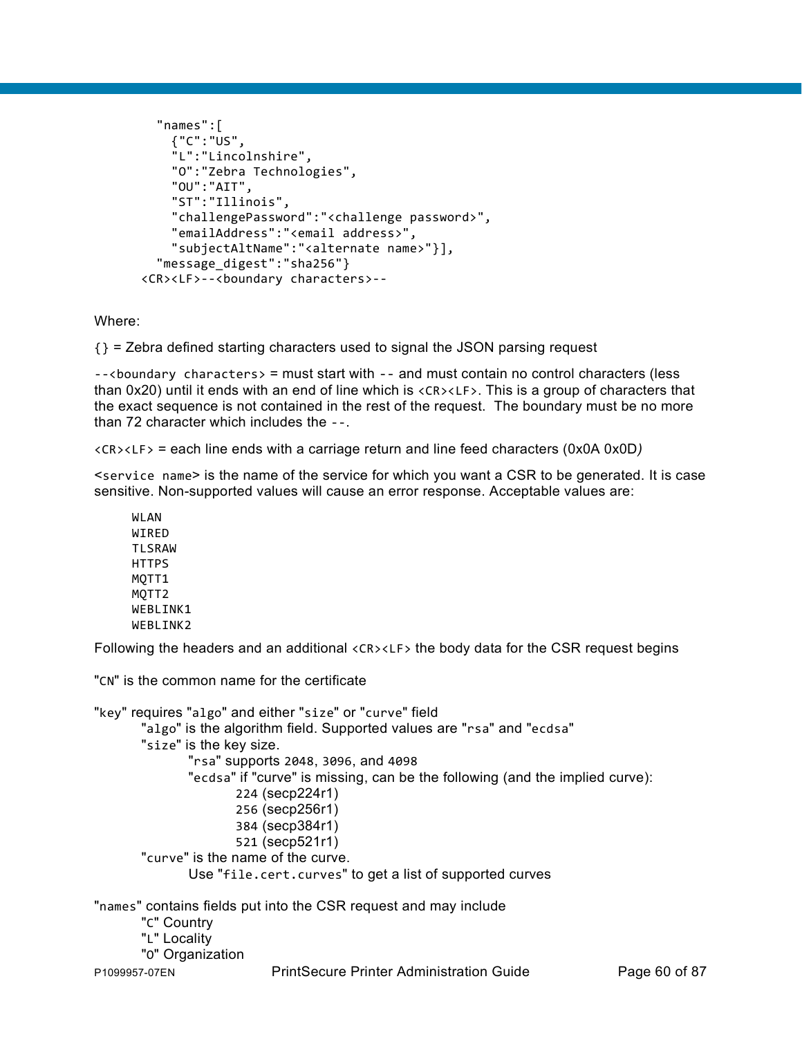```
    "names":[
      {"C":"US",
      "L":"Lincolnshire",
      "O":"Zebra Technologies",
      "OU":"AIT",
      "ST":"Illinois",
      "challengePassword":"<challenge password>",
      "emailAddress":"<email address>",
      "subjectAltName":"<alternate name>"}],
    "message_digest":"sha256"}
  <CR><LF>--<boundary characters>--
```

Where:

`{}` = Zebra defined starting characters used to signal the JSON parsing request

`--<boundary characters>` = must start with `--` and must contain no control characters (less than 0x20) until it ends with an end of line which is `<CR><LF>`. This is a group of characters that the exact sequence is not contained in the rest of the request. The boundary must be no more than 72 character which includes the `--`.

`<CR><LF>` = each line ends with a carriage return and line feed characters (0x0A 0x0D*)*

<`service name`> is the name of the service for which you want a CSR to be generated. It is case sensitive. Non-supported values will cause an error response. Acceptable values are:

```
WLAN
WIRED
TLSRAW
HTTPS
MQTT1
MQTT2
WEBLINK1
WEBLINK2
```

Following the headers and an additional `<CR><LF>` the body data for the CSR request begins

"`CN`" is the common name for the certificate

"`key`" requires "`algo`" and either "`size`" or "`curve`" field

- "`algo`" is the algorithm field. Supported values are "`rsa`" and "`ecdsa`"
- "`size`" is the key size.
  - "`rsa`" supports `2048`, `3096`, and `4098`
  - "`ecdsa`" if "curve" is missing, can be the following (and the implied curve):
    - `224` (secp224r1)
    - `256` (secp256r1)
    - `384` (secp384r1)
    - `521` (secp521r1)
- "`curve`" is the name of the curve.
  - Use "`file.cert.curves`" to get a list of supported curves

"`names`" contains fields put into the CSR request and may include

- "`C`" Country
- "`L`" Locality
- "`O`" Organization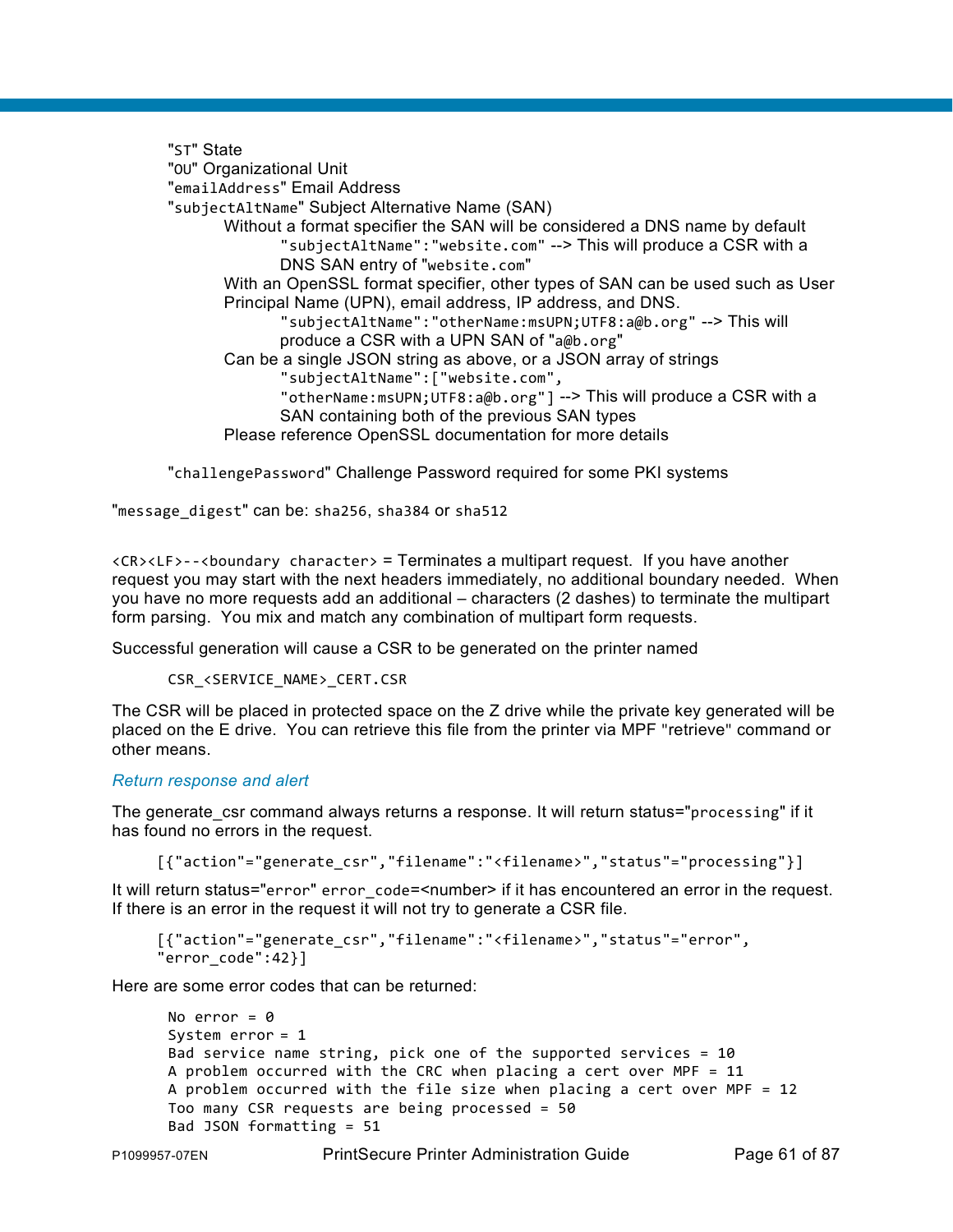"ST" State
"OU" Organizational Unit
"emailAddress" Email Address
"subjectAltName" Subject Alternative Name (SAN)

- Without a format specifier the SAN will be considered a DNS name by default
  - "subjectAltName":"website.com" --> This will produce a CSR with a DNS SAN entry of "website.com"
- With an OpenSSL format specifier, other types of SAN can be used such as User Principal Name (UPN), email address, IP address, and DNS.
  - "subjectAltName":"otherName:msUPN;UTF8:a@b.org" --> This will produce a CSR with a UPN SAN of "a@b.org"
- Can be a single JSON string as above, or a JSON array of strings
  - "subjectAltName":["website.com", "otherName:msUPN;UTF8:a@b.org"] --> This will produce a CSR with a SAN containing both of the previous SAN types
- Please reference OpenSSL documentation for more details

"challengePassword" Challenge Password required for some PKI systems

"message_digest" can be: sha256, sha384 or sha512

<CR><LF>--<boundary character> = Terminates a multipart request. If you have another request you may start with the next headers immediately, no additional boundary needed. When you have no more requests add an additional – characters (2 dashes) to terminate the multipart form parsing. You mix and match any combination of multipart form requests.

Successful generation will cause a CSR to be generated on the printer named

```
CSR_<SERVICE_NAME>_CERT.CSR
```

The CSR will be placed in protected space on the Z drive while the private key generated will be placed on the E drive. You can retrieve this file from the printer via MPF "retrieve" command or other means.

### *Return response and alert*

The generate_csr command always returns a response. It will return status="processing" if it has found no errors in the request.

```
[{"action"="generate_csr","filename":"<filename>","status"="processing"}]
```

It will return status="error" error_code=<number> if it has encountered an error in the request. If there is an error in the request it will not try to generate a CSR file.

```
[{"action"="generate_csr","filename":"<filename>","status"="error",
"error_code":42}]
```

Here are some error codes that can be returned:

```
No error = 0
System error = 1
Bad service name string, pick one of the supported services = 10
A problem occurred with the CRC when placing a cert over MPF = 11
A problem occurred with the file size when placing a cert over MPF = 12
Too many CSR requests are being processed = 50
Bad JSON formatting = 51
```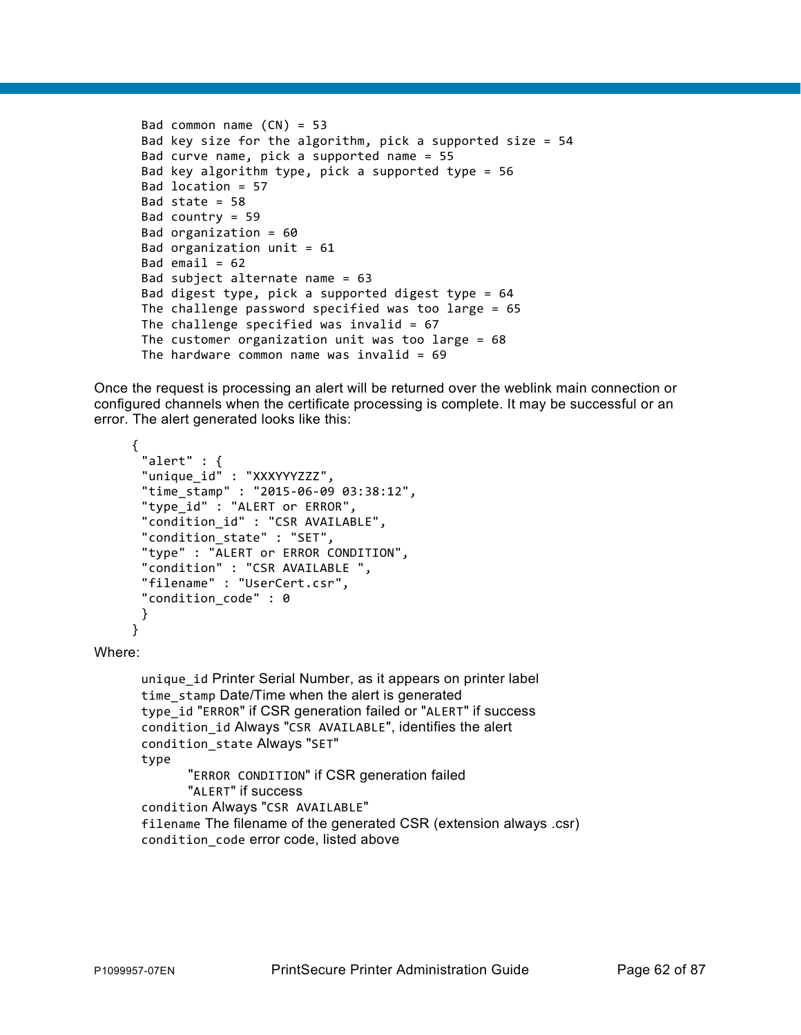```
Bad common name (CN) = 53
Bad key size for the algorithm, pick a supported size = 54
Bad curve name, pick a supported name = 55
Bad key algorithm type, pick a supported type = 56
Bad location = 57
Bad state = 58
Bad country = 59
Bad organization = 60
Bad organization unit = 61
Bad email = 62
Bad subject alternate name = 63
Bad digest type, pick a supported digest type = 64
The challenge password specified was too large = 65
The challenge specified was invalid = 67
The customer organization unit was too large = 68
The hardware common name was invalid = 69
```

Once the request is processing an alert will be returned over the weblink main connection or configured channels when the certificate processing is complete. It may be successful or an error. The alert generated looks like this:

```
{
 "alert" : {
 "unique_id" : "XXXYYYZZZ",
 "time_stamp" : "2015-06-09 03:38:12",
 "type_id" : "ALERT or ERROR",
 "condition_id" : "CSR AVAILABLE",
 "condition_state" : "SET",
 "type" : "ALERT or ERROR CONDITION",
 "condition" : "CSR AVAILABLE ",
 "filename" : "UserCert.csr",
 "condition_code" : 0
 }
}
```

Where:

- `unique_id` Printer Serial Number, as it appears on printer label
- `time_stamp` Date/Time when the alert is generated
- `type_id` "`ERROR`" if CSR generation failed or "`ALERT`" if success
- `condition_id` Always "`CSR AVAILABLE`", identifies the alert
- `condition_state` Always "`SET`"
- `type`
  - "`ERROR CONDITION`" if CSR generation failed
  - "`ALERT`" if success
- `condition` Always "`CSR AVAILABLE`"
- `filename` The filename of the generated CSR (extension always .csr)
- `condition_code` error code, listed above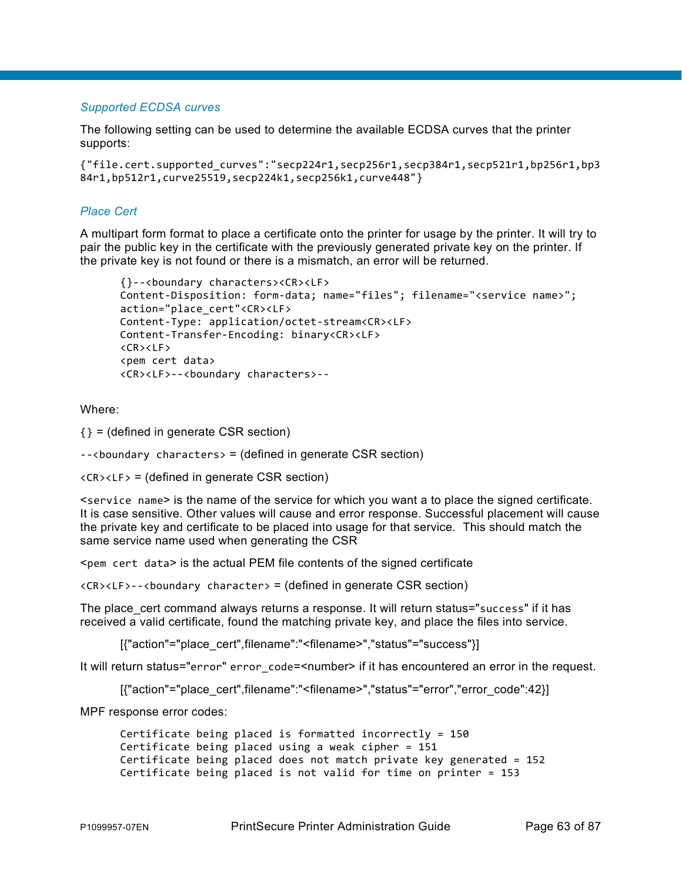### *Supported ECDSA curves*

The following setting can be used to determine the available ECDSA curves that the printer supports:

```
{"file.cert.supported_curves":"secp224r1,secp256r1,secp384r1,secp521r1,bp256r1,bp384r1,bp512r1,curve25519,secp224k1,secp256k1,curve448"}
```

### *Place Cert*

A multipart form format to place a certificate onto the printer for usage by the printer. It will try to pair the public key in the certificate with the previously generated private key on the printer. If the private key is not found or there is a mismatch, an error will be returned.

```
{}--<boundary characters><CR><LF>
Content-Disposition: form-data; name="files"; filename="<service name>";
action="place_cert"<CR><LF>
Content-Type: application/octet-stream<CR><LF>
Content-Transfer-Encoding: binary<CR><LF>
<CR><LF>
<pem cert data>
<CR><LF>--<boundary characters>--
```

Where:

`{}` = (defined in generate CSR section)

`--<boundary characters>` = (defined in generate CSR section)

`<CR><LF>` = (defined in generate CSR section)

<`service name`> is the name of the service for which you want a to place the signed certificate. It is case sensitive. Other values will cause and error response. Successful placement will cause the private key and certificate to be placed into usage for that service.  This should match the same service name used when generating the CSR

<`pem cert data`> is the actual PEM file contents of the signed certificate

`<CR><LF>--<boundary character>` = (defined in generate CSR section)

The place_cert command always returns a response. It will return status="`success`" if it has received a valid certificate, found the matching private key, and place the files into service.

[{"action"="place_cert",filename":"<filename>","status"="success"}]

It will return status="`error`" `error_code`=<number> if it has encountered an error in the request.

[{"action"="place_cert",filename":"<filename>","status"="error","error_code":42}]

MPF response error codes:

```
Certificate being placed is formatted incorrectly = 150
Certificate being placed using a weak cipher = 151
Certificate being placed does not match private key generated = 152
Certificate being placed is not valid for time on printer = 153
```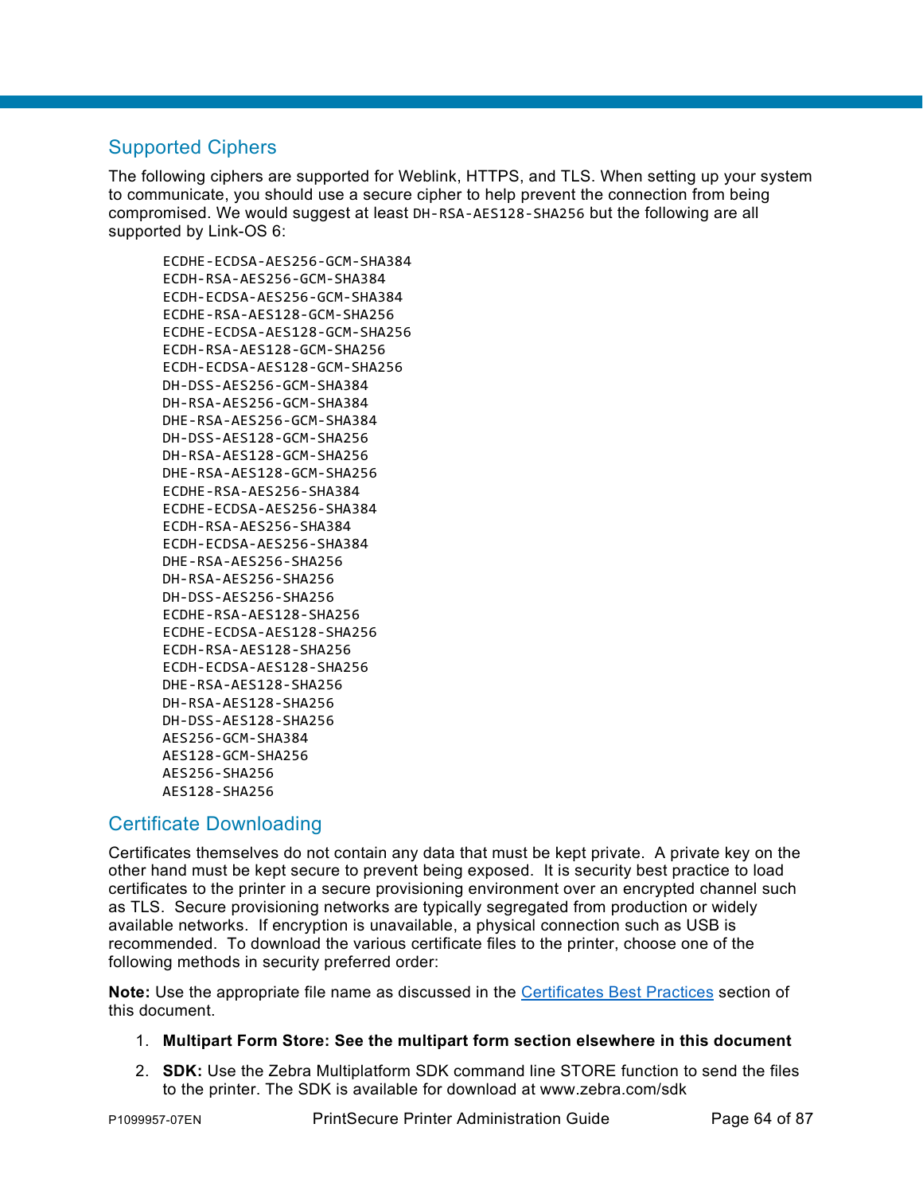## Supported Ciphers

The following ciphers are supported for Weblink, HTTPS, and TLS. When setting up your system to communicate, you should use a secure cipher to help prevent the connection from being compromised. We would suggest at least `DH-RSA-AES128-SHA256` but the following are all supported by Link-OS 6:

```
ECDHE-ECDSA-AES256-GCM-SHA384
ECDH-RSA-AES256-GCM-SHA384
ECDH-ECDSA-AES256-GCM-SHA384
ECDHE-RSA-AES128-GCM-SHA256
ECDHE-ECDSA-AES128-GCM-SHA256
ECDH-RSA-AES128-GCM-SHA256
ECDH-ECDSA-AES128-GCM-SHA256
DH-DSS-AES256-GCM-SHA384
DH-RSA-AES256-GCM-SHA384
DHE-RSA-AES256-GCM-SHA384
DH-DSS-AES128-GCM-SHA256
DH-RSA-AES128-GCM-SHA256
DHE-RSA-AES128-GCM-SHA256
ECDHE-RSA-AES256-SHA384
ECDHE-ECDSA-AES256-SHA384
ECDH-RSA-AES256-SHA384
ECDH-ECDSA-AES256-SHA384
DHE-RSA-AES256-SHA256
DH-RSA-AES256-SHA256
DH-DSS-AES256-SHA256
ECDHE-RSA-AES128-SHA256
ECDHE-ECDSA-AES128-SHA256
ECDH-RSA-AES128-SHA256
ECDH-ECDSA-AES128-SHA256
DHE-RSA-AES128-SHA256
DH-RSA-AES128-SHA256
DH-DSS-AES128-SHA256
AES256-GCM-SHA384
AES128-GCM-SHA256
AES256-SHA256
AES128-SHA256
```

## Certificate Downloading

Certificates themselves do not contain any data that must be kept private. A private key on the other hand must be kept secure to prevent being exposed. It is security best practice to load certificates to the printer in a secure provisioning environment over an encrypted channel such as TLS. Secure provisioning networks are typically segregated from production or widely available networks. If encryption is unavailable, a physical connection such as USB is recommended. To download the various certificate files to the printer, choose one of the following methods in security preferred order:

**Note:** Use the appropriate file name as discussed in the Certificates Best Practices section of this document.

1. **Multipart Form Store: See the multipart form section elsewhere in this document**
2. **SDK:** Use the Zebra Multiplatform SDK command line STORE function to send the files to the printer. The SDK is available for download at www.zebra.com/sdk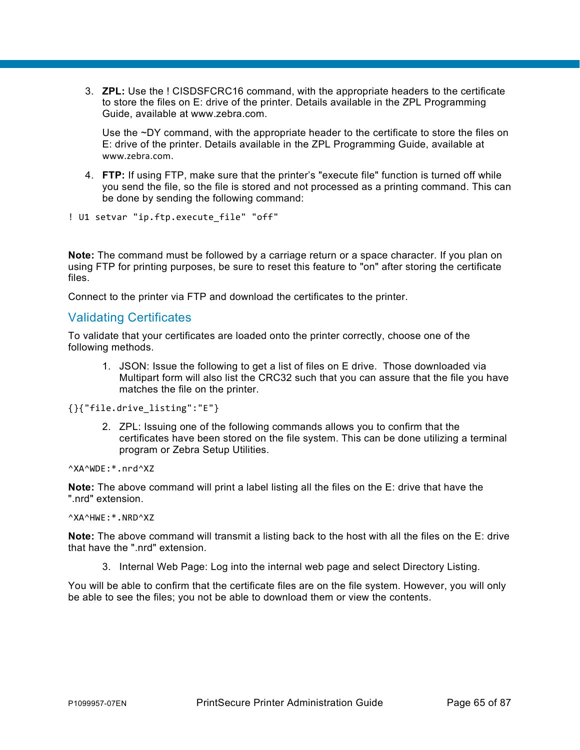3. **ZPL:** Use the ! CISDSFCRC16 command, with the appropriate headers to the certificate to store the files on E: drive of the printer. Details available in the ZPL Programming Guide, available at www.zebra.com.

   Use the ~DY command, with the appropriate header to the certificate to store the files on E: drive of the printer. Details available in the ZPL Programming Guide, available at www.zebra.com.

4. **FTP:** If using FTP, make sure that the printer's "execute file" function is turned off while you send the file, so the file is stored and not processed as a printing command. This can be done by sending the following command:

```
! U1 setvar "ip.ftp.execute_file" "off"
```

**Note:** The command must be followed by a carriage return or a space character. If you plan on using FTP for printing purposes, be sure to reset this feature to "on" after storing the certificate files.

Connect to the printer via FTP and download the certificates to the printer.

## Validating Certificates

To validate that your certificates are loaded onto the printer correctly, choose one of the following methods.

1. JSON: Issue the following to get a list of files on E drive. Those downloaded via Multipart form will also list the CRC32 such that you can assure that the file you have matches the file on the printer.

```
{}{"file.drive_listing":"E"}
```

2. ZPL: Issuing one of the following commands allows you to confirm that the certificates have been stored on the file system. This can be done utilizing a terminal program or Zebra Setup Utilities.

```
^XA^WDE:*.nrd^XZ
```

**Note:** The above command will print a label listing all the files on the E: drive that have the ".nrd" extension.

```
^XA^HWE:*.NRD^XZ
```

**Note:** The above command will transmit a listing back to the host with all the files on the E: drive that have the ".nrd" extension.

3. Internal Web Page: Log into the internal web page and select Directory Listing.

You will be able to confirm that the certificate files are on the file system. However, you will only be able to see the files; you not be able to download them or view the contents.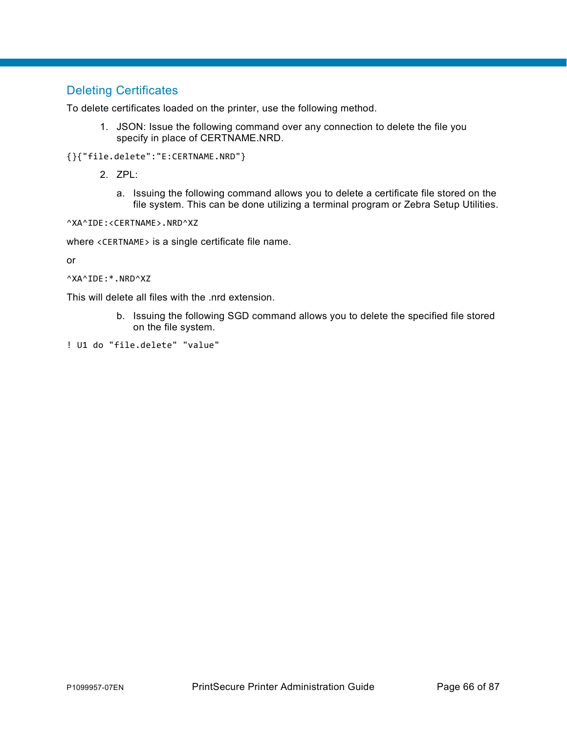## Deleting Certificates

To delete certificates loaded on the printer, use the following method.

1. JSON: Issue the following command over any connection to delete the file you specify in place of CERTNAME.NRD.

```
{}{"file.delete":"E:CERTNAME.NRD"}
```

2. ZPL:

   a. Issuing the following command allows you to delete a certificate file stored on the file system. This can be done utilizing a terminal program or Zebra Setup Utilities.

```
^XA^IDE:<CERTNAME>.NRD^XZ
```

where `<CERTNAME>` is a single certificate file name.

or

```
^XA^IDE:*.NRD^XZ
```

This will delete all files with the .nrd extension.

   b. Issuing the following SGD command allows you to delete the specified file stored on the file system.

```
! U1 do "file.delete" "value"
```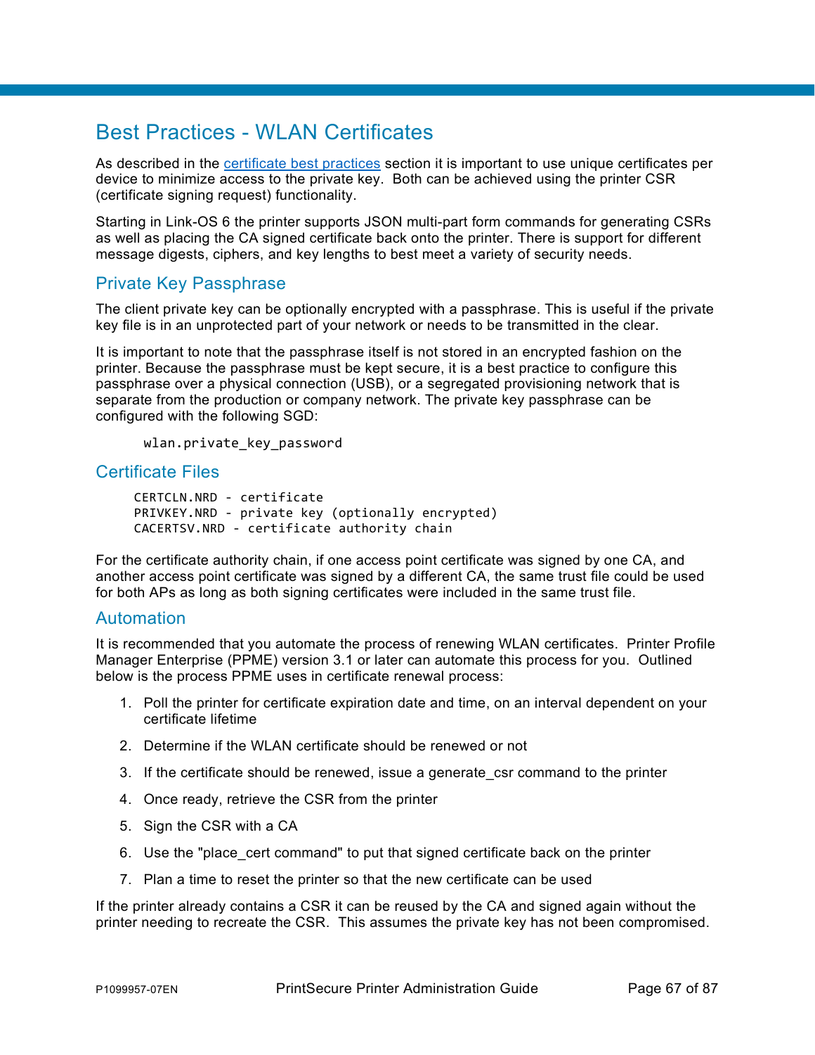# Best Practices - WLAN Certificates

As described in the certificate best practices section it is important to use unique certificates per device to minimize access to the private key.  Both can be achieved using the printer CSR (certificate signing request) functionality.

Starting in Link-OS 6 the printer supports JSON multi-part form commands for generating CSRs as well as placing the CA signed certificate back onto the printer. There is support for different message digests, ciphers, and key lengths to best meet a variety of security needs.

## Private Key Passphrase

The client private key can be optionally encrypted with a passphrase. This is useful if the private key file is in an unprotected part of your network or needs to be transmitted in the clear.

It is important to note that the passphrase itself is not stored in an encrypted fashion on the printer. Because the passphrase must be kept secure, it is a best practice to configure this passphrase over a physical connection (USB), or a segregated provisioning network that is separate from the production or company network. The private key passphrase can be configured with the following SGD:

```
wlan.private_key_password
```

## Certificate Files

```
CERTCLN.NRD - certificate
PRIVKEY.NRD - private key (optionally encrypted)
CACERTSV.NRD - certificate authority chain
```

For the certificate authority chain, if one access point certificate was signed by one CA, and another access point certificate was signed by a different CA, the same trust file could be used for both APs as long as both signing certificates were included in the same trust file.

## Automation

It is recommended that you automate the process of renewing WLAN certificates.  Printer Profile Manager Enterprise (PPME) version 3.1 or later can automate this process for you.  Outlined below is the process PPME uses in certificate renewal process:

1. Poll the printer for certificate expiration date and time, on an interval dependent on your certificate lifetime
2. Determine if the WLAN certificate should be renewed or not
3. If the certificate should be renewed, issue a generate_csr command to the printer
4. Once ready, retrieve the CSR from the printer
5. Sign the CSR with a CA
6. Use the "place_cert command" to put that signed certificate back on the printer
7. Plan a time to reset the printer so that the new certificate can be used

If the printer already contains a CSR it can be reused by the CA and signed again without the printer needing to recreate the CSR.  This assumes the private key has not been compromised.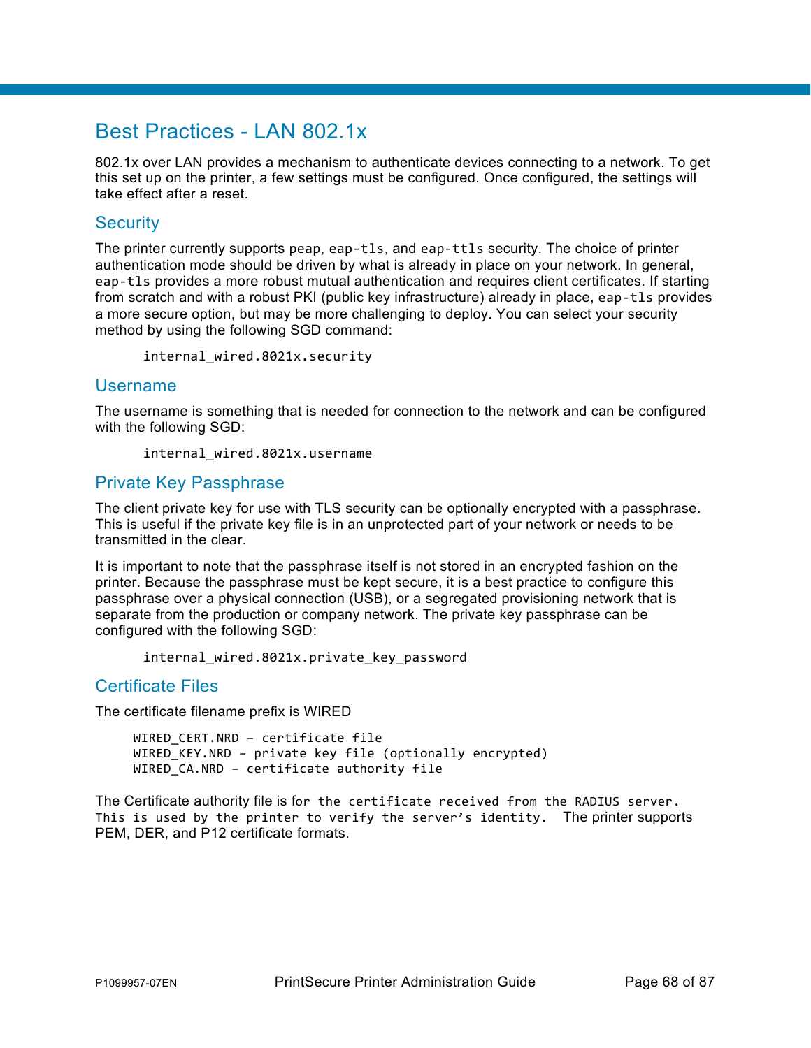# Best Practices - LAN 802.1x

802.1x over LAN provides a mechanism to authenticate devices connecting to a network. To get this set up on the printer, a few settings must be configured. Once configured, the settings will take effect after a reset.

## Security

The printer currently supports `peap`, `eap-tls`, and `eap-ttls` security. The choice of printer authentication mode should be driven by what is already in place on your network. In general, `eap-tls` provides a more robust mutual authentication and requires client certificates. If starting from scratch and with a robust PKI (public key infrastructure) already in place, `eap-tls` provides a more secure option, but may be more challenging to deploy. You can select your security method by using the following SGD command:

```
internal_wired.8021x.security
```

## Username

The username is something that is needed for connection to the network and can be configured with the following SGD:

```
internal_wired.8021x.username
```

## Private Key Passphrase

The client private key for use with TLS security can be optionally encrypted with a passphrase. This is useful if the private key file is in an unprotected part of your network or needs to be transmitted in the clear.

It is important to note that the passphrase itself is not stored in an encrypted fashion on the printer. Because the passphrase must be kept secure, it is a best practice to configure this passphrase over a physical connection (USB), or a segregated provisioning network that is separate from the production or company network. The private key passphrase can be configured with the following SGD:

```
internal_wired.8021x.private_key_password
```

## Certificate Files

The certificate filename prefix is WIRED

```
WIRED_CERT.NRD – certificate file
WIRED_KEY.NRD – private key file (optionally encrypted)
WIRED_CA.NRD – certificate authority file
```

The Certificate authority file is for the certificate received from the RADIUS server. This is used by the printer to verify the server’s identity. The printer supports PEM, DER, and P12 certificate formats.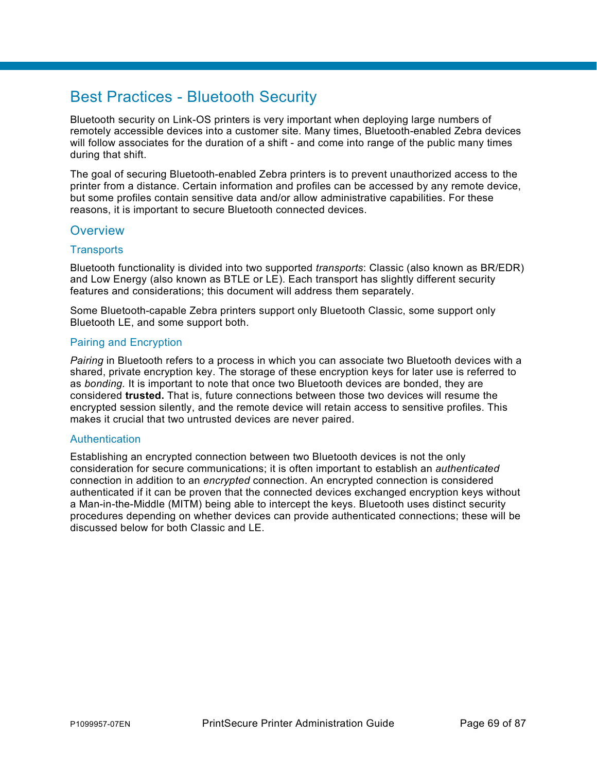# Best Practices - Bluetooth Security

Bluetooth security on Link-OS printers is very important when deploying large numbers of remotely accessible devices into a customer site. Many times, Bluetooth-enabled Zebra devices will follow associates for the duration of a shift - and come into range of the public many times during that shift.

The goal of securing Bluetooth-enabled Zebra printers is to prevent unauthorized access to the printer from a distance. Certain information and profiles can be accessed by any remote device, but some profiles contain sensitive data and/or allow administrative capabilities. For these reasons, it is important to secure Bluetooth connected devices.

## Overview

### Transports

Bluetooth functionality is divided into two supported *transports*: Classic (also known as BR/EDR) and Low Energy (also known as BTLE or LE). Each transport has slightly different security features and considerations; this document will address them separately.

Some Bluetooth-capable Zebra printers support only Bluetooth Classic, some support only Bluetooth LE, and some support both.

### Pairing and Encryption

*Pairing* in Bluetooth refers to a process in which you can associate two Bluetooth devices with a shared, private encryption key. The storage of these encryption keys for later use is referred to as *bonding.* It is important to note that once two Bluetooth devices are bonded, they are considered **trusted.** That is, future connections between those two devices will resume the encrypted session silently, and the remote device will retain access to sensitive profiles. This makes it crucial that two untrusted devices are never paired.

### Authentication

Establishing an encrypted connection between two Bluetooth devices is not the only consideration for secure communications; it is often important to establish an *authenticated* connection in addition to an *encrypted* connection. An encrypted connection is considered authenticated if it can be proven that the connected devices exchanged encryption keys without a Man-in-the-Middle (MITM) being able to intercept the keys. Bluetooth uses distinct security procedures depending on whether devices can provide authenticated connections; these will be discussed below for both Classic and LE.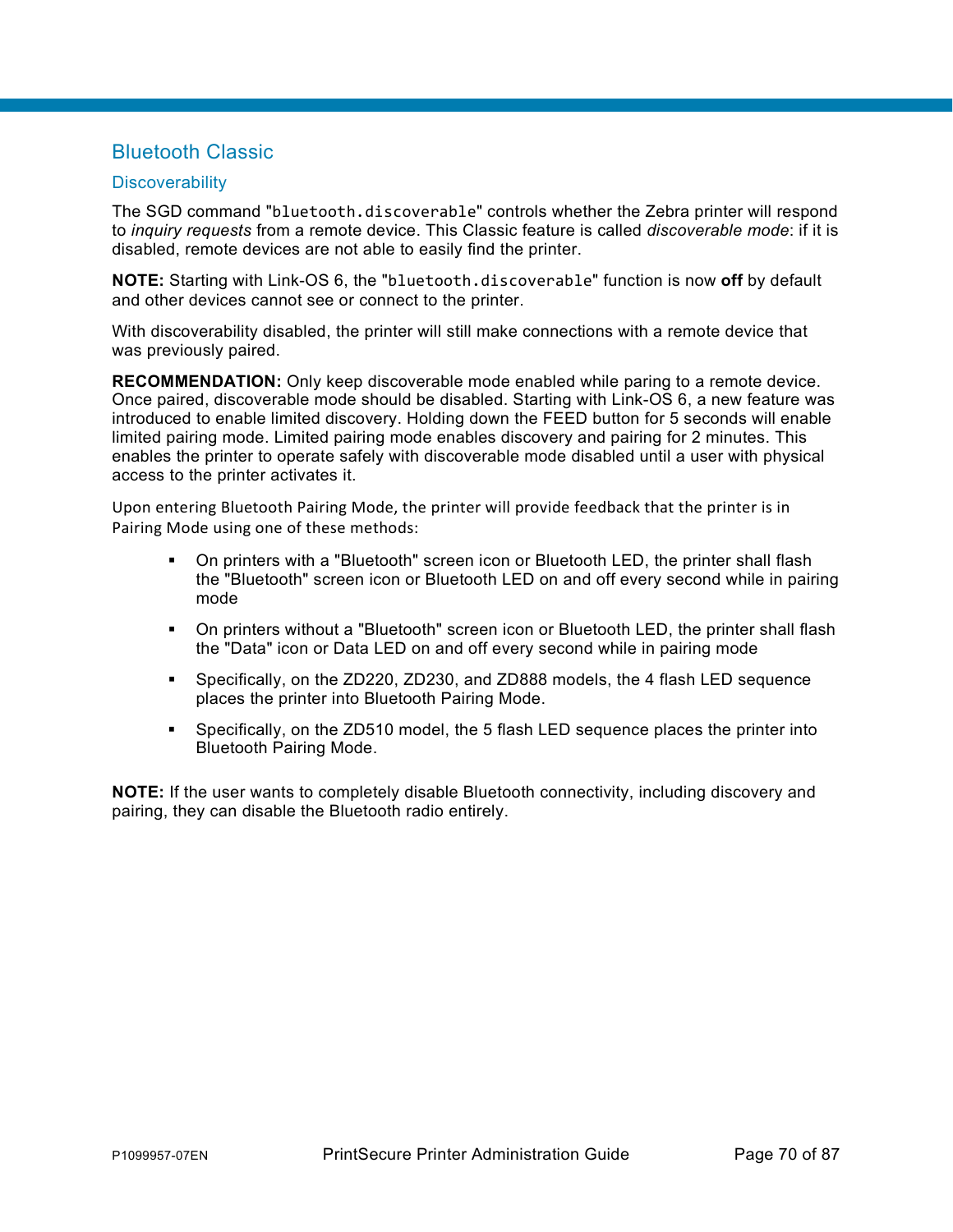## Bluetooth Classic

### Discoverability

The SGD command "`bluetooth.discoverable`" controls whether the Zebra printer will respond to *inquiry requests* from a remote device. This Classic feature is called *discoverable mode*: if it is disabled, remote devices are not able to easily find the printer.

**NOTE:** Starting with Link-OS 6, the "`bluetooth.discoverable`" function is now **off** by default and other devices cannot see or connect to the printer.

With discoverability disabled, the printer will still make connections with a remote device that was previously paired.

**RECOMMENDATION:** Only keep discoverable mode enabled while paring to a remote device. Once paired, discoverable mode should be disabled. Starting with Link-OS 6, a new feature was introduced to enable limited discovery. Holding down the FEED button for 5 seconds will enable limited pairing mode. Limited pairing mode enables discovery and pairing for 2 minutes. This enables the printer to operate safely with discoverable mode disabled until a user with physical access to the printer activates it.

Upon entering Bluetooth Pairing Mode, the printer will provide feedback that the printer is in Pairing Mode using one of these methods:

- On printers with a "Bluetooth" screen icon or Bluetooth LED, the printer shall flash the "Bluetooth" screen icon or Bluetooth LED on and off every second while in pairing mode
- On printers without a "Bluetooth" screen icon or Bluetooth LED, the printer shall flash the "Data" icon or Data LED on and off every second while in pairing mode
- Specifically, on the ZD220, ZD230, and ZD888 models, the 4 flash LED sequence places the printer into Bluetooth Pairing Mode.
- Specifically, on the ZD510 model, the 5 flash LED sequence places the printer into Bluetooth Pairing Mode.

**NOTE:** If the user wants to completely disable Bluetooth connectivity, including discovery and pairing, they can disable the Bluetooth radio entirely.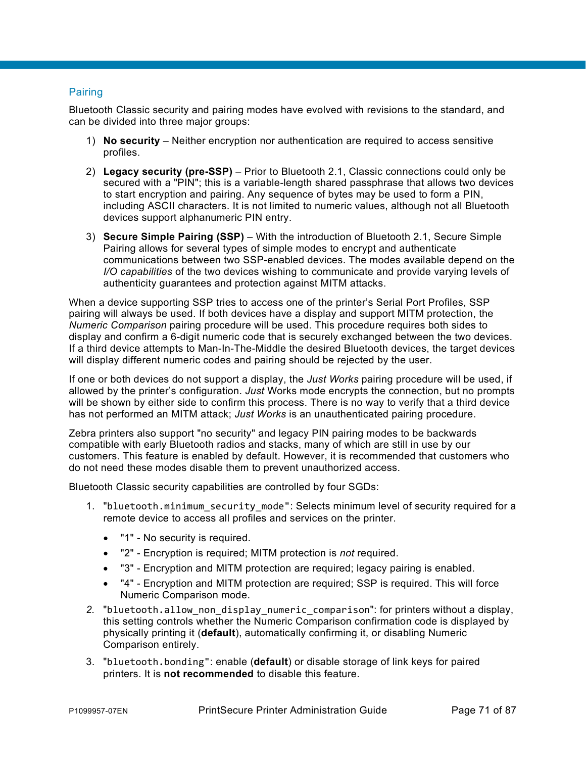## Pairing

Bluetooth Classic security and pairing modes have evolved with revisions to the standard, and can be divided into three major groups:

1) **No security** – Neither encryption nor authentication are required to access sensitive profiles.
2) **Legacy security (pre-SSP)** – Prior to Bluetooth 2.1, Classic connections could only be secured with a "PIN"; this is a variable-length shared passphrase that allows two devices to start encryption and pairing. Any sequence of bytes may be used to form a PIN, including ASCII characters. It is not limited to numeric values, although not all Bluetooth devices support alphanumeric PIN entry.
3) **Secure Simple Pairing (SSP)** – With the introduction of Bluetooth 2.1, Secure Simple Pairing allows for several types of simple modes to encrypt and authenticate communications between two SSP-enabled devices. The modes available depend on the *I/O capabilities* of the two devices wishing to communicate and provide varying levels of authenticity guarantees and protection against MITM attacks.

When a device supporting SSP tries to access one of the printer's Serial Port Profiles, SSP pairing will always be used. If both devices have a display and support MITM protection, the *Numeric Comparison* pairing procedure will be used. This procedure requires both sides to display and confirm a 6-digit numeric code that is securely exchanged between the two devices. If a third device attempts to Man-In-The-Middle the desired Bluetooth devices, the target devices will display different numeric codes and pairing should be rejected by the user.

If one or both devices do not support a display, the *Just Works* pairing procedure will be used, if allowed by the printer's configuration. *Just* Works mode encrypts the connection, but no prompts will be shown by either side to confirm this process. There is no way to verify that a third device has not performed an MITM attack; *Just Works* is an unauthenticated pairing procedure.

Zebra printers also support "no security" and legacy PIN pairing modes to be backwards compatible with early Bluetooth radios and stacks, many of which are still in use by our customers. This feature is enabled by default. However, it is recommended that customers who do not need these modes disable them to prevent unauthorized access.

Bluetooth Classic security capabilities are controlled by four SGDs:

1. "`bluetooth.minimum_security_mode`": Selects minimum level of security required for a remote device to access all profiles and services on the printer.
   - "1" - No security is required.
   - "2" - Encryption is required; MITM protection is *not* required.
   - "3" - Encryption and MITM protection are required; legacy pairing is enabled.
   - "4" - Encryption and MITM protection are required; SSP is required. This will force Numeric Comparison mode.
2. "`bluetooth.allow_non_display_numeric_comparison`": for printers without a display, this setting controls whether the Numeric Comparison confirmation code is displayed by physically printing it (**default**), automatically confirming it, or disabling Numeric Comparison entirely.
3. "`bluetooth.bonding`": enable (**default**) or disable storage of link keys for paired printers. It is **not recommended** to disable this feature.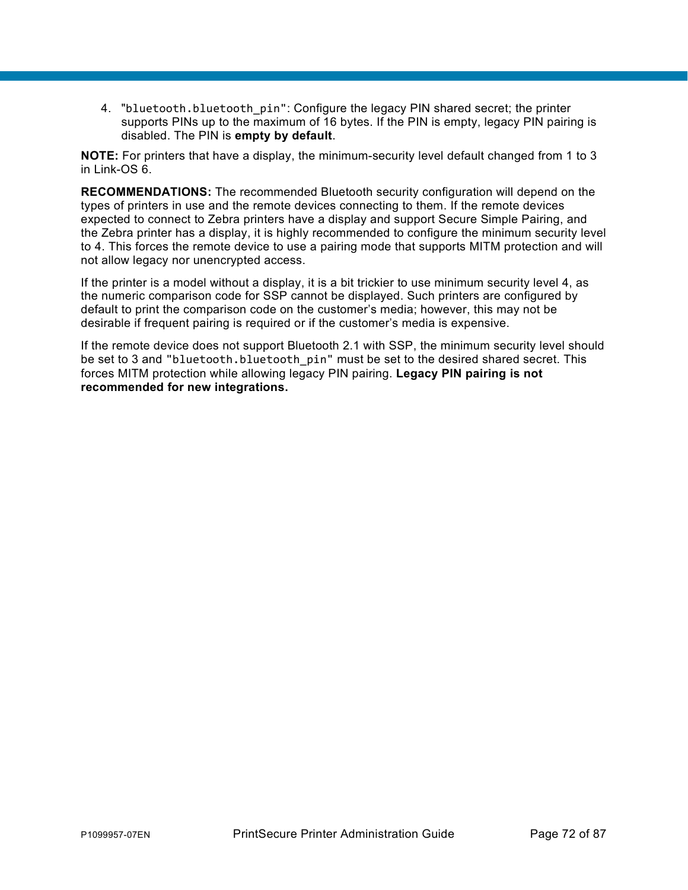4. "`bluetooth.bluetooth_pin`": Configure the legacy PIN shared secret; the printer supports PINs up to the maximum of 16 bytes. If the PIN is empty, legacy PIN pairing is disabled. The PIN is **empty by default**.

**NOTE:** For printers that have a display, the minimum-security level default changed from 1 to 3 in Link-OS 6.

**RECOMMENDATIONS:** The recommended Bluetooth security configuration will depend on the types of printers in use and the remote devices connecting to them. If the remote devices expected to connect to Zebra printers have a display and support Secure Simple Pairing, and the Zebra printer has a display, it is highly recommended to configure the minimum security level to 4. This forces the remote device to use a pairing mode that supports MITM protection and will not allow legacy nor unencrypted access.

If the printer is a model without a display, it is a bit trickier to use minimum security level 4, as the numeric comparison code for SSP cannot be displayed. Such printers are configured by default to print the comparison code on the customer's media; however, this may not be desirable if frequent pairing is required or if the customer's media is expensive.

If the remote device does not support Bluetooth 2.1 with SSP, the minimum security level should be set to 3 and "`bluetooth.bluetooth_pin`" must be set to the desired shared secret. This forces MITM protection while allowing legacy PIN pairing. **Legacy PIN pairing is not recommended for new integrations.**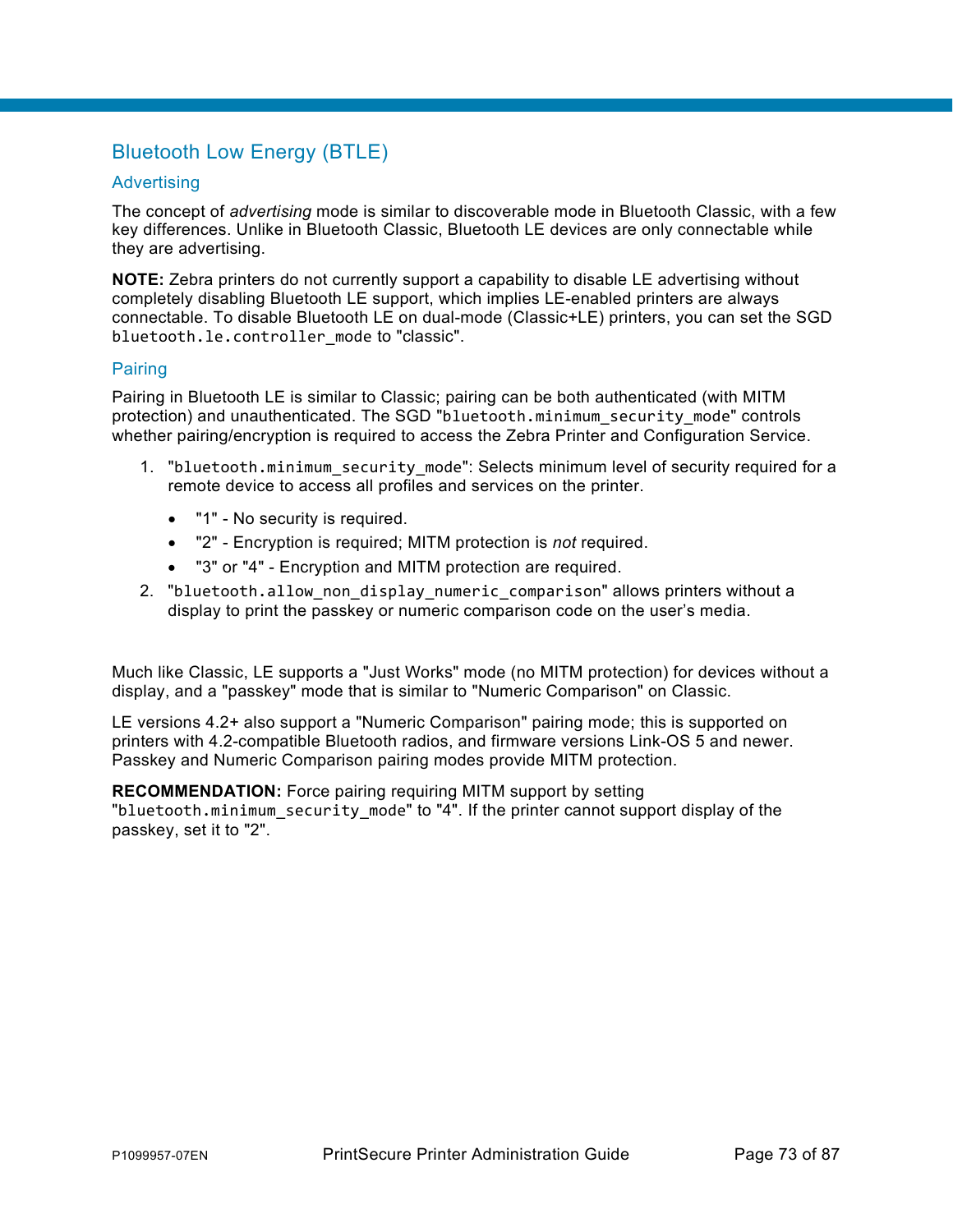## Bluetooth Low Energy (BTLE)

### Advertising

The concept of *advertising* mode is similar to discoverable mode in Bluetooth Classic, with a few key differences. Unlike in Bluetooth Classic, Bluetooth LE devices are only connectable while they are advertising.

**NOTE:** Zebra printers do not currently support a capability to disable LE advertising without completely disabling Bluetooth LE support, which implies LE-enabled printers are always connectable. To disable Bluetooth LE on dual-mode (Classic+LE) printers, you can set the SGD `bluetooth.le.controller_mode` to "classic".

### Pairing

Pairing in Bluetooth LE is similar to Classic; pairing can be both authenticated (with MITM protection) and unauthenticated. The SGD "`bluetooth.minimum_security_mode`" controls whether pairing/encryption is required to access the Zebra Printer and Configuration Service.

1. "`bluetooth.minimum_security_mode`": Selects minimum level of security required for a remote device to access all profiles and services on the printer.
    - "1" - No security is required.
    - "2" - Encryption is required; MITM protection is *not* required.
    - "3" or "4" - Encryption and MITM protection are required.
2. "`bluetooth.allow_non_display_numeric_comparison`" allows printers without a display to print the passkey or numeric comparison code on the user's media.

Much like Classic, LE supports a "Just Works" mode (no MITM protection) for devices without a display, and a "passkey" mode that is similar to "Numeric Comparison" on Classic.

LE versions 4.2+ also support a "Numeric Comparison" pairing mode; this is supported on printers with 4.2-compatible Bluetooth radios, and firmware versions Link-OS 5 and newer. Passkey and Numeric Comparison pairing modes provide MITM protection.

**RECOMMENDATION:** Force pairing requiring MITM support by setting "`bluetooth.minimum_security_mode`" to "4". If the printer cannot support display of the passkey, set it to "2".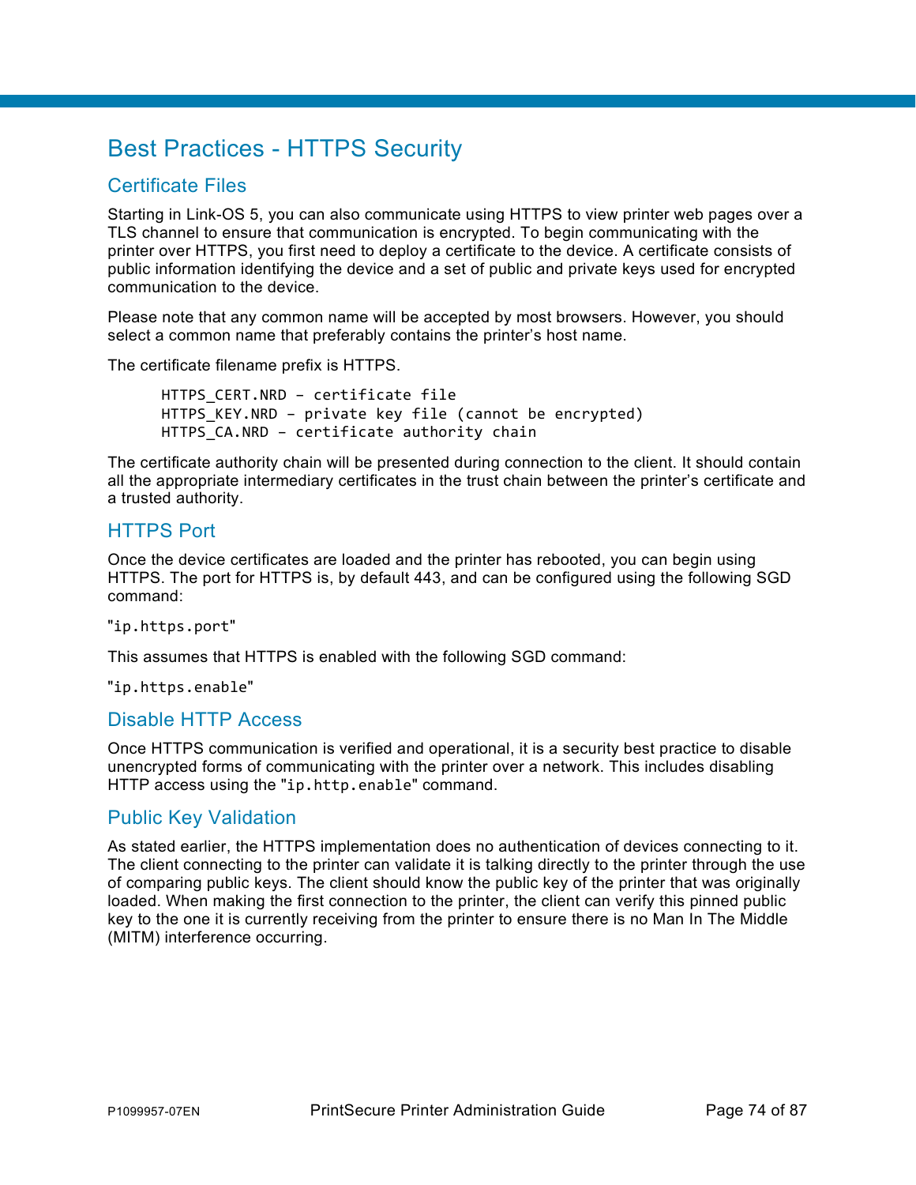# Best Practices - HTTPS Security

## Certificate Files

Starting in Link-OS 5, you can also communicate using HTTPS to view printer web pages over a TLS channel to ensure that communication is encrypted. To begin communicating with the printer over HTTPS, you first need to deploy a certificate to the device. A certificate consists of public information identifying the device and a set of public and private keys used for encrypted communication to the device.

Please note that any common name will be accepted by most browsers. However, you should select a common name that preferably contains the printer's host name.

The certificate filename prefix is HTTPS.

```
HTTPS_CERT.NRD – certificate file
HTTPS_KEY.NRD – private key file (cannot be encrypted)
HTTPS_CA.NRD – certificate authority chain
```

The certificate authority chain will be presented during connection to the client. It should contain all the appropriate intermediary certificates in the trust chain between the printer's certificate and a trusted authority.

## HTTPS Port

Once the device certificates are loaded and the printer has rebooted, you can begin using HTTPS. The port for HTTPS is, by default 443, and can be configured using the following SGD command:

"`ip.https.port`"

This assumes that HTTPS is enabled with the following SGD command:

"`ip.https.enable`"

## Disable HTTP Access

Once HTTPS communication is verified and operational, it is a security best practice to disable unencrypted forms of communicating with the printer over a network. This includes disabling HTTP access using the "`ip.http.enable`" command.

## Public Key Validation

As stated earlier, the HTTPS implementation does no authentication of devices connecting to it. The client connecting to the printer can validate it is talking directly to the printer through the use of comparing public keys. The client should know the public key of the printer that was originally loaded. When making the first connection to the printer, the client can verify this pinned public key to the one it is currently receiving from the printer to ensure there is no Man In The Middle (MITM) interference occurring.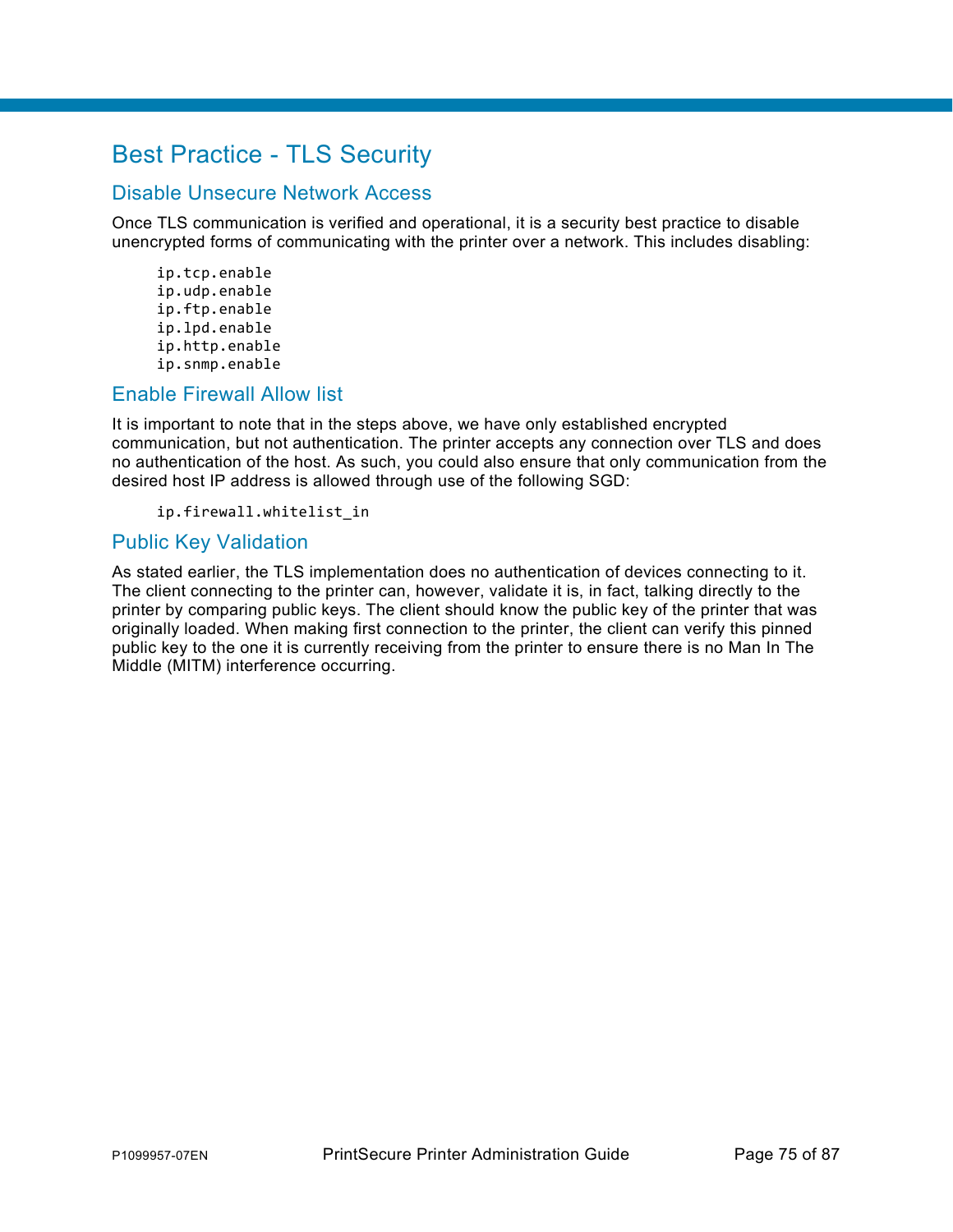# Best Practice - TLS Security

## Disable Unsecure Network Access

Once TLS communication is verified and operational, it is a security best practice to disable unencrypted forms of communicating with the printer over a network. This includes disabling:

```
ip.tcp.enable
ip.udp.enable
ip.ftp.enable
ip.lpd.enable
ip.http.enable
ip.snmp.enable
```

## Enable Firewall Allow list

It is important to note that in the steps above, we have only established encrypted communication, but not authentication. The printer accepts any connection over TLS and does no authentication of the host. As such, you could also ensure that only communication from the desired host IP address is allowed through use of the following SGD:

```
ip.firewall.whitelist_in
```

## Public Key Validation

As stated earlier, the TLS implementation does no authentication of devices connecting to it. The client connecting to the printer can, however, validate it is, in fact, talking directly to the printer by comparing public keys. The client should know the public key of the printer that was originally loaded. When making first connection to the printer, the client can verify this pinned public key to the one it is currently receiving from the printer to ensure there is no Man In The Middle (MITM) interference occurring.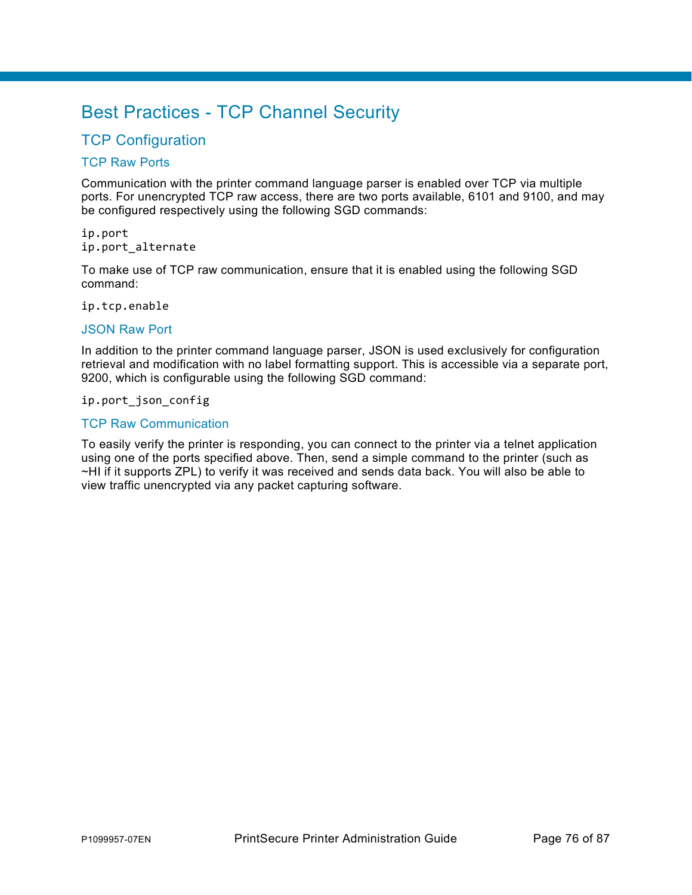# Best Practices - TCP Channel Security

## TCP Configuration

### TCP Raw Ports

Communication with the printer command language parser is enabled over TCP via multiple ports. For unencrypted TCP raw access, there are two ports available, 6101 and 9100, and may be configured respectively using the following SGD commands:

```
ip.port
ip.port_alternate
```

To make use of TCP raw communication, ensure that it is enabled using the following SGD command:

```
ip.tcp.enable
```

### JSON Raw Port

In addition to the printer command language parser, JSON is used exclusively for configuration retrieval and modification with no label formatting support. This is accessible via a separate port, 9200, which is configurable using the following SGD command:

```
ip.port_json_config
```

### TCP Raw Communication

To easily verify the printer is responding, you can connect to the printer via a telnet application using one of the ports specified above. Then, send a simple command to the printer (such as ~HI if it supports ZPL) to verify it was received and sends data back. You will also be able to view traffic unencrypted via any packet capturing software.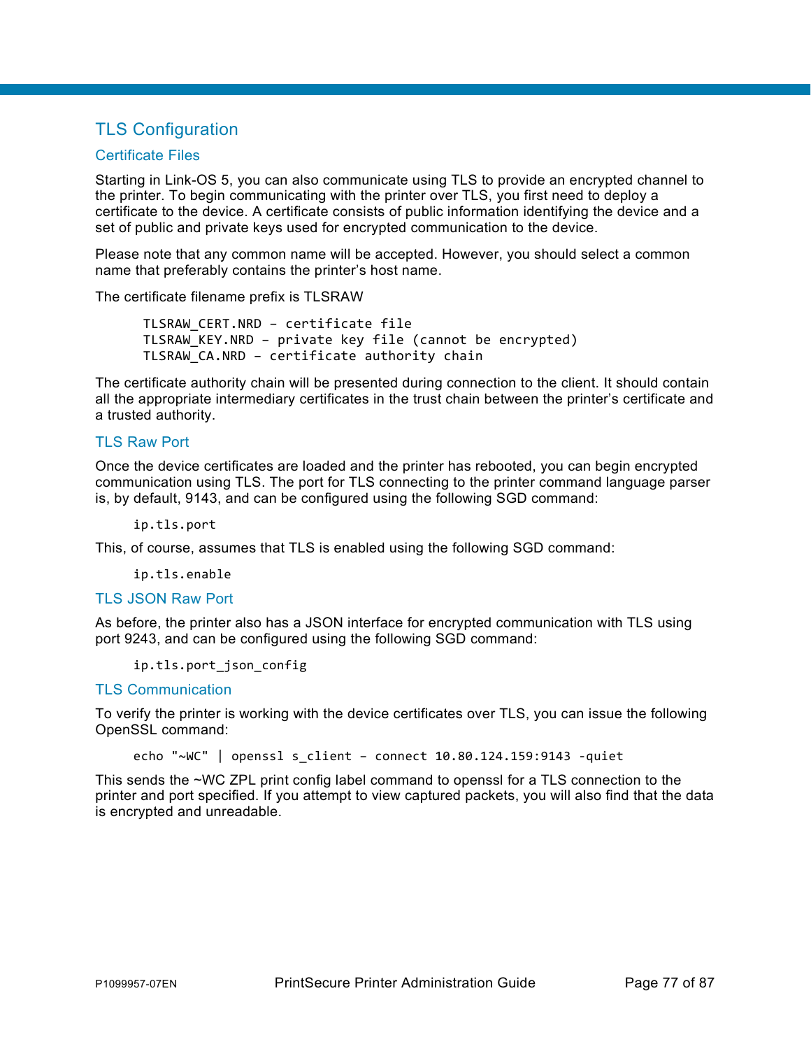# TLS Configuration

## Certificate Files

Starting in Link-OS 5, you can also communicate using TLS to provide an encrypted channel to the printer. To begin communicating with the printer over TLS, you first need to deploy a certificate to the device. A certificate consists of public information identifying the device and a set of public and private keys used for encrypted communication to the device.

Please note that any common name will be accepted. However, you should select a common name that preferably contains the printer's host name.

The certificate filename prefix is TLSRAW

```
TLSRAW_CERT.NRD – certificate file
TLSRAW_KEY.NRD – private key file (cannot be encrypted)
TLSRAW_CA.NRD – certificate authority chain
```

The certificate authority chain will be presented during connection to the client. It should contain all the appropriate intermediary certificates in the trust chain between the printer's certificate and a trusted authority.

## TLS Raw Port

Once the device certificates are loaded and the printer has rebooted, you can begin encrypted communication using TLS. The port for TLS connecting to the printer command language parser is, by default, 9143, and can be configured using the following SGD command:

```
ip.tls.port
```

This, of course, assumes that TLS is enabled using the following SGD command:

```
ip.tls.enable
```

## TLS JSON Raw Port

As before, the printer also has a JSON interface for encrypted communication with TLS using port 9243, and can be configured using the following SGD command:

```
ip.tls.port_json_config
```

## TLS Communication

To verify the printer is working with the device certificates over TLS, you can issue the following OpenSSL command:

```
echo "~WC" | openssl s_client – connect 10.80.124.159:9143 -quiet
```

This sends the ~WC ZPL print config label command to openssl for a TLS connection to the printer and port specified. If you attempt to view captured packets, you will also find that the data is encrypted and unreadable.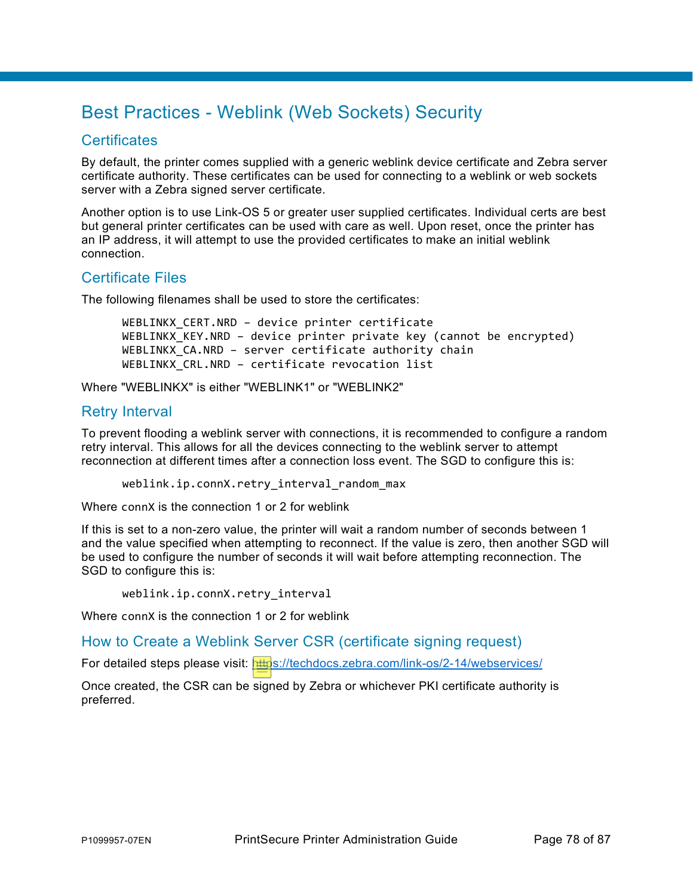# Best Practices - Weblink (Web Sockets) Security

## Certificates

By default, the printer comes supplied with a generic weblink device certificate and Zebra server certificate authority. These certificates can be used for connecting to a weblink or web sockets server with a Zebra signed server certificate.

Another option is to use Link-OS 5 or greater user supplied certificates. Individual certs are best but general printer certificates can be used with care as well. Upon reset, once the printer has an IP address, it will attempt to use the provided certificates to make an initial weblink connection.

## Certificate Files

The following filenames shall be used to store the certificates:

```
WEBLINKX_CERT.NRD – device printer certificate
WEBLINKX_KEY.NRD – device printer private key (cannot be encrypted)
WEBLINKX_CA.NRD – server certificate authority chain
WEBLINKX_CRL.NRD – certificate revocation list
```

Where "WEBLINKX" is either "WEBLINK1" or "WEBLINK2"

## Retry Interval

To prevent flooding a weblink server with connections, it is recommended to configure a random retry interval. This allows for all the devices connecting to the weblink server to attempt reconnection at different times after a connection loss event. The SGD to configure this is:

```
weblink.ip.connX.retry_interval_random_max
```

Where `connX` is the connection 1 or 2 for weblink

If this is set to a non-zero value, the printer will wait a random number of seconds between 1 and the value specified when attempting to reconnect. If the value is zero, then another SGD will be used to configure the number of seconds it will wait before attempting reconnection. The SGD to configure this is:

```
weblink.ip.connX.retry_interval
```

Where `connX` is the connection 1 or 2 for weblink

## How to Create a Weblink Server CSR (certificate signing request)

For detailed steps please visit: https://techdocs.zebra.com/link-os/2-14/webservices/

Once created, the CSR can be signed by Zebra or whichever PKI certificate authority is preferred.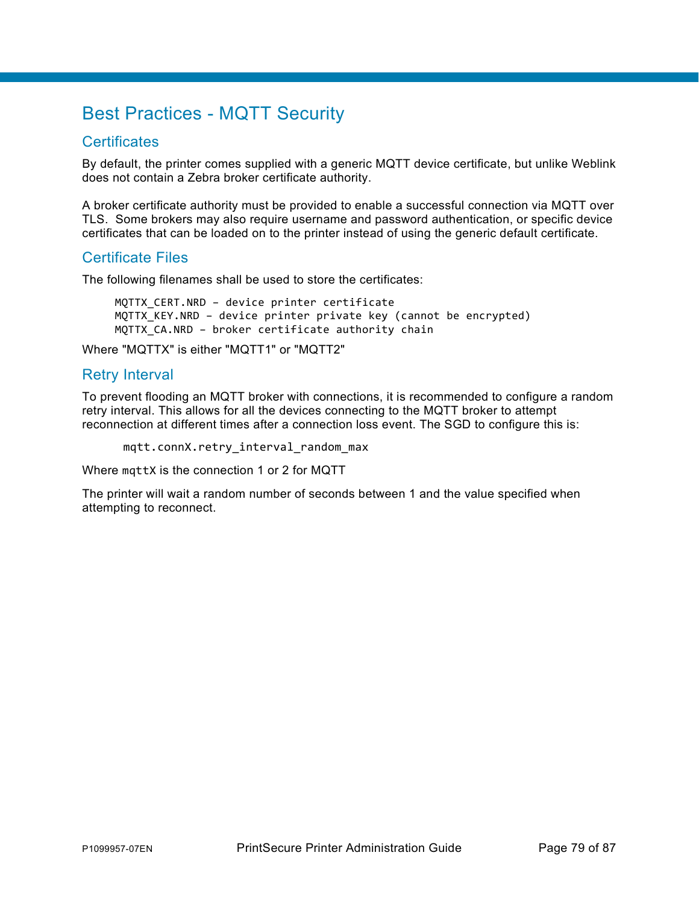# Best Practices - MQTT Security

## Certificates

By default, the printer comes supplied with a generic MQTT device certificate, but unlike Weblink does not contain a Zebra broker certificate authority.

A broker certificate authority must be provided to enable a successful connection via MQTT over TLS. Some brokers may also require username and password authentication, or specific device certificates that can be loaded on to the printer instead of using the generic default certificate.

## Certificate Files

The following filenames shall be used to store the certificates:

```
MQTTX_CERT.NRD – device printer certificate
MQTTX_KEY.NRD – device printer private key (cannot be encrypted)
MQTTX_CA.NRD – broker certificate authority chain
```

Where "MQTTX" is either "MQTT1" or "MQTT2"

## Retry Interval

To prevent flooding an MQTT broker with connections, it is recommended to configure a random retry interval. This allows for all the devices connecting to the MQTT broker to attempt reconnection at different times after a connection loss event. The SGD to configure this is:

```
mqtt.connX.retry_interval_random_max
```

Where `mqttX` is the connection 1 or 2 for MQTT

The printer will wait a random number of seconds between 1 and the value specified when attempting to reconnect.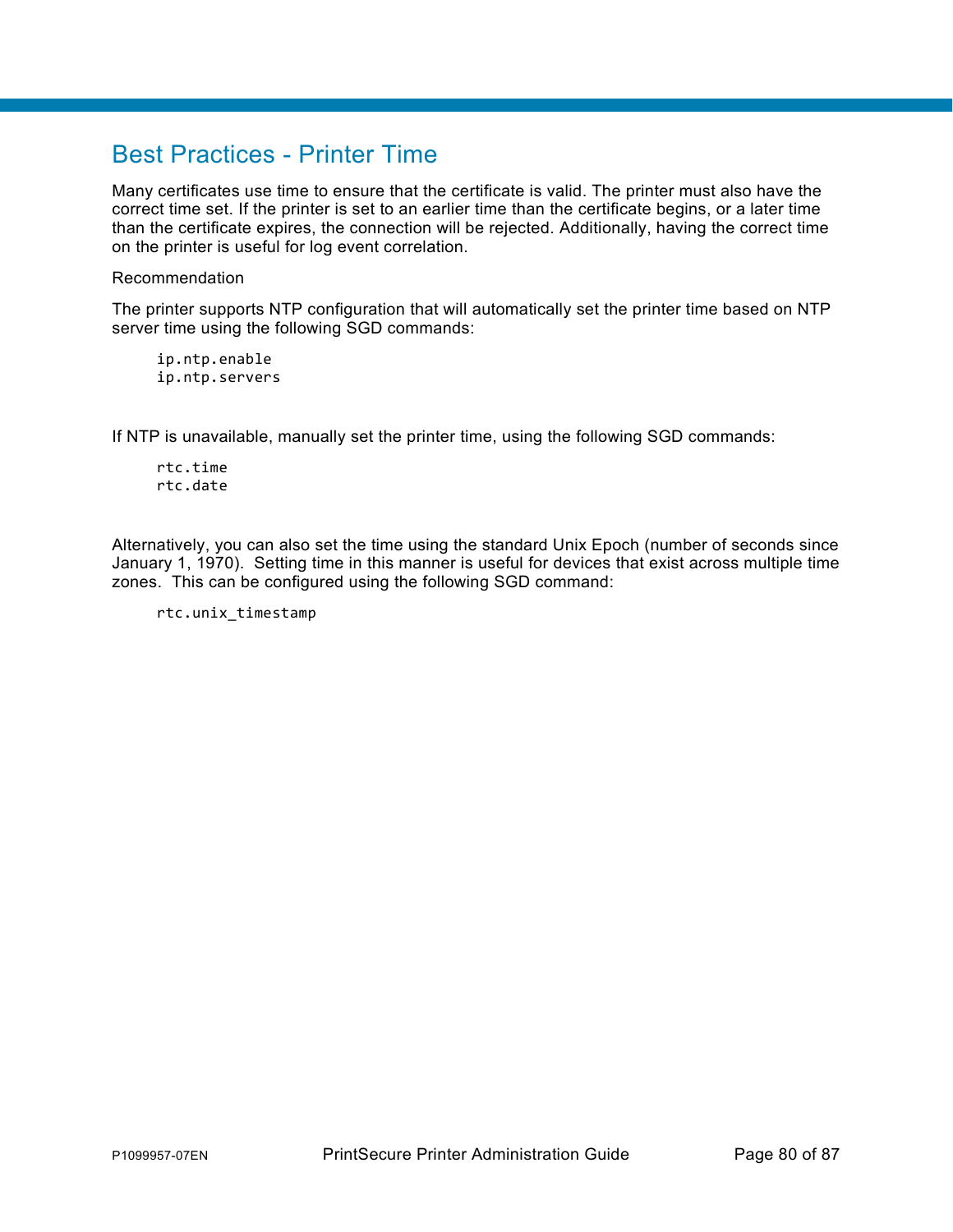# Best Practices - Printer Time

Many certificates use time to ensure that the certificate is valid. The printer must also have the correct time set. If the printer is set to an earlier time than the certificate begins, or a later time than the certificate expires, the connection will be rejected. Additionally, having the correct time on the printer is useful for log event correlation.

Recommendation

The printer supports NTP configuration that will automatically set the printer time based on NTP server time using the following SGD commands:

```
ip.ntp.enable
ip.ntp.servers
```

If NTP is unavailable, manually set the printer time, using the following SGD commands:

```
rtc.time
rtc.date
```

Alternatively, you can also set the time using the standard Unix Epoch (number of seconds since January 1, 1970). Setting time in this manner is useful for devices that exist across multiple time zones. This can be configured using the following SGD command:

```
rtc.unix_timestamp
```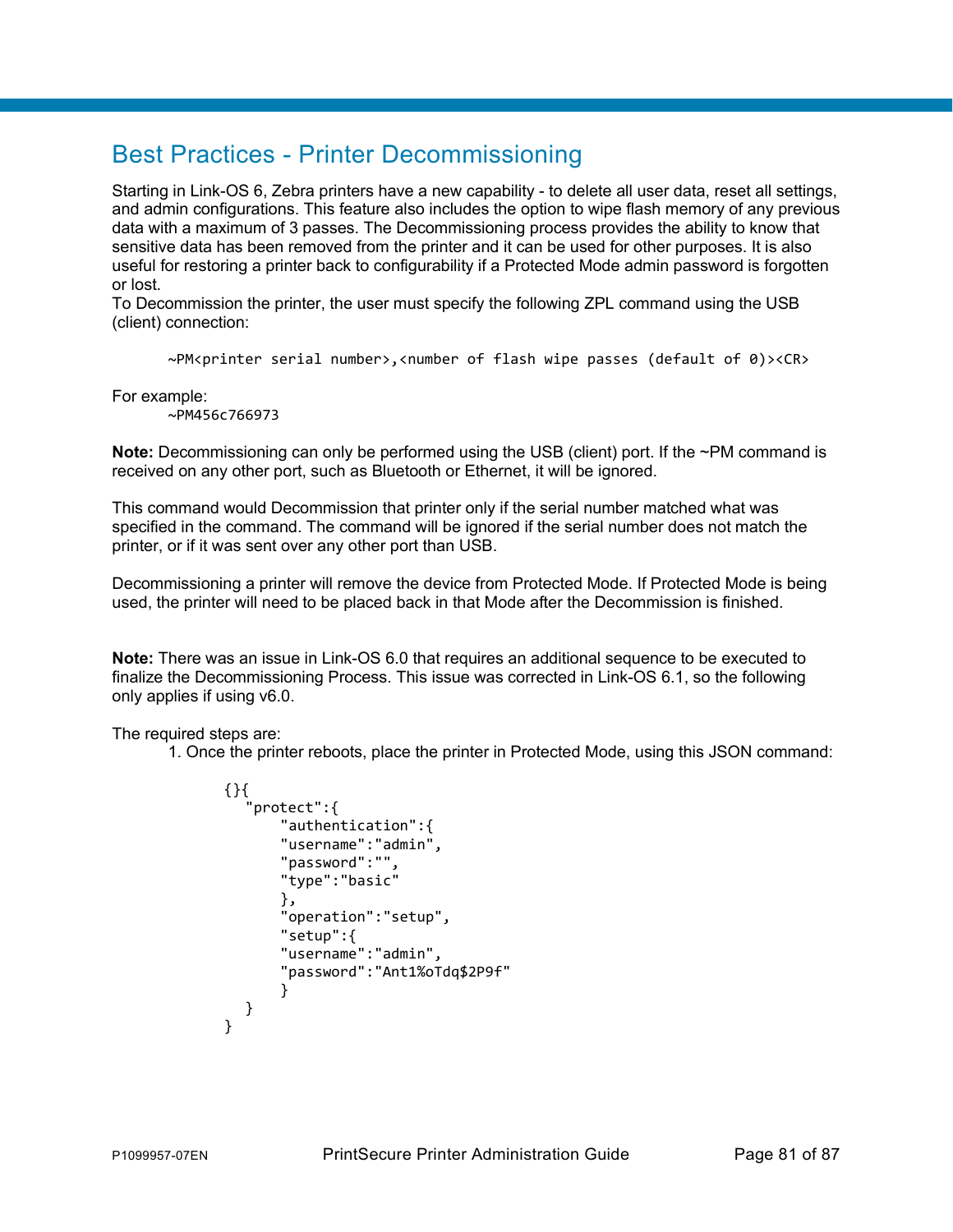# Best Practices - Printer Decommissioning

Starting in Link-OS 6, Zebra printers have a new capability - to delete all user data, reset all settings, and admin configurations. This feature also includes the option to wipe flash memory of any previous data with a maximum of 3 passes. The Decommissioning process provides the ability to know that sensitive data has been removed from the printer and it can be used for other purposes. It is also useful for restoring a printer back to configurability if a Protected Mode admin password is forgotten or lost.
To Decommission the printer, the user must specify the following ZPL command using the USB (client) connection:

```
~PM<printer serial number>,<number of flash wipe passes (default of 0)><CR>
```

For example:

```
~PM456c766973
```

**Note:** Decommissioning can only be performed using the USB (client) port. If the ~PM command is received on any other port, such as Bluetooth or Ethernet, it will be ignored.

This command would Decommission that printer only if the serial number matched what was specified in the command. The command will be ignored if the serial number does not match the printer, or if it was sent over any other port than USB.

Decommissioning a printer will remove the device from Protected Mode. If Protected Mode is being used, the printer will need to be placed back in that Mode after the Decommission is finished.

**Note:** There was an issue in Link-OS 6.0 that requires an additional sequence to be executed to finalize the Decommissioning Process. This issue was corrected in Link-OS 6.1, so the following only applies if using v6.0.

The required steps are:

1. Once the printer reboots, place the printer in Protected Mode, using this JSON command:

```
{}{
  "protect":{
      "authentication":{
      "username":"admin",
      "password":"",
      "type":"basic"
      },
      "operation":"setup",
      "setup":{
      "username":"admin",
      "password":"Ant1%oTdq$2P9f"
      }
  }
}
```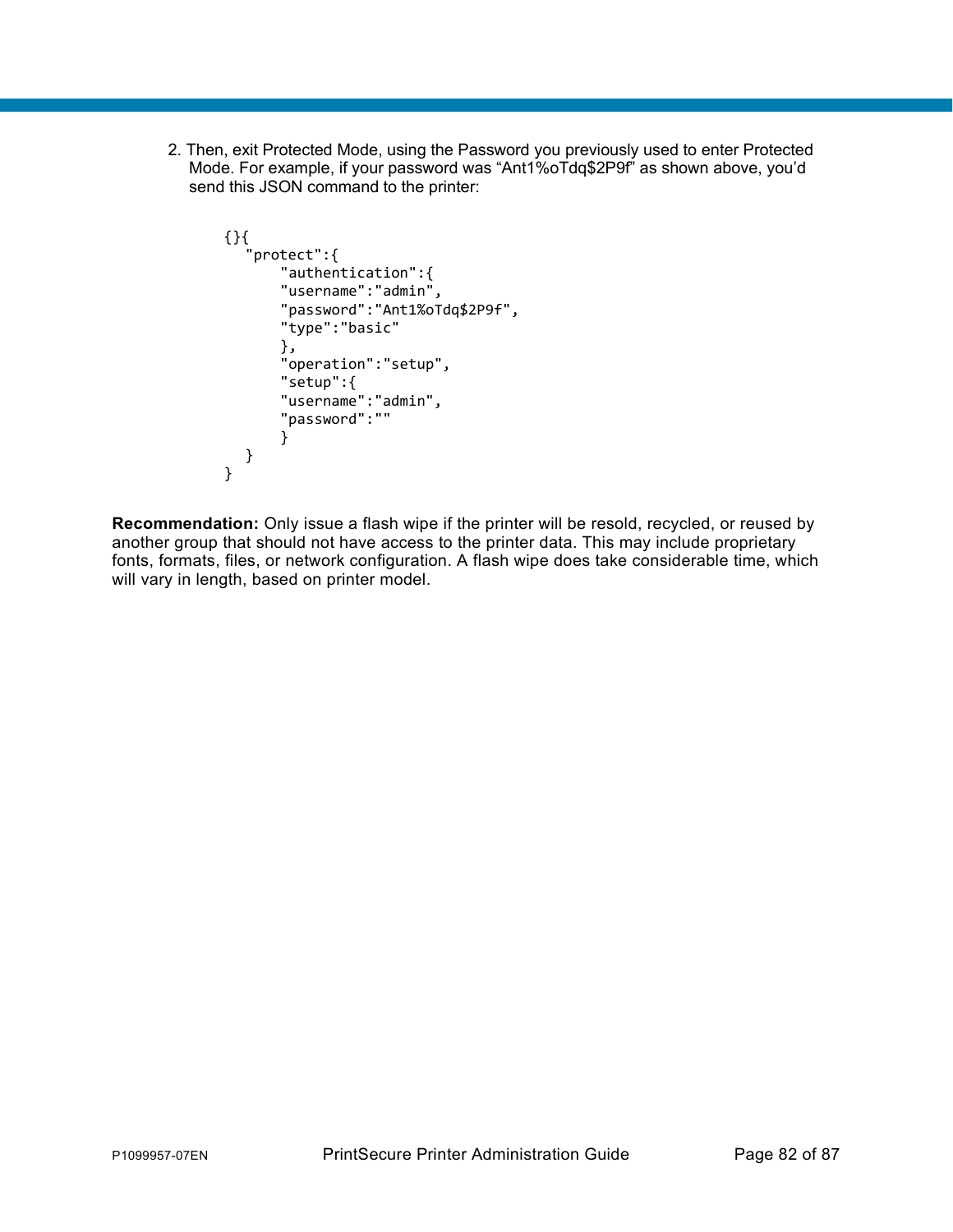2. Then, exit Protected Mode, using the Password you previously used to enter Protected Mode. For example, if your password was “Ant1%oTdq$2P9f” as shown above, you’d send this JSON command to the printer:

```
{}{
   "protect":{
       "authentication":{
       "username":"admin",
       "password":"Ant1%oTdq$2P9f",
       "type":"basic"
       },
       "operation":"setup",
       "setup":{
       "username":"admin",
       "password":""
       }
   }
}
```

**Recommendation:** Only issue a flash wipe if the printer will be resold, recycled, or reused by another group that should not have access to the printer data. This may include proprietary fonts, formats, files, or network configuration. A flash wipe does take considerable time, which will vary in length, based on printer model.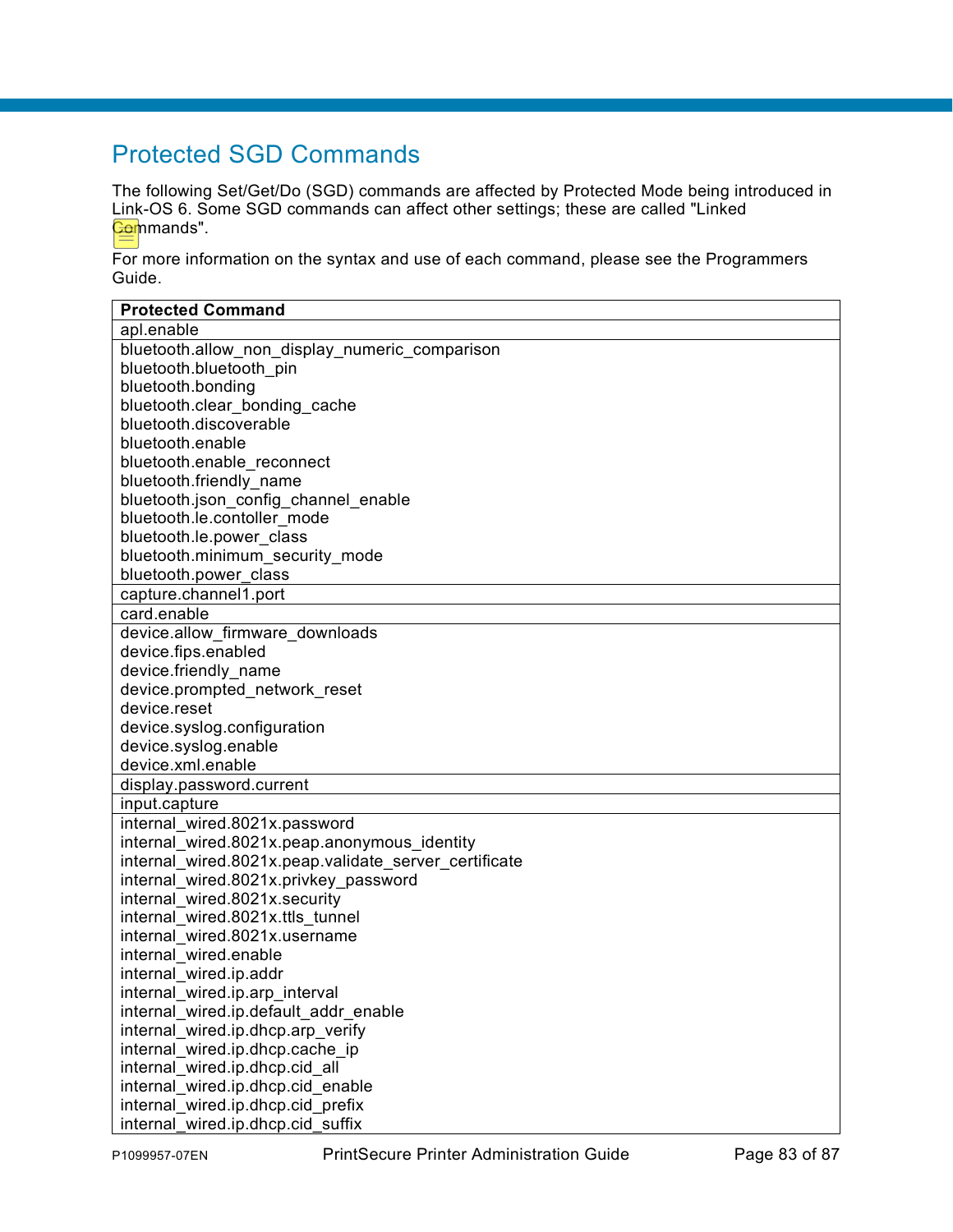## Protected SGD Commands

The following Set/Get/Do (SGD) commands are affected by Protected Mode being introduced in Link-OS 6. Some SGD commands can affect other settings; these are called "Linked Commands".

For more information on the syntax and use of each command, please see the Programmers Guide.

| Protected Command |
|---|
| apl.enable |
| bluetooth.allow_non_display_numeric_comparison<br>bluetooth.bluetooth_pin<br>bluetooth.bonding<br>bluetooth.clear_bonding_cache<br>bluetooth.discoverable<br>bluetooth.enable<br>bluetooth.enable_reconnect<br>bluetooth.friendly_name<br>bluetooth.json_config_channel_enable<br>bluetooth.le.contoller_mode<br>bluetooth.le.power_class<br>bluetooth.minimum_security_mode<br>bluetooth.power_class |
| capture.channel1.port |
| card.enable |
| device.allow_firmware_downloads<br>device.fips.enabled<br>device.friendly_name<br>device.prompted_network_reset<br>device.reset<br>device.syslog.configuration<br>device.syslog.enable<br>device.xml.enable |
| display.password.current |
| input.capture |
| internal_wired.8021x.password<br>internal_wired.8021x.peap.anonymous_identity<br>internal_wired.8021x.peap.validate_server_certificate<br>internal_wired.8021x.privkey_password<br>internal_wired.8021x.security<br>internal_wired.8021x.ttls_tunnel<br>internal_wired.8021x.username<br>internal_wired.enable<br>internal_wired.ip.addr<br>internal_wired.ip.arp_interval<br>internal_wired.ip.default_addr_enable<br>internal_wired.ip.dhcp.arp_verify<br>internal_wired.ip.dhcp.cache_ip<br>internal_wired.ip.dhcp.cid_all<br>internal_wired.ip.dhcp.cid_enable<br>internal_wired.ip.dhcp.cid_prefix<br>internal_wired.ip.dhcp.cid_suffix |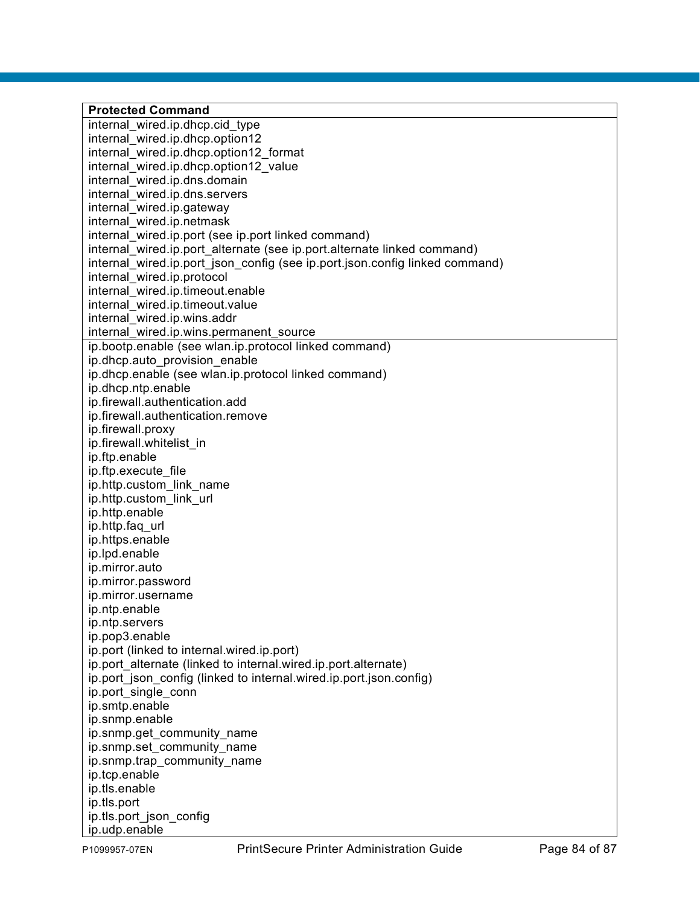| Protected Command |
| --- |
| internal_wired.ip.dhcp.cid_type<br>internal_wired.ip.dhcp.option12<br>internal_wired.ip.dhcp.option12_format<br>internal_wired.ip.dhcp.option12_value<br>internal_wired.ip.dns.domain<br>internal_wired.ip.dns.servers<br>internal_wired.ip.gateway<br>internal_wired.ip.netmask<br>internal_wired.ip.port (see ip.port linked command)<br>internal_wired.ip.port_alternate (see ip.port.alternate linked command)<br>internal_wired.ip.port_json_config (see ip.port.json.config linked command)<br>internal_wired.ip.protocol<br>internal_wired.ip.timeout.enable<br>internal_wired.ip.timeout.value<br>internal_wired.ip.wins.addr<br>internal_wired.ip.wins.permanent_source |
| ip.bootp.enable (see wlan.ip.protocol linked command)<br>ip.dhcp.auto_provision_enable<br>ip.dhcp.enable (see wlan.ip.protocol linked command)<br>ip.dhcp.ntp.enable<br>ip.firewall.authentication.add<br>ip.firewall.authentication.remove<br>ip.firewall.proxy<br>ip.firewall.whitelist_in<br>ip.ftp.enable<br>ip.ftp.execute_file<br>ip.http.custom_link_name<br>ip.http.custom_link_url<br>ip.http.enable<br>ip.http.faq_url<br>ip.https.enable<br>ip.lpd.enable<br>ip.mirror.auto<br>ip.mirror.password<br>ip.mirror.username<br>ip.ntp.enable<br>ip.ntp.servers<br>ip.pop3.enable<br>ip.port (linked to internal.wired.ip.port)<br>ip.port_alternate (linked to internal.wired.ip.port.alternate)<br>ip.port_json_config (linked to internal.wired.ip.port.json.config)<br>ip.port_single_conn<br>ip.smtp.enable<br>ip.snmp.enable<br>ip.snmp.get_community_name<br>ip.snmp.set_community_name<br>ip.snmp.trap_community_name<br>ip.tcp.enable<br>ip.tls.enable<br>ip.tls.port<br>ip.tls.port_json_config<br>ip.udp.enable |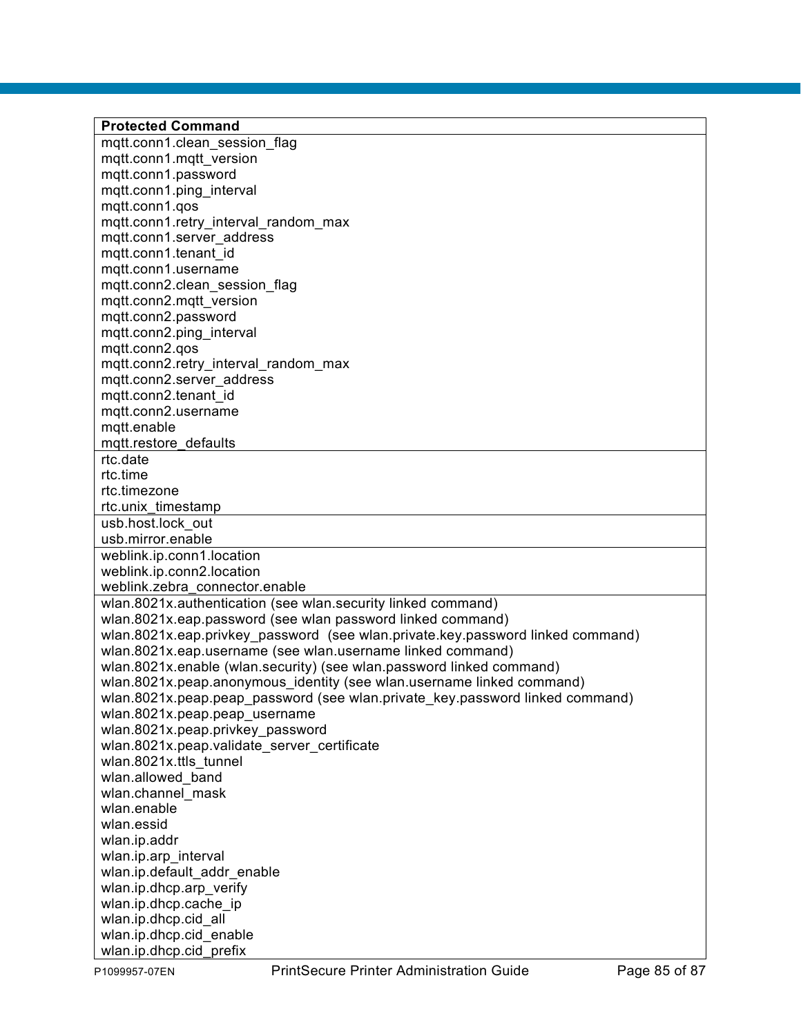| Protected Command |
| --- |
| mqtt.conn1.clean_session_flag<br>mqtt.conn1.mqtt_version<br>mqtt.conn1.password<br>mqtt.conn1.ping_interval<br>mqtt.conn1.qos<br>mqtt.conn1.retry_interval_random_max<br>mqtt.conn1.server_address<br>mqtt.conn1.tenant_id<br>mqtt.conn1.username<br>mqtt.conn2.clean_session_flag<br>mqtt.conn2.mqtt_version<br>mqtt.conn2.password<br>mqtt.conn2.ping_interval<br>mqtt.conn2.qos<br>mqtt.conn2.retry_interval_random_max<br>mqtt.conn2.server_address<br>mqtt.conn2.tenant_id<br>mqtt.conn2.username<br>mqtt.enable<br>mqtt.restore_defaults |
| rtc.date<br>rtc.time<br>rtc.timezone<br>rtc.unix_timestamp |
| usb.host.lock_out<br>usb.mirror.enable |
| weblink.ip.conn1.location<br>weblink.ip.conn2.location<br>weblink.zebra_connector.enable |
| wlan.8021x.authentication (see wlan.security linked command)<br>wlan.8021x.eap.password (see wlan password linked command)<br>wlan.8021x.eap.privkey_password (see wlan.private.key.password linked command)<br>wlan.8021x.eap.username (see wlan.username linked command)<br>wlan.8021x.enable (wlan.security) (see wlan.password linked command)<br>wlan.8021x.peap.anonymous_identity (see wlan.username linked command)<br>wlan.8021x.peap.peap_password (see wlan.private_key.password linked command)<br>wlan.8021x.peap.peap_username<br>wlan.8021x.peap.privkey_password<br>wlan.8021x.peap.validate_server_certificate<br>wlan.8021x.ttls_tunnel<br>wlan.allowed_band<br>wlan.channel_mask<br>wlan.enable<br>wlan.essid<br>wlan.ip.addr<br>wlan.ip.arp_interval<br>wlan.ip.default_addr_enable<br>wlan.ip.dhcp.arp_verify<br>wlan.ip.dhcp.cache_ip<br>wlan.ip.dhcp.cid_all<br>wlan.ip.dhcp.cid_enable<br>wlan.ip.dhcp.cid_prefix |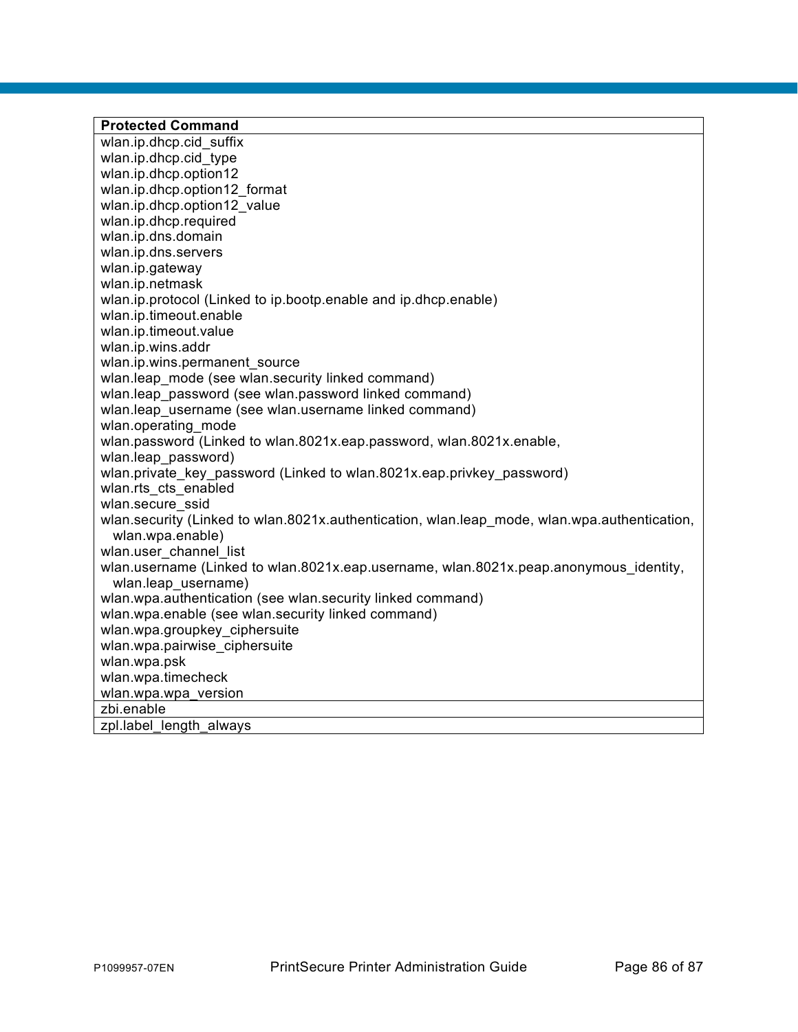| Protected Command |
| --- |
| wlan.ip.dhcp.cid_suffix<br>wlan.ip.dhcp.cid_type<br>wlan.ip.dhcp.option12<br>wlan.ip.dhcp.option12_format<br>wlan.ip.dhcp.option12_value<br>wlan.ip.dhcp.required<br>wlan.ip.dns.domain<br>wlan.ip.dns.servers<br>wlan.ip.gateway<br>wlan.ip.netmask<br>wlan.ip.protocol (Linked to ip.bootp.enable and ip.dhcp.enable)<br>wlan.ip.timeout.enable<br>wlan.ip.timeout.value<br>wlan.ip.wins.addr<br>wlan.ip.wins.permanent_source<br>wlan.leap_mode (see wlan.security linked command)<br>wlan.leap_password (see wlan.password linked command)<br>wlan.leap_username (see wlan.username linked command)<br>wlan.operating_mode<br>wlan.password (Linked to wlan.8021x.eap.password, wlan.8021x.enable, wlan.leap_password)<br>wlan.private_key_password (Linked to wlan.8021x.eap.privkey_password)<br>wlan.rts_cts_enabled<br>wlan.secure_ssid<br>wlan.security (Linked to wlan.8021x.authentication, wlan.leap_mode, wlan.wpa.authentication, wlan.wpa.enable)<br>wlan.user_channel_list<br>wlan.username (Linked to wlan.8021x.eap.username, wlan.8021x.peap.anonymous_identity, wlan.leap_username)<br>wlan.wpa.authentication (see wlan.security linked command)<br>wlan.wpa.enable (see wlan.security linked command)<br>wlan.wpa.groupkey_ciphersuite<br>wlan.wpa.pairwise_ciphersuite<br>wlan.wpa.psk<br>wlan.wpa.timecheck<br>wlan.wpa.wpa_version |
| zbi.enable |
| zpl.label_length_always |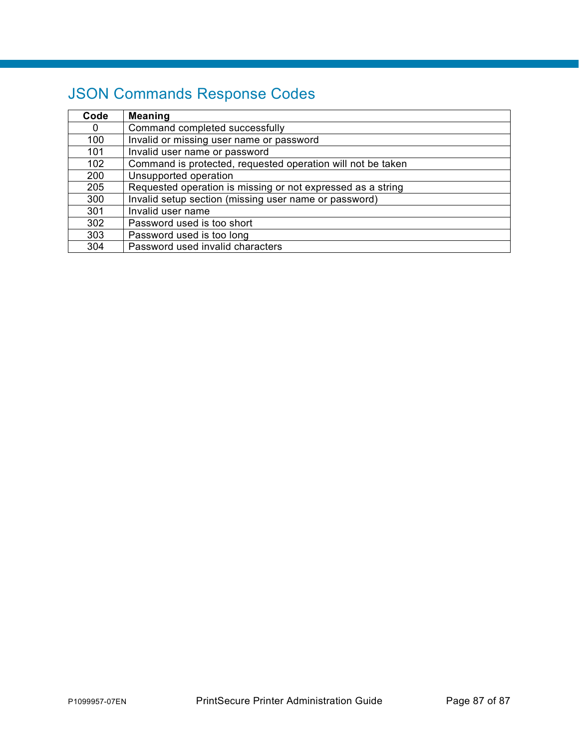# JSON Commands Response Codes

| Code | Meaning |
|---|---|
| 0 | Command completed successfully |
| 100 | Invalid or missing user name or password |
| 101 | Invalid user name or password |
| 102 | Command is protected, requested operation will not be taken |
| 200 | Unsupported operation |
| 205 | Requested operation is missing or not expressed as a string |
| 300 | Invalid setup section (missing user name or password) |
| 301 | Invalid user name |
| 302 | Password used is too short |
| 303 | Password used is too long |
| 304 | Password used invalid characters |